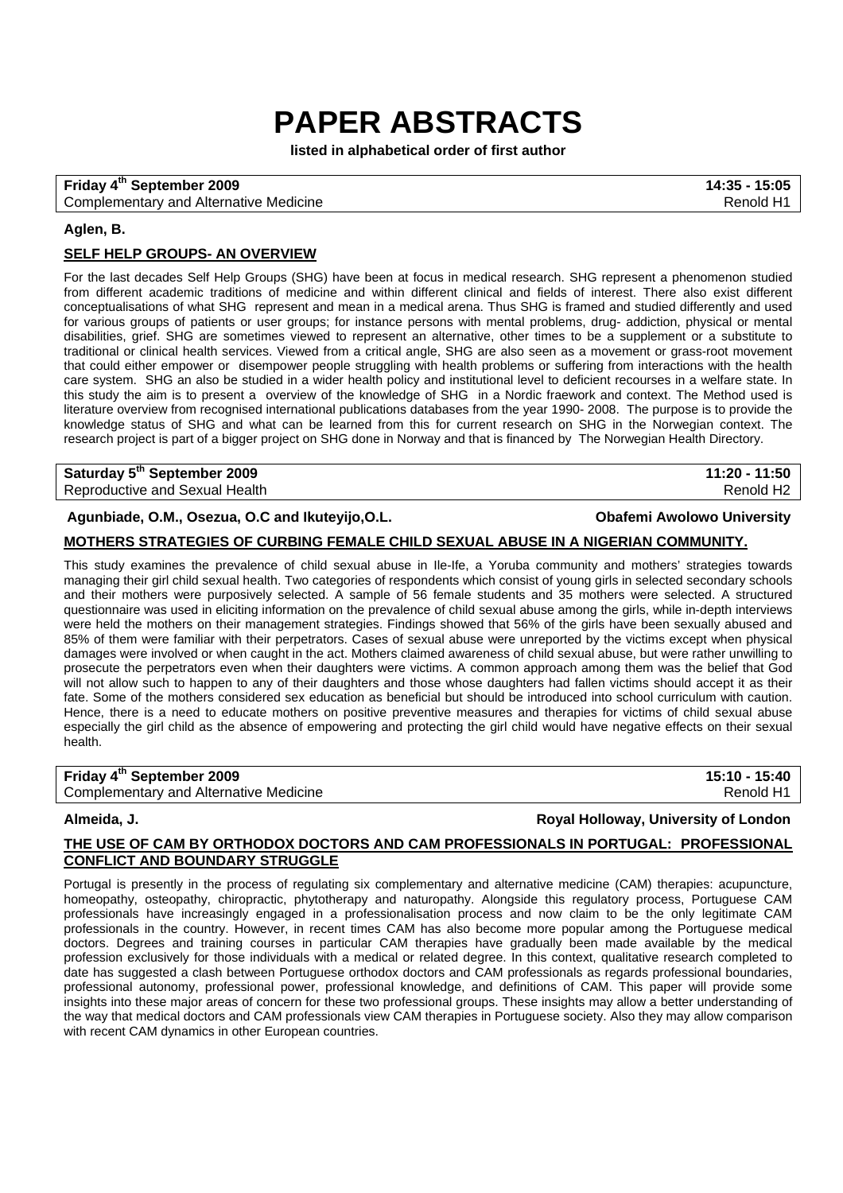# PAPER ABSTRACTS

**listed in alphabetical order of first author**

| **Friday 4th September 2009** | **14:35 - 15:05** |
|---|---|
| Complementary and Alternative Medicine | Renold H1 |

**Aglen, B.**

**SELF HELP GROUPS- AN OVERVIEW**

For the last decades Self Help Groups (SHG) have been at focus in medical research. SHG represent a phenomenon studied from different academic traditions of medicine and within different clinical and fields of interest. There also exist different conceptualisations of what SHG represent and mean in a medical arena. Thus SHG is framed and studied differently and used for various groups of patients or user groups; for instance persons with mental problems, drug- addiction, physical or mental disabilities, grief. SHG are sometimes viewed to represent an alternative, other times to be a supplement or a substitute to traditional or clinical health services. Viewed from a critical angle, SHG are also seen as a movement or grass-root movement that could either empower or disempower people struggling with health problems or suffering from interactions with the health care system. SHG an also be studied in a wider health policy and institutional level to deficient recourses in a welfare state. In this study the aim is to present a overview of the knowledge of SHG in a Nordic fraework and context. The Method used is literature overview from recognised international publications databases from the year 1990- 2008. The purpose is to provide the knowledge status of SHG and what can be learned from this for current research on SHG in the Norwegian context. The research project is part of a bigger project on SHG done in Norway and that is financed by The Norwegian Health Directory.

| **Saturday 5th September 2009** | **11:20 - 11:50** |
|---|---|
| Reproductive and Sexual Health | Renold H2 |

**Agunbiade, O.M., Osezua, O.C and Ikuteyijo,O.L.** — **Obafemi Awolowo University**

**MOTHERS STRATEGIES OF CURBING FEMALE CHILD SEXUAL ABUSE IN A NIGERIAN COMMUNITY.**

This study examines the prevalence of child sexual abuse in Ile-Ife, a Yoruba community and mothers' strategies towards managing their girl child sexual health. Two categories of respondents which consist of young girls in selected secondary schools and their mothers were purposively selected. A sample of 56 female students and 35 mothers were selected. A structured questionnaire was used in eliciting information on the prevalence of child sexual abuse among the girls, while in-depth interviews were held the mothers on their management strategies. Findings showed that 56% of the girls have been sexually abused and 85% of them were familiar with their perpetrators. Cases of sexual abuse were unreported by the victims except when physical damages were involved or when caught in the act. Mothers claimed awareness of child sexual abuse, but were rather unwilling to prosecute the perpetrators even when their daughters were victims. A common approach among them was the belief that God will not allow such to happen to any of their daughters and those whose daughters had fallen victims should accept it as their fate. Some of the mothers considered sex education as beneficial but should be introduced into school curriculum with caution. Hence, there is a need to educate mothers on positive preventive measures and therapies for victims of child sexual abuse especially the girl child as the absence of empowering and protecting the girl child would have negative effects on their sexual health.

| **Friday 4th September 2009** | **15:10 - 15:40** |
|---|---|
| Complementary and Alternative Medicine | Renold H1 |

**Almeida, J.** — **Royal Holloway, University of London**

**THE USE OF CAM BY ORTHODOX DOCTORS AND CAM PROFESSIONALS IN PORTUGAL: PROFESSIONAL CONFLICT AND BOUNDARY STRUGGLE**

Portugal is presently in the process of regulating six complementary and alternative medicine (CAM) therapies: acupuncture, homeopathy, osteopathy, chiropractic, phytotherapy and naturopathy. Alongside this regulatory process, Portuguese CAM professionals have increasingly engaged in a professionalisation process and now claim to be the only legitimate CAM professionals in the country. However, in recent times CAM has also become more popular among the Portuguese medical doctors. Degrees and training courses in particular CAM therapies have gradually been made available by the medical profession exclusively for those individuals with a medical or related degree. In this context, qualitative research completed to date has suggested a clash between Portuguese orthodox doctors and CAM professionals as regards professional boundaries, professional autonomy, professional power, professional knowledge, and definitions of CAM. This paper will provide some insights into these major areas of concern for these two professional groups. These insights may allow a better understanding of the way that medical doctors and CAM professionals view CAM therapies in Portuguese society. Also they may allow comparison with recent CAM dynamics in other European countries.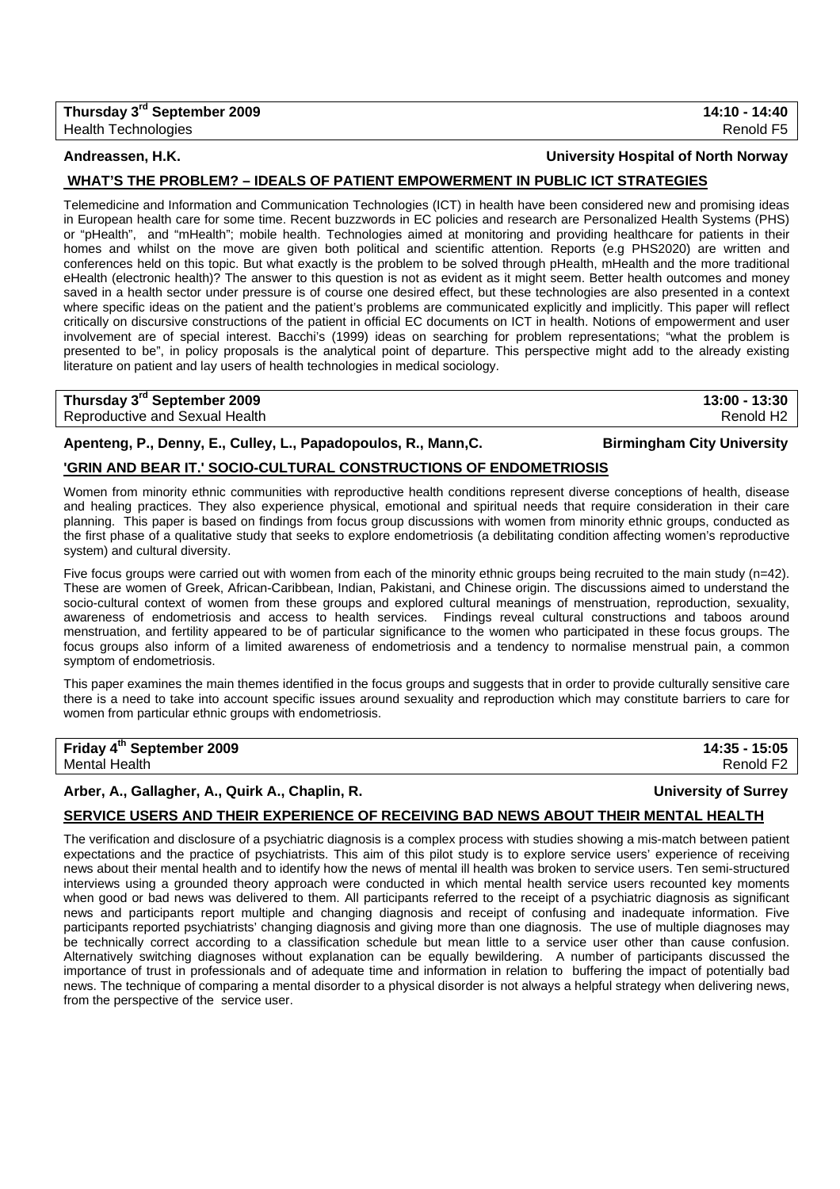**Thursday 3rd September 2009** **14:10 - 14:40**
Health Technologies Renold F5

**Andreassen, H.K.** **University Hospital of North Norway**

## WHAT'S THE PROBLEM? – IDEALS OF PATIENT EMPOWERMENT IN PUBLIC ICT STRATEGIES

Telemedicine and Information and Communication Technologies (ICT) in health have been considered new and promising ideas in European health care for some time. Recent buzzwords in EC policies and research are Personalized Health Systems (PHS) or "pHealth", and "mHealth"; mobile health. Technologies aimed at monitoring and providing healthcare for patients in their homes and whilst on the move are given both political and scientific attention. Reports (e.g PHS2020) are written and conferences held on this topic. But what exactly is the problem to be solved through pHealth, mHealth and the more traditional eHealth (electronic health)? The answer to this question is not as evident as it might seem. Better health outcomes and money saved in a health sector under pressure is of course one desired effect, but these technologies are also presented in a context where specific ideas on the patient and the patient's problems are communicated explicitly and implicitly. This paper will reflect critically on discursive constructions of the patient in official EC documents on ICT in health. Notions of empowerment and user involvement are of special interest. Bacchi's (1999) ideas on searching for problem representations; "what the problem is presented to be", in policy proposals is the analytical point of departure. This perspective might add to the already existing literature on patient and lay users of health technologies in medical sociology.

**Thursday 3rd September 2009** **13:00 - 13:30**
Reproductive and Sexual Health Renold H2

**Apenteng, P., Denny, E., Culley, L., Papadopoulos, R., Mann,C.** **Birmingham City University**

## 'GRIN AND BEAR IT.' SOCIO-CULTURAL CONSTRUCTIONS OF ENDOMETRIOSIS

Women from minority ethnic communities with reproductive health conditions represent diverse conceptions of health, disease and healing practices. They also experience physical, emotional and spiritual needs that require consideration in their care planning. This paper is based on findings from focus group discussions with women from minority ethnic groups, conducted as the first phase of a qualitative study that seeks to explore endometriosis (a debilitating condition affecting women's reproductive system) and cultural diversity.

Five focus groups were carried out with women from each of the minority ethnic groups being recruited to the main study (n=42). These are women of Greek, African-Caribbean, Indian, Pakistani, and Chinese origin. The discussions aimed to understand the socio-cultural context of women from these groups and explored cultural meanings of menstruation, reproduction, sexuality, awareness of endometriosis and access to health services. Findings reveal cultural constructions and taboos around menstruation, and fertility appeared to be of particular significance to the women who participated in these focus groups. The focus groups also inform of a limited awareness of endometriosis and a tendency to normalise menstrual pain, a common symptom of endometriosis.

This paper examines the main themes identified in the focus groups and suggests that in order to provide culturally sensitive care there is a need to take into account specific issues around sexuality and reproduction which may constitute barriers to care for women from particular ethnic groups with endometriosis.

**Friday 4th September 2009** **14:35 - 15:05**
Mental Health Renold F2

**Arber, A., Gallagher, A., Quirk A., Chaplin, R.** **University of Surrey**

## SERVICE USERS AND THEIR EXPERIENCE OF RECEIVING BAD NEWS ABOUT THEIR MENTAL HEALTH

The verification and disclosure of a psychiatric diagnosis is a complex process with studies showing a mis-match between patient expectations and the practice of psychiatrists. This aim of this pilot study is to explore service users' experience of receiving news about their mental health and to identify how the news of mental ill health was broken to service users. Ten semi-structured interviews using a grounded theory approach were conducted in which mental health service users recounted key moments when good or bad news was delivered to them. All participants referred to the receipt of a psychiatric diagnosis as significant news and participants report multiple and changing diagnosis and receipt of confusing and inadequate information. Five participants reported psychiatrists' changing diagnosis and giving more than one diagnosis. The use of multiple diagnoses may be technically correct according to a classification schedule but mean little to a service user other than cause confusion. Alternatively switching diagnoses without explanation can be equally bewildering. A number of participants discussed the importance of trust in professionals and of adequate time and information in relation to buffering the impact of potentially bad news. The technique of comparing a mental disorder to a physical disorder is not always a helpful strategy when delivering news, from the perspective of the service user.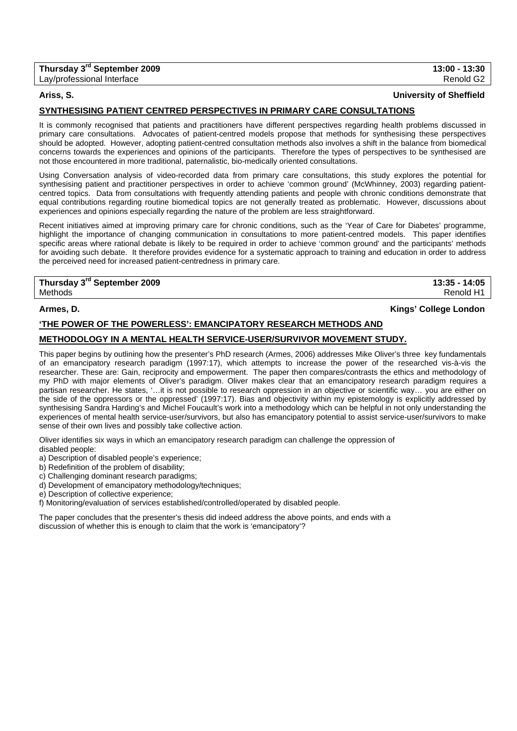**Thursday 3rd September 2009** **13:00 - 13:30**
Lay/professional Interface Renold G2

**Ariss, S.** **University of Sheffield**

## SYNTHESISING PATIENT CENTRED PERSPECTIVES IN PRIMARY CARE CONSULTATIONS

It is commonly recognised that patients and practitioners have different perspectives regarding health problems discussed in primary care consultations. Advocates of patient-centred models propose that methods for synthesising these perspectives should be adopted. However, adopting patient-centred consultation methods also involves a shift in the balance from biomedical concerns towards the experiences and opinions of the participants. Therefore the types of perspectives to be synthesised are not those encountered in more traditional, paternalistic, bio-medically oriented consultations.

Using Conversation analysis of video-recorded data from primary care consultations, this study explores the potential for synthesising patient and practitioner perspectives in order to achieve 'common ground' (McWhinney, 2003) regarding patient-centred topics. Data from consultations with frequently attending patients and people with chronic conditions demonstrate that equal contributions regarding routine biomedical topics are not generally treated as problematic. However, discussions about experiences and opinions especially regarding the nature of the problem are less straightforward.

Recent initiatives aimed at improving primary care for chronic conditions, such as the 'Year of Care for Diabetes' programme, highlight the importance of changing communication in consultations to more patient-centred models. This paper identifies specific areas where rational debate is likely to be required in order to achieve 'common ground' and the participants' methods for avoiding such debate. It therefore provides evidence for a systematic approach to training and education in order to address the perceived need for increased patient-centredness in primary care.

**Thursday 3rd September 2009** **13:35 - 14:05**
Methods Renold H1

**Armes, D.** **Kings' College London**

## 'THE POWER OF THE POWERLESS': EMANCIPATORY RESEARCH METHODS AND METHODOLOGY IN A MENTAL HEALTH SERVICE-USER/SURVIVOR MOVEMENT STUDY.

This paper begins by outlining how the presenter's PhD research (Armes, 2006) addresses Mike Oliver's three key fundamentals of an emancipatory research paradigm (1997:17), which attempts to increase the power of the researched vis-à-vis the researcher. These are: Gain, reciprocity and empowerment. The paper then compares/contrasts the ethics and methodology of my PhD with major elements of Oliver's paradigm. Oliver makes clear that an emancipatory research paradigm requires a partisan researcher. He states, '…it is not possible to research oppression in an objective or scientific way… you are either on the side of the oppressors or the oppressed' (1997:17). Bias and objectivity within my epistemology is explicitly addressed by synthesising Sandra Harding's and Michel Foucault's work into a methodology which can be helpful in not only understanding the experiences of mental health service-user/survivors, but also has emancipatory potential to assist service-user/survivors to make sense of their own lives and possibly take collective action.

Oliver identifies six ways in which an emancipatory research paradigm can challenge the oppression of disabled people:

a) Description of disabled people's experience;
b) Redefinition of the problem of disability;
c) Challenging dominant research paradigms;
d) Development of emancipatory methodology/techniques;
e) Description of collective experience;
f) Monitoring/evaluation of services established/controlled/operated by disabled people.

The paper concludes that the presenter's thesis did indeed address the above points, and ends with a discussion of whether this is enough to claim that the work is 'emancipatory'?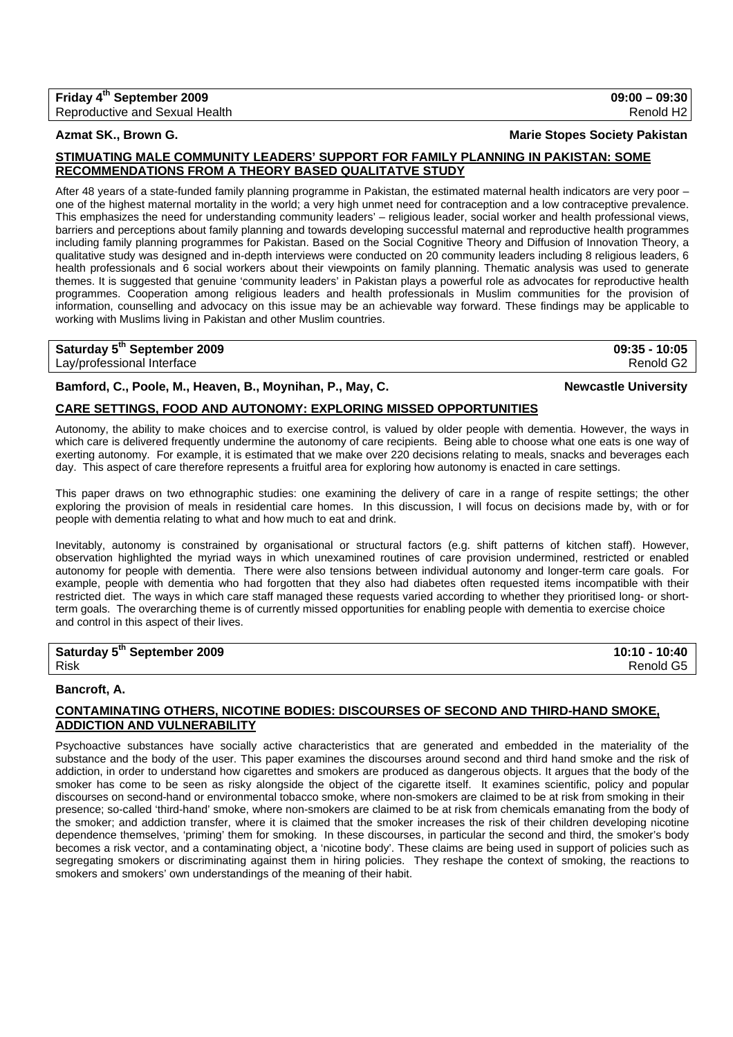**Friday 4th September 2009** **09:00 – 09:30**
Reproductive and Sexual Health Renold H2

**Azmat SK., Brown G.** **Marie Stopes Society Pakistan**

## STIMUATING MALE COMMUNITY LEADERS' SUPPORT FOR FAMILY PLANNING IN PAKISTAN: SOME RECOMMENDATIONS FROM A THEORY BASED QUALITATVE STUDY

After 48 years of a state-funded family planning programme in Pakistan, the estimated maternal health indicators are very poor – one of the highest maternal mortality in the world; a very high unmet need for contraception and a low contraceptive prevalence. This emphasizes the need for understanding community leaders' – religious leader, social worker and health professional views, barriers and perceptions about family planning and towards developing successful maternal and reproductive health programmes including family planning programmes for Pakistan. Based on the Social Cognitive Theory and Diffusion of Innovation Theory, a qualitative study was designed and in-depth interviews were conducted on 20 community leaders including 8 religious leaders, 6 health professionals and 6 social workers about their viewpoints on family planning. Thematic analysis was used to generate themes. It is suggested that genuine 'community leaders' in Pakistan plays a powerful role as advocates for reproductive health programmes. Cooperation among religious leaders and health professionals in Muslim communities for the provision of information, counselling and advocacy on this issue may be an achievable way forward. These findings may be applicable to working with Muslims living in Pakistan and other Muslim countries.

**Saturday 5th September 2009** **09:35 - 10:05**
Lay/professional Interface Renold G2

**Bamford, C., Poole, M., Heaven, B., Moynihan, P., May, C.** **Newcastle University**

## CARE SETTINGS, FOOD AND AUTONOMY: EXPLORING MISSED OPPORTUNITIES

Autonomy, the ability to make choices and to exercise control, is valued by older people with dementia. However, the ways in which care is delivered frequently undermine the autonomy of care recipients. Being able to choose what one eats is one way of exerting autonomy. For example, it is estimated that we make over 220 decisions relating to meals, snacks and beverages each day. This aspect of care therefore represents a fruitful area for exploring how autonomy is enacted in care settings.

This paper draws on two ethnographic studies: one examining the delivery of care in a range of respite settings; the other exploring the provision of meals in residential care homes. In this discussion, I will focus on decisions made by, with or for people with dementia relating to what and how much to eat and drink.

Inevitably, autonomy is constrained by organisational or structural factors (e.g. shift patterns of kitchen staff). However, observation highlighted the myriad ways in which unexamined routines of care provision undermined, restricted or enabled autonomy for people with dementia. There were also tensions between individual autonomy and longer-term care goals. For example, people with dementia who had forgotten that they also had diabetes often requested items incompatible with their restricted diet. The ways in which care staff managed these requests varied according to whether they prioritised long- or short-term goals. The overarching theme is of currently missed opportunities for enabling people with dementia to exercise choice and control in this aspect of their lives.

**Saturday 5th September 2009** **10:10 - 10:40**
Risk Renold G5

**Bancroft, A.**

## CONTAMINATING OTHERS, NICOTINE BODIES: DISCOURSES OF SECOND AND THIRD-HAND SMOKE, ADDICTION AND VULNERABILITY

Psychoactive substances have socially active characteristics that are generated and embedded in the materiality of the substance and the body of the user. This paper examines the discourses around second and third hand smoke and the risk of addiction, in order to understand how cigarettes and smokers are produced as dangerous objects. It argues that the body of the smoker has come to be seen as risky alongside the object of the cigarette itself. It examines scientific, policy and popular discourses on second-hand or environmental tobacco smoke, where non-smokers are claimed to be at risk from smoking in their presence; so-called 'third-hand' smoke, where non-smokers are claimed to be at risk from chemicals emanating from the body of the smoker; and addiction transfer, where it is claimed that the smoker increases the risk of their children developing nicotine dependence themselves, 'priming' them for smoking. In these discourses, in particular the second and third, the smoker's body becomes a risk vector, and a contaminating object, a 'nicotine body'. These claims are being used in support of policies such as segregating smokers or discriminating against them in hiring policies. They reshape the context of smoking, the reactions to smokers and smokers' own understandings of the meaning of their habit.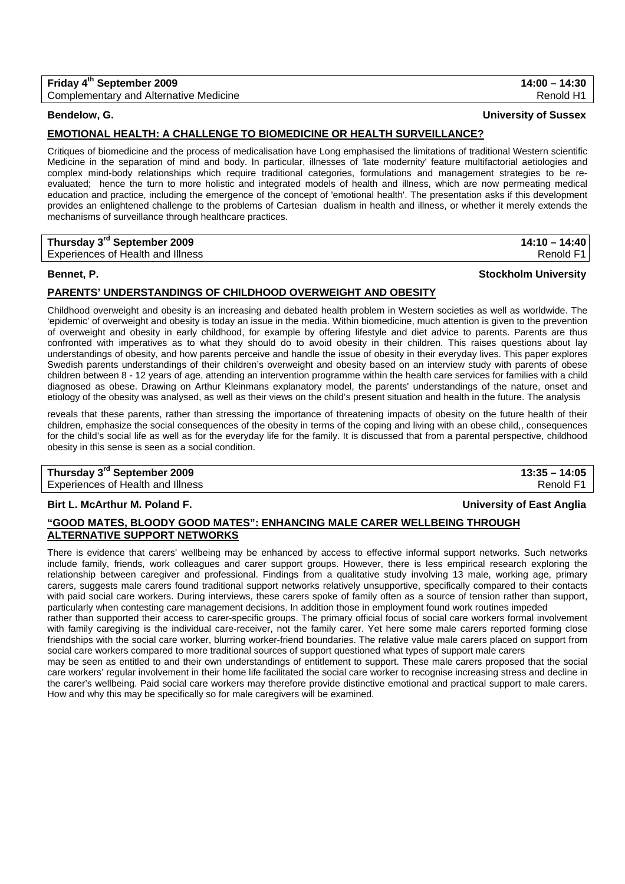**Friday 4th September 2009** 14:00 – 14:30
Complementary and Alternative Medicine Renold H1

**Bendelow, G.** **University of Sussex**

## EMOTIONAL HEALTH: A CHALLENGE TO BIOMEDICINE OR HEALTH SURVEILLANCE?

Critiques of biomedicine and the process of medicalisation have Long emphasised the limitations of traditional Western scientific Medicine in the separation of mind and body. In particular, illnesses of 'late modernity' feature multifactorial aetiologies and complex mind-body relationships which require traditional categories, formulations and management strategies to be re-evaluated; hence the turn to more holistic and integrated models of health and illness, which are now permeating medical education and practice, including the emergence of the concept of 'emotional health'. The presentation asks if this development provides an enlightened challenge to the problems of Cartesian dualism in health and illness, or whether it merely extends the mechanisms of surveillance through healthcare practices.

**Thursday 3rd September 2009** 14:10 – 14:40
Experiences of Health and Illness Renold F1

**Bennet, P.** **Stockholm University**

## PARENTS' UNDERSTANDINGS OF CHILDHOOD OVERWEIGHT AND OBESITY

Childhood overweight and obesity is an increasing and debated health problem in Western societies as well as worldwide. The 'epidemic' of overweight and obesity is today an issue in the media. Within biomedicine, much attention is given to the prevention of overweight and obesity in early childhood, for example by offering lifestyle and diet advice to parents. Parents are thus confronted with imperatives as to what they should do to avoid obesity in their children. This raises questions about lay understandings of obesity, and how parents perceive and handle the issue of obesity in their everyday lives. This paper explores Swedish parents understandings of their children's overweight and obesity based on an interview study with parents of obese children between 8 - 12 years of age, attending an intervention programme within the health care services for families with a child diagnosed as obese. Drawing on Arthur Kleinmans explanatory model, the parents' understandings of the nature, onset and etiology of the obesity was analysed, as well as their views on the child's present situation and health in the future. The analysis

reveals that these parents, rather than stressing the importance of threatening impacts of obesity on the future health of their children, emphasize the social consequences of the obesity in terms of the coping and living with an obese child,, consequences for the child's social life as well as for the everyday life for the family. It is discussed that from a parental perspective, childhood obesity in this sense is seen as a social condition.

**Thursday 3rd September 2009** 13:35 – 14:05
Experiences of Health and Illness Renold F1

**Birt L. McArthur M. Poland F.** **University of East Anglia**

## "GOOD MATES, BLOODY GOOD MATES": ENHANCING MALE CARER WELLBEING THROUGH ALTERNATIVE SUPPORT NETWORKS

There is evidence that carers' wellbeing may be enhanced by access to effective informal support networks. Such networks include family, friends, work colleagues and carer support groups. However, there is less empirical research exploring the relationship between caregiver and professional. Findings from a qualitative study involving 13 male, working age, primary carers, suggests male carers found traditional support networks relatively unsupportive, specifically compared to their contacts with paid social care workers. During interviews, these carers spoke of family often as a source of tension rather than support, particularly when contesting care management decisions. In addition those in employment found work routines impeded rather than supported their access to carer-specific groups. The primary official focus of social care workers formal involvement with family caregiving is the individual care-receiver, not the family carer. Yet here some male carers reported forming close friendships with the social care worker, blurring worker-friend boundaries. The relative value male carers placed on support from social care workers compared to more traditional sources of support questioned what types of support male carers may be seen as entitled to and their own understandings of entitlement to support. These male carers proposed that the social care workers' regular involvement in their home life facilitated the social care worker to recognise increasing stress and decline in the carer's wellbeing. Paid social care workers may therefore provide distinctive emotional and practical support to male carers. How and why this may be specifically so for male caregivers will be examined.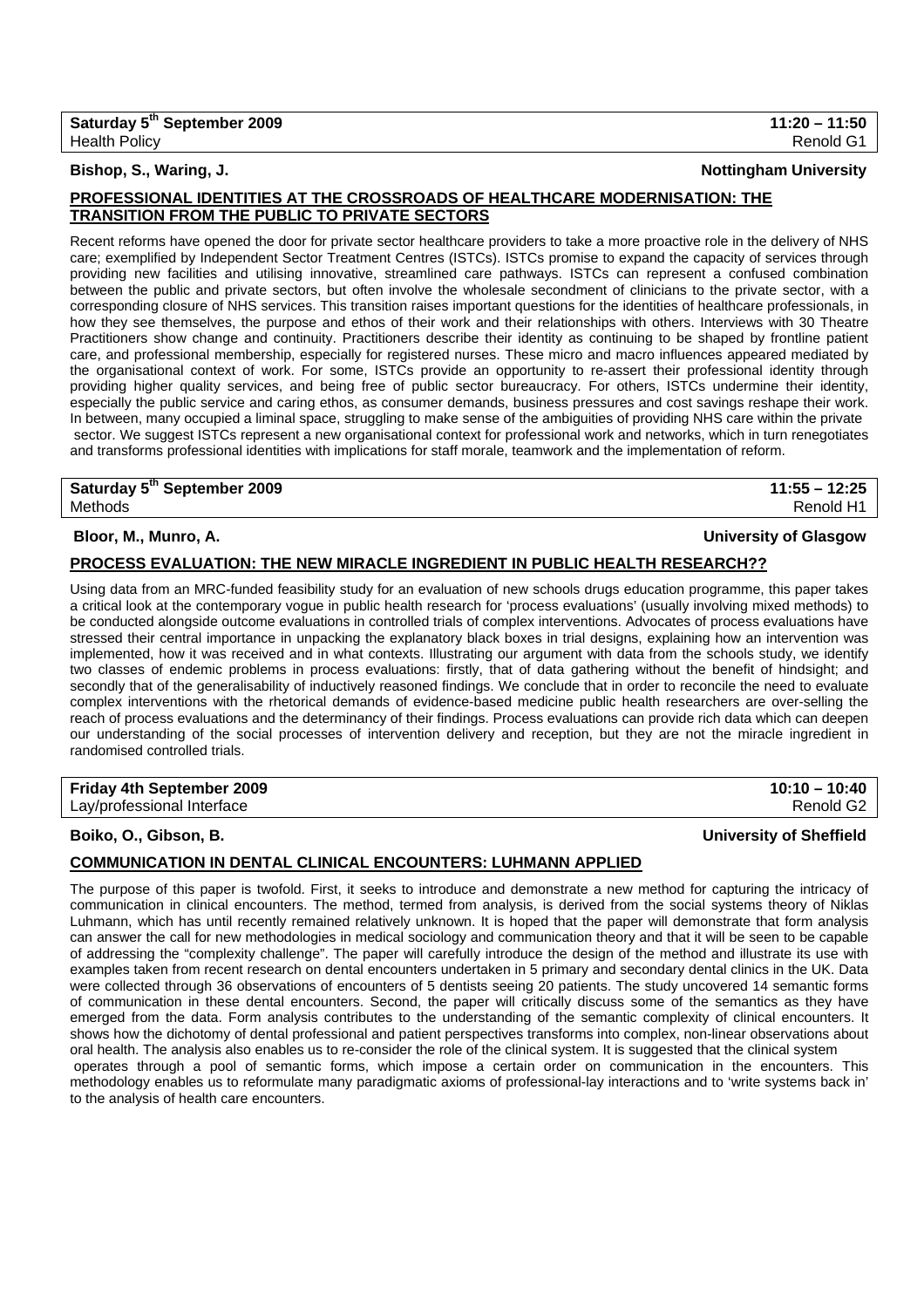**Saturday 5th September 2009** **11:20 – 11:50**
Health Policy Renold G1

**Bishop, S., Waring, J.** **Nottingham University**

**PROFESSIONAL IDENTITIES AT THE CROSSROADS OF HEALTHCARE MODERNISATION: THE TRANSITION FROM THE PUBLIC TO PRIVATE SECTORS**

Recent reforms have opened the door for private sector healthcare providers to take a more proactive role in the delivery of NHS care; exemplified by Independent Sector Treatment Centres (ISTCs). ISTCs promise to expand the capacity of services through providing new facilities and utilising innovative, streamlined care pathways. ISTCs can represent a confused combination between the public and private sectors, but often involve the wholesale secondment of clinicians to the private sector, with a corresponding closure of NHS services. This transition raises important questions for the identities of healthcare professionals, in how they see themselves, the purpose and ethos of their work and their relationships with others. Interviews with 30 Theatre Practitioners show change and continuity. Practitioners describe their identity as continuing to be shaped by frontline patient care, and professional membership, especially for registered nurses. These micro and macro influences appeared mediated by the organisational context of work. For some, ISTCs provide an opportunity to re-assert their professional identity through providing higher quality services, and being free of public sector bureaucracy. For others, ISTCs undermine their identity, especially the public service and caring ethos, as consumer demands, business pressures and cost savings reshape their work. In between, many occupied a liminal space, struggling to make sense of the ambiguities of providing NHS care within the private sector. We suggest ISTCs represent a new organisational context for professional work and networks, which in turn renegotiates and transforms professional identities with implications for staff morale, teamwork and the implementation of reform.

**Saturday 5th September 2009** **11:55 – 12:25**
Methods Renold H1

**Bloor, M., Munro, A.** **University of Glasgow**

**PROCESS EVALUATION: THE NEW MIRACLE INGREDIENT IN PUBLIC HEALTH RESEARCH??**

Using data from an MRC-funded feasibility study for an evaluation of new schools drugs education programme, this paper takes a critical look at the contemporary vogue in public health research for 'process evaluations' (usually involving mixed methods) to be conducted alongside outcome evaluations in controlled trials of complex interventions. Advocates of process evaluations have stressed their central importance in unpacking the explanatory black boxes in trial designs, explaining how an intervention was implemented, how it was received and in what contexts. Illustrating our argument with data from the schools study, we identify two classes of endemic problems in process evaluations: firstly, that of data gathering without the benefit of hindsight; and secondly that of the generalisability of inductively reasoned findings. We conclude that in order to reconcile the need to evaluate complex interventions with the rhetorical demands of evidence-based medicine public health researchers are over-selling the reach of process evaluations and the determinancy of their findings. Process evaluations can provide rich data which can deepen our understanding of the social processes of intervention delivery and reception, but they are not the miracle ingredient in randomised controlled trials.

**Friday 4th September 2009** **10:10 – 10:40**
Lay/professional Interface Renold G2

**Boiko, O., Gibson, B.** **University of Sheffield**

**COMMUNICATION IN DENTAL CLINICAL ENCOUNTERS: LUHMANN APPLIED**

The purpose of this paper is twofold. First, it seeks to introduce and demonstrate a new method for capturing the intricacy of communication in clinical encounters. The method, termed from analysis, is derived from the social systems theory of Niklas Luhmann, which has until recently remained relatively unknown. It is hoped that the paper will demonstrate that form analysis can answer the call for new methodologies in medical sociology and communication theory and that it will be seen to be capable of addressing the "complexity challenge". The paper will carefully introduce the design of the method and illustrate its use with examples taken from recent research on dental encounters undertaken in 5 primary and secondary dental clinics in the UK. Data were collected through 36 observations of encounters of 5 dentists seeing 20 patients. The study uncovered 14 semantic forms of communication in these dental encounters. Second, the paper will critically discuss some of the semantics as they have emerged from the data. Form analysis contributes to the understanding of the semantic complexity of clinical encounters. It shows how the dichotomy of dental professional and patient perspectives transforms into complex, non-linear observations about oral health. The analysis also enables us to re-consider the role of the clinical system. It is suggested that the clinical system operates through a pool of semantic forms, which impose a certain order on communication in the encounters. This methodology enables us to reformulate many paradigmatic axioms of professional-lay interactions and to 'write systems back in' to the analysis of health care encounters.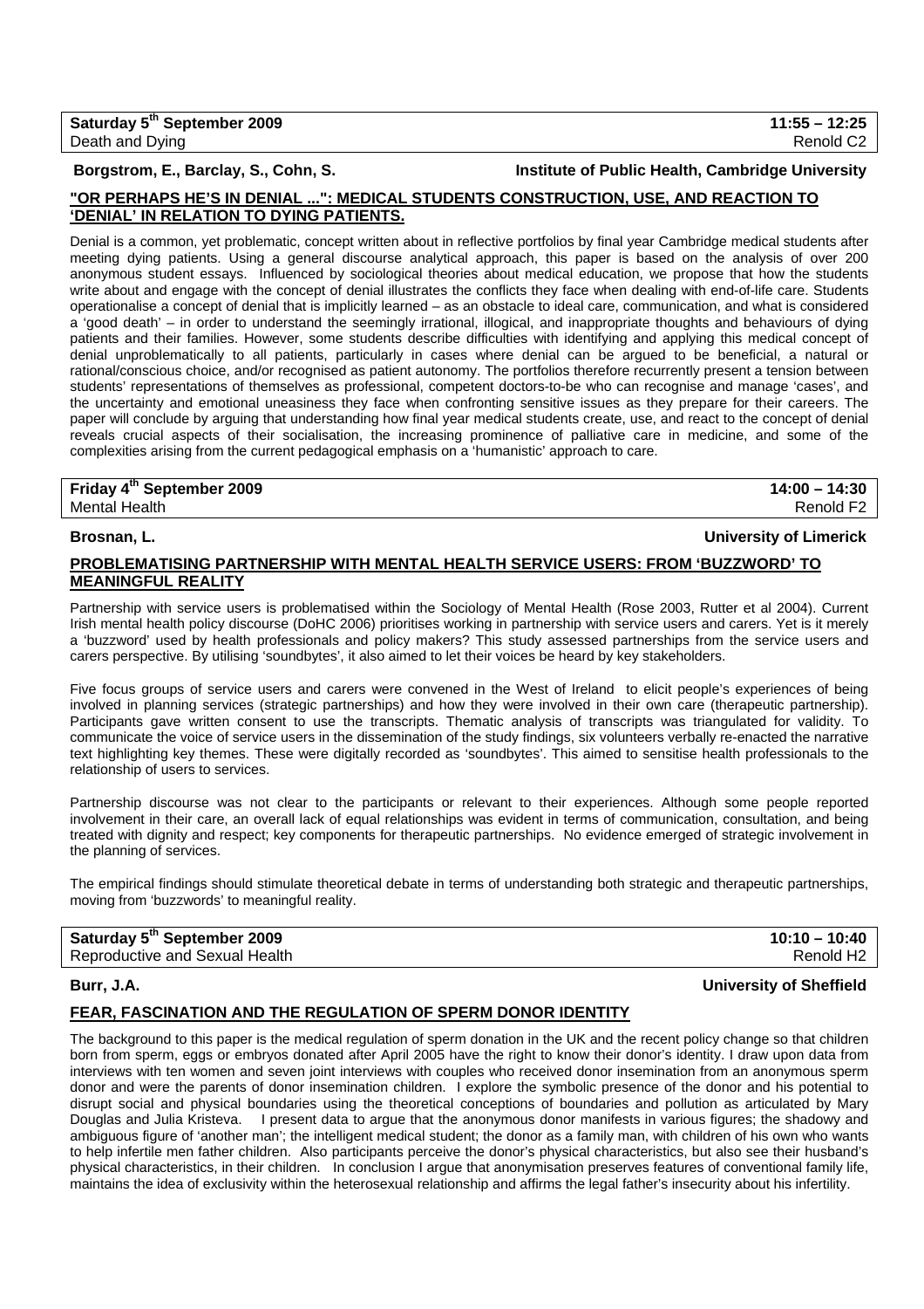**Saturday 5th September 2009** **11:55 – 12:25**
Death and Dying Renold C2

**Borgstrom, E., Barclay, S., Cohn, S.** **Institute of Public Health, Cambridge University**

**"OR PERHAPS HE'S IN DENIAL ...": MEDICAL STUDENTS CONSTRUCTION, USE, AND REACTION TO 'DENIAL' IN RELATION TO DYING PATIENTS.**

Denial is a common, yet problematic, concept written about in reflective portfolios by final year Cambridge medical students after meeting dying patients. Using a general discourse analytical approach, this paper is based on the analysis of over 200 anonymous student essays. Influenced by sociological theories about medical education, we propose that how the students write about and engage with the concept of denial illustrates the conflicts they face when dealing with end-of-life care. Students operationalise a concept of denial that is implicitly learned – as an obstacle to ideal care, communication, and what is considered a 'good death' – in order to understand the seemingly irrational, illogical, and inappropriate thoughts and behaviours of dying patients and their families. However, some students describe difficulties with identifying and applying this medical concept of denial unproblematically to all patients, particularly in cases where denial can be argued to be beneficial, a natural or rational/conscious choice, and/or recognised as patient autonomy. The portfolios therefore recurrently present a tension between students' representations of themselves as professional, competent doctors-to-be who can recognise and manage 'cases', and the uncertainty and emotional uneasiness they face when confronting sensitive issues as they prepare for their careers. The paper will conclude by arguing that understanding how final year medical students create, use, and react to the concept of denial reveals crucial aspects of their socialisation, the increasing prominence of palliative care in medicine, and some of the complexities arising from the current pedagogical emphasis on a 'humanistic' approach to care.

**Friday 4th September 2009** **14:00 – 14:30**
Mental Health Renold F2

**Brosnan, L.** **University of Limerick**

**PROBLEMATISING PARTNERSHIP WITH MENTAL HEALTH SERVICE USERS: FROM 'BUZZWORD' TO MEANINGFUL REALITY**

Partnership with service users is problematised within the Sociology of Mental Health (Rose 2003, Rutter et al 2004). Current Irish mental health policy discourse (DoHC 2006) prioritises working in partnership with service users and carers. Yet is it merely a 'buzzword' used by health professionals and policy makers? This study assessed partnerships from the service users and carers perspective. By utilising 'soundbytes', it also aimed to let their voices be heard by key stakeholders.

Five focus groups of service users and carers were convened in the West of Ireland to elicit people's experiences of being involved in planning services (strategic partnerships) and how they were involved in their own care (therapeutic partnership). Participants gave written consent to use the transcripts. Thematic analysis of transcripts was triangulated for validity. To communicate the voice of service users in the dissemination of the study findings, six volunteers verbally re-enacted the narrative text highlighting key themes. These were digitally recorded as 'soundbytes'. This aimed to sensitise health professionals to the relationship of users to services.

Partnership discourse was not clear to the participants or relevant to their experiences. Although some people reported involvement in their care, an overall lack of equal relationships was evident in terms of communication, consultation, and being treated with dignity and respect; key components for therapeutic partnerships. No evidence emerged of strategic involvement in the planning of services.

The empirical findings should stimulate theoretical debate in terms of understanding both strategic and therapeutic partnerships, moving from 'buzzwords' to meaningful reality.

**Saturday 5th September 2009** **10:10 – 10:40**
Reproductive and Sexual Health Renold H2

**Burr, J.A.** **University of Sheffield**

**FEAR, FASCINATION AND THE REGULATION OF SPERM DONOR IDENTITY**

The background to this paper is the medical regulation of sperm donation in the UK and the recent policy change so that children born from sperm, eggs or embryos donated after April 2005 have the right to know their donor's identity. I draw upon data from interviews with ten women and seven joint interviews with couples who received donor insemination from an anonymous sperm donor and were the parents of donor insemination children. I explore the symbolic presence of the donor and his potential to disrupt social and physical boundaries using the theoretical conceptions of boundaries and pollution as articulated by Mary Douglas and Julia Kristeva. I present data to argue that the anonymous donor manifests in various figures; the shadowy and ambiguous figure of 'another man'; the intelligent medical student; the donor as a family man, with children of his own who wants to help infertile men father children. Also participants perceive the donor's physical characteristics, but also see their husband's physical characteristics, in their children. In conclusion I argue that anonymisation preserves features of conventional family life, maintains the idea of exclusivity within the heterosexual relationship and affirms the legal father's insecurity about his infertility.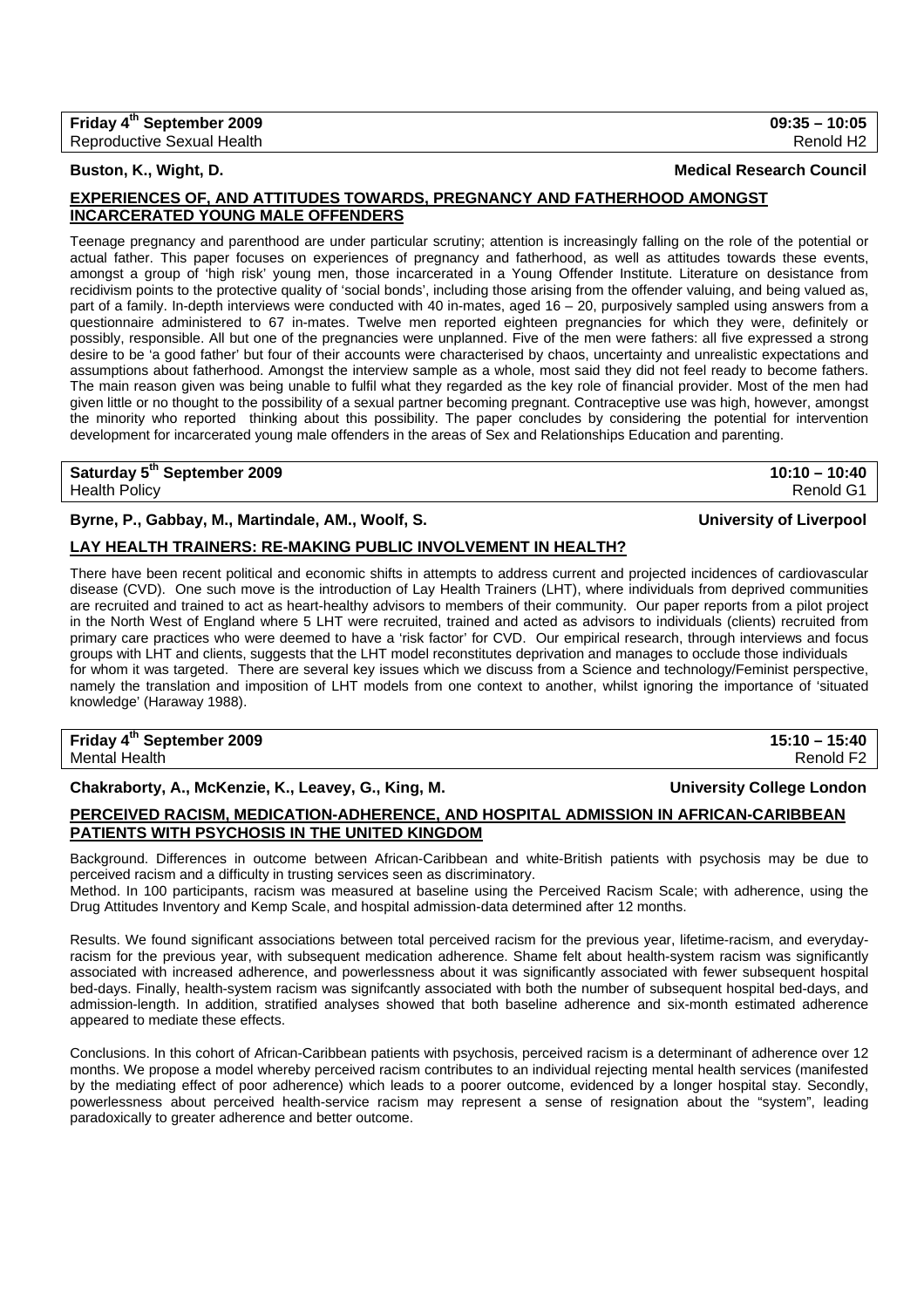| **Friday 4th September 2009** | **09:35 – 10:05** |
|---|---|
| Reproductive Sexual Health | Renold H2 |

**Buston, K., Wight, D.** **Medical Research Council**

## EXPERIENCES OF, AND ATTITUDES TOWARDS, PREGNANCY AND FATHERHOOD AMONGST INCARCERATED YOUNG MALE OFFENDERS

Teenage pregnancy and parenthood are under particular scrutiny; attention is increasingly falling on the role of the potential or actual father. This paper focuses on experiences of pregnancy and fatherhood, as well as attitudes towards these events, amongst a group of 'high risk' young men, those incarcerated in a Young Offender Institute. Literature on desistance from recidivism points to the protective quality of 'social bonds', including those arising from the offender valuing, and being valued as, part of a family. In-depth interviews were conducted with 40 in-mates, aged 16 – 20, purposively sampled using answers from a questionnaire administered to 67 in-mates. Twelve men reported eighteen pregnancies for which they were, definitely or possibly, responsible. All but one of the pregnancies were unplanned. Five of the men were fathers: all five expressed a strong desire to be 'a good father' but four of their accounts were characterised by chaos, uncertainty and unrealistic expectations and assumptions about fatherhood. Amongst the interview sample as a whole, most said they did not feel ready to become fathers. The main reason given was being unable to fulfil what they regarded as the key role of financial provider. Most of the men had given little or no thought to the possibility of a sexual partner becoming pregnant. Contraceptive use was high, however, amongst the minority who reported thinking about this possibility. The paper concludes by considering the potential for intervention development for incarcerated young male offenders in the areas of Sex and Relationships Education and parenting.

| **Saturday 5th September 2009** | **10:10 – 10:40** |
|---|---|
| Health Policy | Renold G1 |

**Byrne, P., Gabbay, M., Martindale, AM., Woolf, S.** **University of Liverpool**

## LAY HEALTH TRAINERS: RE-MAKING PUBLIC INVOLVEMENT IN HEALTH?

There have been recent political and economic shifts in attempts to address current and projected incidences of cardiovascular disease (CVD). One such move is the introduction of Lay Health Trainers (LHT), where individuals from deprived communities are recruited and trained to act as heart-healthy advisors to members of their community. Our paper reports from a pilot project in the North West of England where 5 LHT were recruited, trained and acted as advisors to individuals (clients) recruited from primary care practices who were deemed to have a 'risk factor' for CVD. Our empirical research, through interviews and focus groups with LHT and clients, suggests that the LHT model reconstitutes deprivation and manages to occlude those individuals for whom it was targeted. There are several key issues which we discuss from a Science and technology/Feminist perspective, namely the translation and imposition of LHT models from one context to another, whilst ignoring the importance of 'situated knowledge' (Haraway 1988).

| **Friday 4th September 2009** | **15:10 – 15:40** |
|---|---|
| Mental Health | Renold F2 |

**Chakraborty, A., McKenzie, K., Leavey, G., King, M.** **University College London**

## PERCEIVED RACISM, MEDICATION-ADHERENCE, AND HOSPITAL ADMISSION IN AFRICAN-CARIBBEAN PATIENTS WITH PSYCHOSIS IN THE UNITED KINGDOM

Background. Differences in outcome between African-Caribbean and white-British patients with psychosis may be due to perceived racism and a difficulty in trusting services seen as discriminatory.
Method. In 100 participants, racism was measured at baseline using the Perceived Racism Scale; with adherence, using the Drug Attitudes Inventory and Kemp Scale, and hospital admission-data determined after 12 months.

Results. We found significant associations between total perceived racism for the previous year, lifetime-racism, and everyday-racism for the previous year, with subsequent medication adherence. Shame felt about health-system racism was significantly associated with increased adherence, and powerlessness about it was significantly associated with fewer subsequent hospital bed-days. Finally, health-system racism was signifcantly associated with both the number of subsequent hospital bed-days, and admission-length. In addition, stratified analyses showed that both baseline adherence and six-month estimated adherence appeared to mediate these effects.

Conclusions. In this cohort of African-Caribbean patients with psychosis, perceived racism is a determinant of adherence over 12 months. We propose a model whereby perceived racism contributes to an individual rejecting mental health services (manifested by the mediating effect of poor adherence) which leads to a poorer outcome, evidenced by a longer hospital stay. Secondly, powerlessness about perceived health-service racism may represent a sense of resignation about the "system", leading paradoxically to greater adherence and better outcome.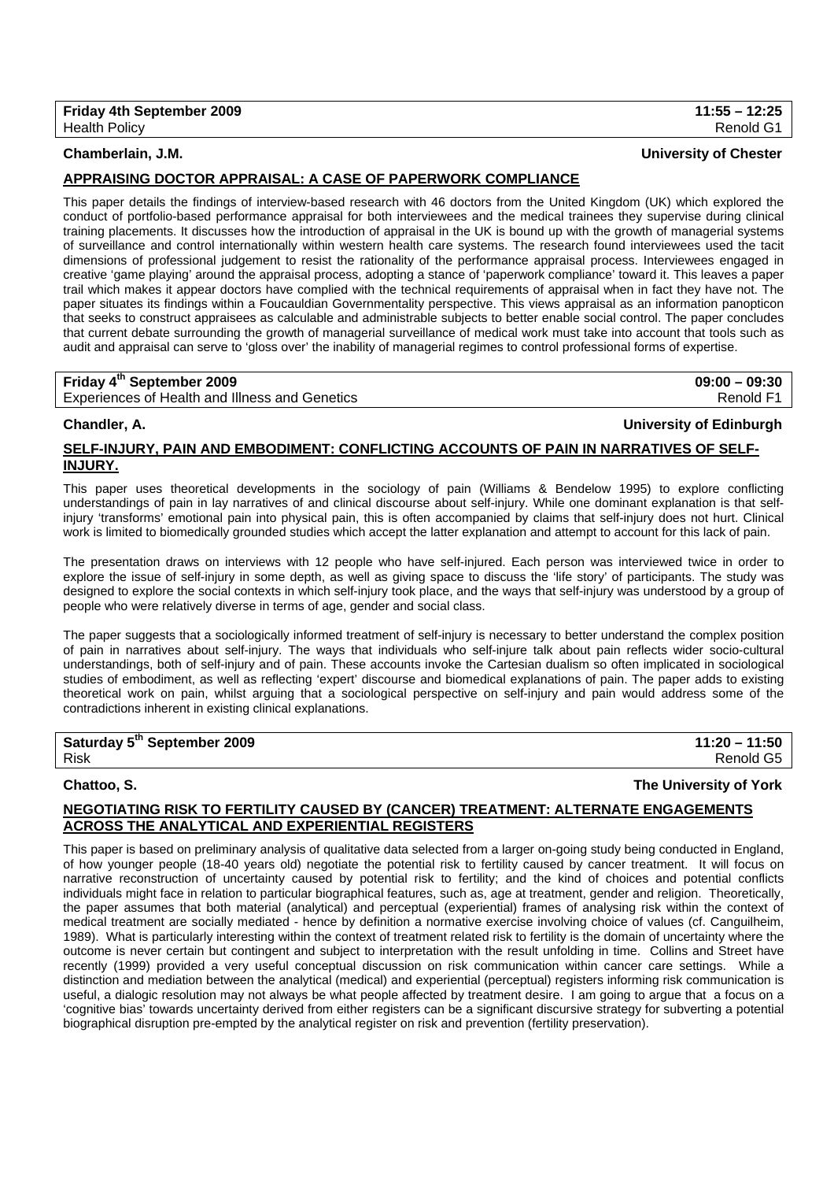**Friday 4th September 2009** **11:55 – 12:25**
Health Policy Renold G1

**Chamberlain, J.M.** **University of Chester**

## APPRAISING DOCTOR APPRAISAL: A CASE OF PAPERWORK COMPLIANCE

This paper details the findings of interview-based research with 46 doctors from the United Kingdom (UK) which explored the conduct of portfolio-based performance appraisal for both interviewees and the medical trainees they supervise during clinical training placements. It discusses how the introduction of appraisal in the UK is bound up with the growth of managerial systems of surveillance and control internationally within western health care systems. The research found interviewees used the tacit dimensions of professional judgement to resist the rationality of the performance appraisal process. Interviewees engaged in creative 'game playing' around the appraisal process, adopting a stance of 'paperwork compliance' toward it. This leaves a paper trail which makes it appear doctors have complied with the technical requirements of appraisal when in fact they have not. The paper situates its findings within a Foucauldian Governmentality perspective. This views appraisal as an information panopticon that seeks to construct appraisees as calculable and administrable subjects to better enable social control. The paper concludes that current debate surrounding the growth of managerial surveillance of medical work must take into account that tools such as audit and appraisal can serve to 'gloss over' the inability of managerial regimes to control professional forms of expertise.

**Friday 4th September 2009** **09:00 – 09:30**
Experiences of Health and Illness and Genetics Renold F1

**Chandler, A.** **University of Edinburgh**

## SELF-INJURY, PAIN AND EMBODIMENT: CONFLICTING ACCOUNTS OF PAIN IN NARRATIVES OF SELF-INJURY.

This paper uses theoretical developments in the sociology of pain (Williams & Bendelow 1995) to explore conflicting understandings of pain in lay narratives of and clinical discourse about self-injury. While one dominant explanation is that self-injury 'transforms' emotional pain into physical pain, this is often accompanied by claims that self-injury does not hurt. Clinical work is limited to biomedically grounded studies which accept the latter explanation and attempt to account for this lack of pain.

The presentation draws on interviews with 12 people who have self-injured. Each person was interviewed twice in order to explore the issue of self-injury in some depth, as well as giving space to discuss the 'life story' of participants. The study was designed to explore the social contexts in which self-injury took place, and the ways that self-injury was understood by a group of people who were relatively diverse in terms of age, gender and social class.

The paper suggests that a sociologically informed treatment of self-injury is necessary to better understand the complex position of pain in narratives about self-injury. The ways that individuals who self-injure talk about pain reflects wider socio-cultural understandings, both of self-injury and of pain. These accounts invoke the Cartesian dualism so often implicated in sociological studies of embodiment, as well as reflecting 'expert' discourse and biomedical explanations of pain. The paper adds to existing theoretical work on pain, whilst arguing that a sociological perspective on self-injury and pain would address some of the contradictions inherent in existing clinical explanations.

**Saturday 5th September 2009** **11:20 – 11:50**
Risk Renold G5

**Chattoo, S.** **The University of York**

## NEGOTIATING RISK TO FERTILITY CAUSED BY (CANCER) TREATMENT: ALTERNATE ENGAGEMENTS ACROSS THE ANALYTICAL AND EXPERIENTIAL REGISTERS

This paper is based on preliminary analysis of qualitative data selected from a larger on-going study being conducted in England, of how younger people (18-40 years old) negotiate the potential risk to fertility caused by cancer treatment. It will focus on narrative reconstruction of uncertainty caused by potential risk to fertility; and the kind of choices and potential conflicts individuals might face in relation to particular biographical features, such as, age at treatment, gender and religion. Theoretically, the paper assumes that both material (analytical) and perceptual (experiential) frames of analysing risk within the context of medical treatment are socially mediated - hence by definition a normative exercise involving choice of values (cf. Canguilheim, 1989). What is particularly interesting within the context of treatment related risk to fertility is the domain of uncertainty where the outcome is never certain but contingent and subject to interpretation with the result unfolding in time. Collins and Street have recently (1999) provided a very useful conceptual discussion on risk communication within cancer care settings. While a distinction and mediation between the analytical (medical) and experiential (perceptual) registers informing risk communication is useful, a dialogic resolution may not always be what people affected by treatment desire. I am going to argue that a focus on a 'cognitive bias' towards uncertainty derived from either registers can be a significant discursive strategy for subverting a potential biographical disruption pre-empted by the analytical register on risk and prevention (fertility preservation).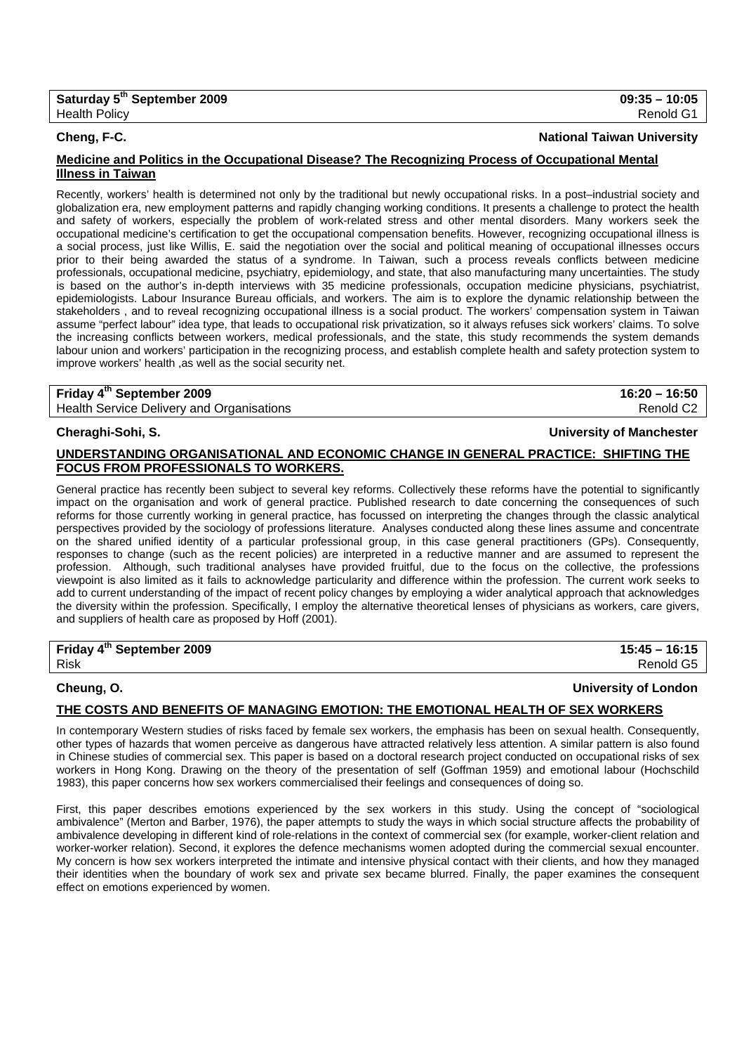**Saturday 5th September 2009** — **09:35 – 10:05**
Health Policy — Renold G1

**Cheng, F-C.** — **National Taiwan University**

**Medicine and Politics in the Occupational Disease? The Recognizing Process of Occupational Mental Illness in Taiwan**

Recently, workers' health is determined not only by the traditional but newly occupational risks. In a post–industrial society and globalization era, new employment patterns and rapidly changing working conditions. It presents a challenge to protect the health and safety of workers, especially the problem of work-related stress and other mental disorders. Many workers seek the occupational medicine's certification to get the occupational compensation benefits. However, recognizing occupational illness is a social process, just like Willis, E. said the negotiation over the social and political meaning of occupational illnesses occurs prior to their being awarded the status of a syndrome. In Taiwan, such a process reveals conflicts between medicine professionals, occupational medicine, psychiatry, epidemiology, and state, that also manufacturing many uncertainties. The study is based on the author's in-depth interviews with 35 medicine professionals, occupation medicine physicians, psychiatrist, epidemiologists. Labour Insurance Bureau officials, and workers. The aim is to explore the dynamic relationship between the stakeholders , and to reveal recognizing occupational illness is a social product. The workers' compensation system in Taiwan assume "perfect labour" idea type, that leads to occupational risk privatization, so it always refuses sick workers' claims. To solve the increasing conflicts between workers, medical professionals, and the state, this study recommends the system demands labour union and workers' participation in the recognizing process, and establish complete health and safety protection system to improve workers' health ,as well as the social security net.

**Friday 4th September 2009** — **16:20 – 16:50**
Health Service Delivery and Organisations — Renold C2

**Cheraghi-Sohi, S.** — **University of Manchester**

**UNDERSTANDING ORGANISATIONAL AND ECONOMIC CHANGE IN GENERAL PRACTICE: SHIFTING THE FOCUS FROM PROFESSIONALS TO WORKERS.**

General practice has recently been subject to several key reforms. Collectively these reforms have the potential to significantly impact on the organisation and work of general practice. Published research to date concerning the consequences of such reforms for those currently working in general practice, has focussed on interpreting the changes through the classic analytical perspectives provided by the sociology of professions literature. Analyses conducted along these lines assume and concentrate on the shared unified identity of a particular professional group, in this case general practitioners (GPs). Consequently, responses to change (such as the recent policies) are interpreted in a reductive manner and are assumed to represent the profession. Although, such traditional analyses have provided fruitful, due to the focus on the collective, the professions viewpoint is also limited as it fails to acknowledge particularity and difference within the profession. The current work seeks to add to current understanding of the impact of recent policy changes by employing a wider analytical approach that acknowledges the diversity within the profession. Specifically, I employ the alternative theoretical lenses of physicians as workers, care givers, and suppliers of health care as proposed by Hoff (2001).

**Friday 4th September 2009** — **15:45 – 16:15**
Risk — Renold G5

**Cheung, O.** — **University of London**

**THE COSTS AND BENEFITS OF MANAGING EMOTION: THE EMOTIONAL HEALTH OF SEX WORKERS**

In contemporary Western studies of risks faced by female sex workers, the emphasis has been on sexual health. Consequently, other types of hazards that women perceive as dangerous have attracted relatively less attention. A similar pattern is also found in Chinese studies of commercial sex. This paper is based on a doctoral research project conducted on occupational risks of sex workers in Hong Kong. Drawing on the theory of the presentation of self (Goffman 1959) and emotional labour (Hochschild 1983), this paper concerns how sex workers commercialised their feelings and consequences of doing so.

First, this paper describes emotions experienced by the sex workers in this study. Using the concept of "sociological ambivalence" (Merton and Barber, 1976), the paper attempts to study the ways in which social structure affects the probability of ambivalence developing in different kind of role-relations in the context of commercial sex (for example, worker-client relation and worker-worker relation). Second, it explores the defence mechanisms women adopted during the commercial sexual encounter. My concern is how sex workers interpreted the intimate and intensive physical contact with their clients, and how they managed their identities when the boundary of work sex and private sex became blurred. Finally, the paper examines the consequent effect on emotions experienced by women.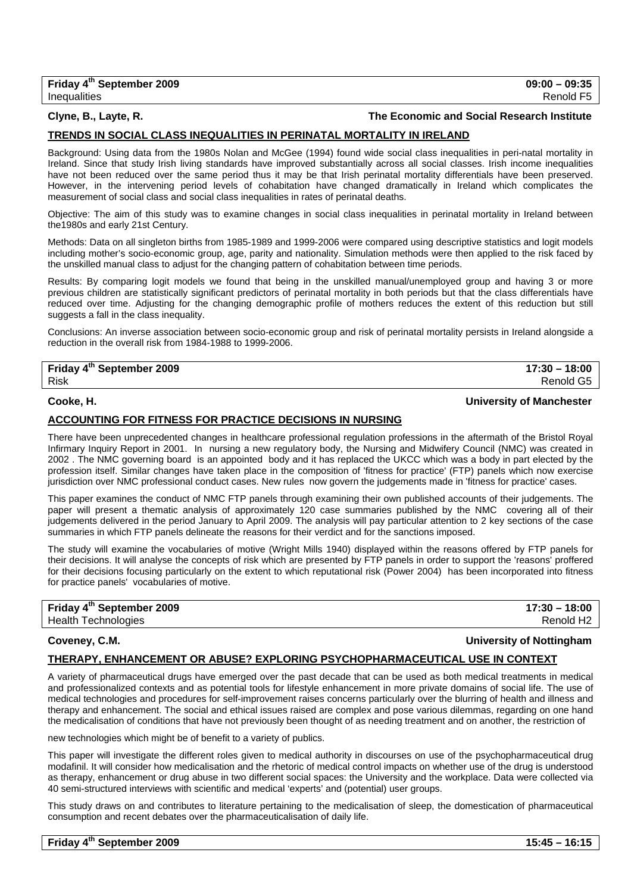**Friday 4th September 2009** | **09:00 – 09:35**
Inequalities | Renold F5

**Clyne, B., Layte, R.** | **The Economic and Social Research Institute**

## TRENDS IN SOCIAL CLASS INEQUALITIES IN PERINATAL MORTALITY IN IRELAND

Background: Using data from the 1980s Nolan and McGee (1994) found wide social class inequalities in peri-natal mortality in Ireland. Since that study Irish living standards have improved substantially across all social classes. Irish income inequalities have not been reduced over the same period thus it may be that Irish perinatal mortality differentials have been preserved. However, in the intervening period levels of cohabitation have changed dramatically in Ireland which complicates the measurement of social class and social class inequalities in rates of perinatal deaths.

Objective: The aim of this study was to examine changes in social class inequalities in perinatal mortality in Ireland between the1980s and early 21st Century.

Methods: Data on all singleton births from 1985-1989 and 1999-2006 were compared using descriptive statistics and logit models including mother's socio-economic group, age, parity and nationality. Simulation methods were then applied to the risk faced by the unskilled manual class to adjust for the changing pattern of cohabitation between time periods.

Results: By comparing logit models we found that being in the unskilled manual/unemployed group and having 3 or more previous children are statistically significant predictors of perinatal mortality in both periods but that the class differentials have reduced over time. Adjusting for the changing demographic profile of mothers reduces the extent of this reduction but still suggests a fall in the class inequality.

Conclusions: An inverse association between socio-economic group and risk of perinatal mortality persists in Ireland alongside a reduction in the overall risk from 1984-1988 to 1999-2006.

**Friday 4th September 2009** | **17:30 – 18:00**
Risk | Renold G5

**Cooke, H.** | **University of Manchester**

## ACCOUNTING FOR FITNESS FOR PRACTICE DECISIONS IN NURSING

There have been unprecedented changes in healthcare professional regulation professions in the aftermath of the Bristol Royal Infirmary Inquiry Report in 2001. In nursing a new regulatory body, the Nursing and Midwifery Council (NMC) was created in 2002 . The NMC governing board is an appointed body and it has replaced the UKCC which was a body in part elected by the profession itself. Similar changes have taken place in the composition of 'fitness for practice' (FTP) panels which now exercise jurisdiction over NMC professional conduct cases. New rules now govern the judgements made in 'fitness for practice' cases.

This paper examines the conduct of NMC FTP panels through examining their own published accounts of their judgements. The paper will present a thematic analysis of approximately 120 case summaries published by the NMC covering all of their judgements delivered in the period January to April 2009. The analysis will pay particular attention to 2 key sections of the case summaries in which FTP panels delineate the reasons for their verdict and for the sanctions imposed.

The study will examine the vocabularies of motive (Wright Mills 1940) displayed within the reasons offered by FTP panels for their decisions. It will analyse the concepts of risk which are presented by FTP panels in order to support the 'reasons' proffered for their decisions focusing particularly on the extent to which reputational risk (Power 2004) has been incorporated into fitness for practice panels' vocabularies of motive.

**Friday 4th September 2009** | **17:30 – 18:00**
Health Technologies | Renold H2

**Coveney, C.M.** | **University of Nottingham**

## THERAPY, ENHANCEMENT OR ABUSE? EXPLORING PSYCHOPHARMACEUTICAL USE IN CONTEXT

A variety of pharmaceutical drugs have emerged over the past decade that can be used as both medical treatments in medical and professionalized contexts and as potential tools for lifestyle enhancement in more private domains of social life. The use of medical technologies and procedures for self-improvement raises concerns particularly over the blurring of health and illness and therapy and enhancement. The social and ethical issues raised are complex and pose various dilemmas, regarding on one hand the medicalisation of conditions that have not previously been thought of as needing treatment and on another, the restriction of new technologies which might be of benefit to a variety of publics.

This paper will investigate the different roles given to medical authority in discourses on use of the psychopharmaceutical drug modafinil. It will consider how medicalisation and the rhetoric of medical control impacts on whether use of the drug is understood as therapy, enhancement or drug abuse in two different social spaces: the University and the workplace. Data were collected via 40 semi-structured interviews with scientific and medical 'experts' and (potential) user groups.

This study draws on and contributes to literature pertaining to the medicalisation of sleep, the domestication of pharmaceutical consumption and recent debates over the pharmaceuticalisation of daily life.

**Friday 4th September 2009** | **15:45 – 16:15**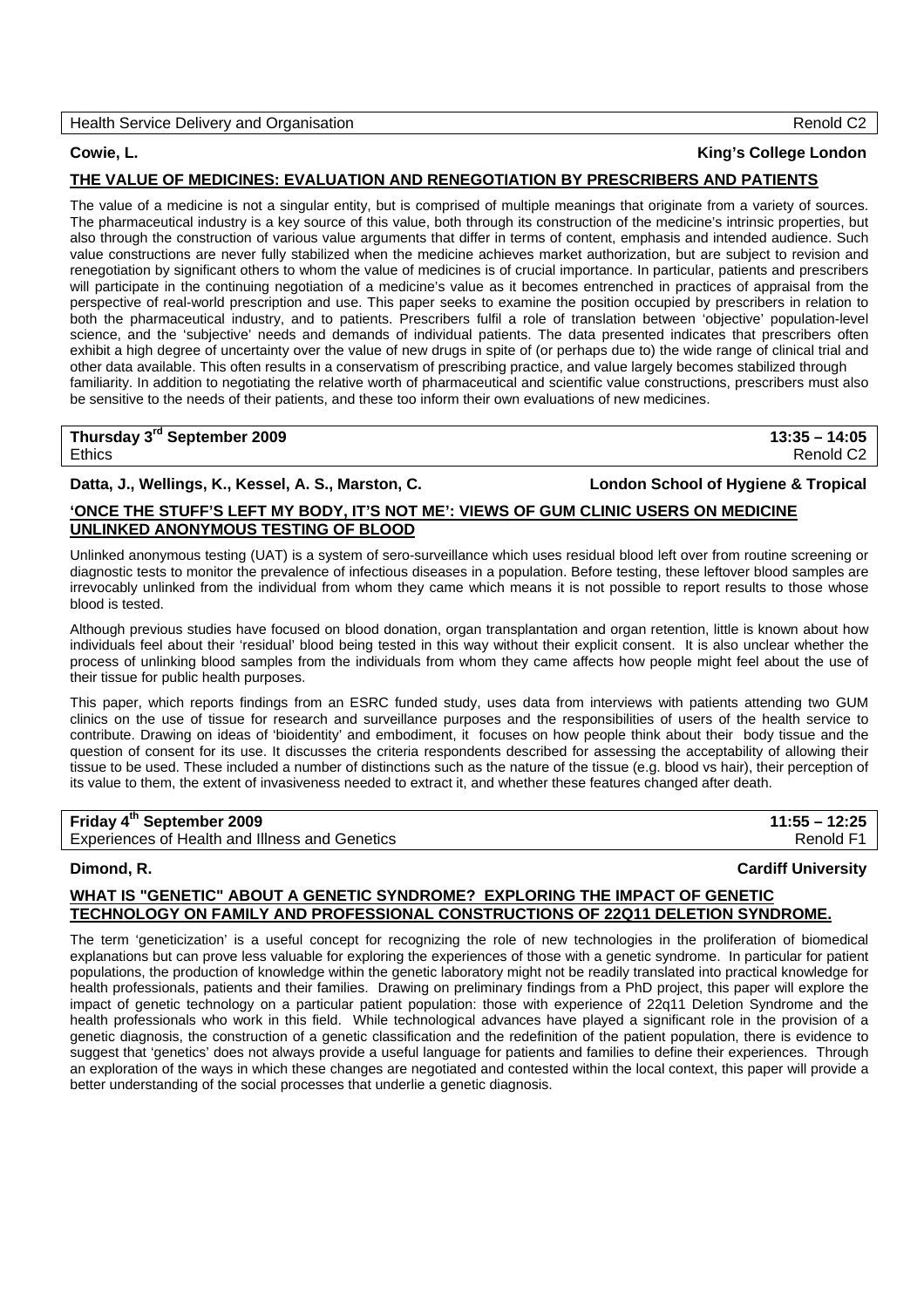Health Service Delivery and Organisation | Renold C2

**Cowie, L.** — **King's College London**

**THE VALUE OF MEDICINES: EVALUATION AND RENEGOTIATION BY PRESCRIBERS AND PATIENTS**

The value of a medicine is not a singular entity, but is comprised of multiple meanings that originate from a variety of sources. The pharmaceutical industry is a key source of this value, both through its construction of the medicine's intrinsic properties, but also through the construction of various value arguments that differ in terms of content, emphasis and intended audience. Such value constructions are never fully stabilized when the medicine achieves market authorization, but are subject to revision and renegotiation by significant others to whom the value of medicines is of crucial importance. In particular, patients and prescribers will participate in the continuing negotiation of a medicine's value as it becomes entrenched in practices of appraisal from the perspective of real-world prescription and use. This paper seeks to examine the position occupied by prescribers in relation to both the pharmaceutical industry, and to patients. Prescribers fulfil a role of translation between 'objective' population-level science, and the 'subjective' needs and demands of individual patients. The data presented indicates that prescribers often exhibit a high degree of uncertainty over the value of new drugs in spite of (or perhaps due to) the wide range of clinical trial and other data available. This often results in a conservatism of prescribing practice, and value largely becomes stabilized through familiarity. In addition to negotiating the relative worth of pharmaceutical and scientific value constructions, prescribers must also be sensitive to the needs of their patients, and these too inform their own evaluations of new medicines.

**Thursday 3rd September 2009** | **13:35 – 14:05**
Ethics | Renold C2

**Datta, J., Wellings, K., Kessel, A. S., Marston, C.** — **London School of Hygiene & Tropical Medicine**

**'ONCE THE STUFF'S LEFT MY BODY, IT'S NOT ME': VIEWS OF GUM CLINIC USERS ON UNLINKED ANONYMOUS TESTING OF BLOOD**

Unlinked anonymous testing (UAT) is a system of sero-surveillance which uses residual blood left over from routine screening or diagnostic tests to monitor the prevalence of infectious diseases in a population. Before testing, these leftover blood samples are irrevocably unlinked from the individual from whom they came which means it is not possible to report results to those whose blood is tested.

Although previous studies have focused on blood donation, organ transplantation and organ retention, little is known about how individuals feel about their 'residual' blood being tested in this way without their explicit consent. It is also unclear whether the process of unlinking blood samples from the individuals from whom they came affects how people might feel about the use of their tissue for public health purposes.

This paper, which reports findings from an ESRC funded study, uses data from interviews with patients attending two GUM clinics on the use of tissue for research and surveillance purposes and the responsibilities of users of the health service to contribute. Drawing on ideas of 'bioidentity' and embodiment, it focuses on how people think about their body tissue and the question of consent for its use. It discusses the criteria respondents described for assessing the acceptability of allowing their tissue to be used. These included a number of distinctions such as the nature of the tissue (e.g. blood vs hair), their perception of its value to them, the extent of invasiveness needed to extract it, and whether these features changed after death.

**Friday 4th September 2009** | **11:55 – 12:25**
Experiences of Health and Illness and Genetics | Renold F1

**Dimond, R.** — **Cardiff University**

**WHAT IS "GENETIC" ABOUT A GENETIC SYNDROME? EXPLORING THE IMPACT OF GENETIC TECHNOLOGY ON FAMILY AND PROFESSIONAL CONSTRUCTIONS OF 22Q11 DELETION SYNDROME.**

The term 'geneticization' is a useful concept for recognizing the role of new technologies in the proliferation of biomedical explanations but can prove less valuable for exploring the experiences of those with a genetic syndrome. In particular for patient populations, the production of knowledge within the genetic laboratory might not be readily translated into practical knowledge for health professionals, patients and their families. Drawing on preliminary findings from a PhD project, this paper will explore the impact of genetic technology on a particular patient population: those with experience of 22q11 Deletion Syndrome and the health professionals who work in this field. While technological advances have played a significant role in the provision of a genetic diagnosis, the construction of a genetic classification and the redefinition of the patient population, there is evidence to suggest that 'genetics' does not always provide a useful language for patients and families to define their experiences. Through an exploration of the ways in which these changes are negotiated and contested within the local context, this paper will provide a better understanding of the social processes that underlie a genetic diagnosis.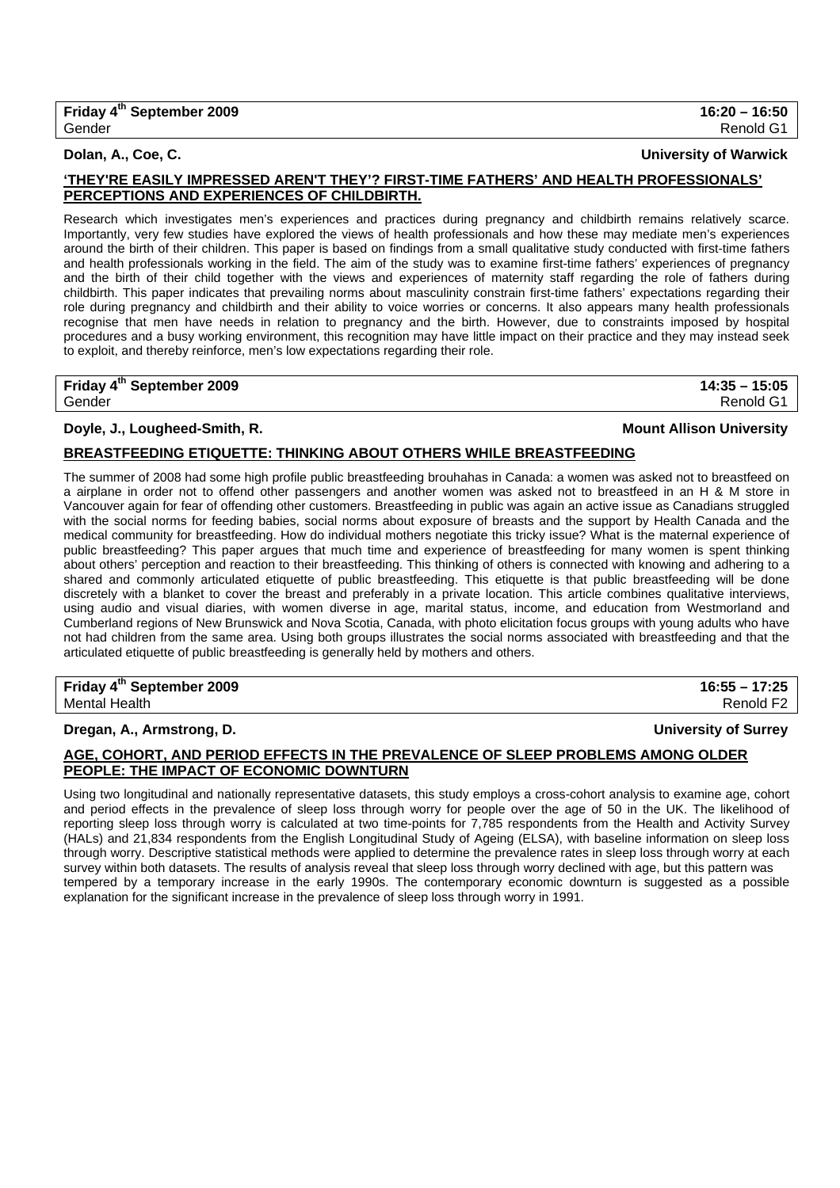**Friday 4th September 2009** **16:20 – 16:50**
Gender Renold G1

**Dolan, A., Coe, C.** **University of Warwick**

**'THEY'RE EASILY IMPRESSED AREN'T THEY'? FIRST-TIME FATHERS' AND HEALTH PROFESSIONALS' PERCEPTIONS AND EXPERIENCES OF CHILDBIRTH.**

Research which investigates men's experiences and practices during pregnancy and childbirth remains relatively scarce. Importantly, very few studies have explored the views of health professionals and how these may mediate men's experiences around the birth of their children. This paper is based on findings from a small qualitative study conducted with first-time fathers and health professionals working in the field. The aim of the study was to examine first-time fathers' experiences of pregnancy and the birth of their child together with the views and experiences of maternity staff regarding the role of fathers during childbirth. This paper indicates that prevailing norms about masculinity constrain first-time fathers' expectations regarding their role during pregnancy and childbirth and their ability to voice worries or concerns. It also appears many health professionals recognise that men have needs in relation to pregnancy and the birth. However, due to constraints imposed by hospital procedures and a busy working environment, this recognition may have little impact on their practice and they may instead seek to exploit, and thereby reinforce, men's low expectations regarding their role.

**Friday 4th September 2009** **14:35 – 15:05**
Gender Renold G1

**Doyle, J., Lougheed-Smith, R.** **Mount Allison University**

**BREASTFEEDING ETIQUETTE: THINKING ABOUT OTHERS WHILE BREASTFEEDING**

The summer of 2008 had some high profile public breastfeeding brouhahas in Canada: a women was asked not to breastfeed on a airplane in order not to offend other passengers and another women was asked not to breastfeed in an H & M store in Vancouver again for fear of offending other customers. Breastfeeding in public was again an active issue as Canadians struggled with the social norms for feeding babies, social norms about exposure of breasts and the support by Health Canada and the medical community for breastfeeding. How do individual mothers negotiate this tricky issue? What is the maternal experience of public breastfeeding? This paper argues that much time and experience of breastfeeding for many women is spent thinking about others' perception and reaction to their breastfeeding. This thinking of others is connected with knowing and adhering to a shared and commonly articulated etiquette of public breastfeeding. This etiquette is that public breastfeeding will be done discretely with a blanket to cover the breast and preferably in a private location. This article combines qualitative interviews, using audio and visual diaries, with women diverse in age, marital status, income, and education from Westmorland and Cumberland regions of New Brunswick and Nova Scotia, Canada, with photo elicitation focus groups with young adults who have not had children from the same area. Using both groups illustrates the social norms associated with breastfeeding and that the articulated etiquette of public breastfeeding is generally held by mothers and others.

**Friday 4th September 2009** **16:55 – 17:25**
Mental Health Renold F2

**Dregan, A., Armstrong, D.** **University of Surrey**

**AGE, COHORT, AND PERIOD EFFECTS IN THE PREVALENCE OF SLEEP PROBLEMS AMONG OLDER PEOPLE: THE IMPACT OF ECONOMIC DOWNTURN**

Using two longitudinal and nationally representative datasets, this study employs a cross-cohort analysis to examine age, cohort and period effects in the prevalence of sleep loss through worry for people over the age of 50 in the UK. The likelihood of reporting sleep loss through worry is calculated at two time-points for 7,785 respondents from the Health and Activity Survey (HALs) and 21,834 respondents from the English Longitudinal Study of Ageing (ELSA), with baseline information on sleep loss through worry. Descriptive statistical methods were applied to determine the prevalence rates in sleep loss through worry at each survey within both datasets. The results of analysis reveal that sleep loss through worry declined with age, but this pattern was tempered by a temporary increase in the early 1990s. The contemporary economic downturn is suggested as a possible explanation for the significant increase in the prevalence of sleep loss through worry in 1991.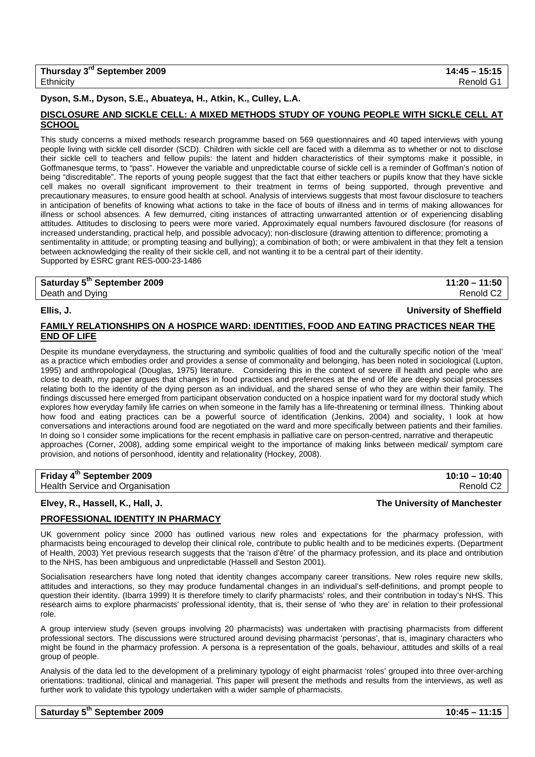**Thursday 3rd September 2009** 14:45 – 15:15
Ethnicity Renold G1

**Dyson, S.M., Dyson, S.E., Abuateya, H., Atkin, K., Culley, L.A.**

**DISCLOSURE AND SICKLE CELL: A MIXED METHODS STUDY OF YOUNG PEOPLE WITH SICKLE CELL AT SCHOOL**

This study concerns a mixed methods research programme based on 569 questionnaires and 40 taped interviews with young people living with sickle cell disorder (SCD). Children with sickle cell are faced with a dilemma as to whether or not to disclose their sickle cell to teachers and fellow pupils: the latent and hidden characteristics of their symptoms make it possible, in Goffmanesque terms, to "pass". However the variable and unpredictable course of sickle cell is a reminder of Goffman's notion of being "discreditable". The reports of young people suggest that the fact that either teachers or pupils know that they have sickle cell makes no overall significant improvement to their treatment in terms of being supported, through preventive and precautionary measures, to ensure good health at school. Analysis of interviews suggests that most favour disclosure to teachers in anticipation of benefits of knowing what actions to take in the face of bouts of illness and in terms of making allowances for illness or school absences. A few demurred, citing instances of attracting unwarranted attention or of experiencing disabling attitudes. Attitudes to disclosing to peers were more varied. Approximately equal numbers favoured disclosure (for reasons of increased understanding, practical help, and possible advocacy); non-disclosure (drawing attention to difference; promoting a sentimentality in attitude; or prompting teasing and bullying); a combination of both; or were ambivalent in that they felt a tension between acknowledging the reality of their sickle cell, and not wanting it to be a central part of their identity.
Supported by ESRC grant RES-000-23-1486

**Saturday 5th September 2009** 11:20 – 11:50
Death and Dying Renold C2

**Ellis, J.** **University of Sheffield**

**FAMILY RELATIONSHIPS ON A HOSPICE WARD: IDENTITIES, FOOD AND EATING PRACTICES NEAR THE END OF LIFE**

Despite its mundane everydayness, the structuring and symbolic qualities of food and the culturally specific notion of the 'meal' as a practice which embodies order and provides a sense of commonality and belonging, has been noted in sociological (Lupton, 1995) and anthropological (Douglas, 1975) literature. Considering this in the context of severe ill health and people who are close to death, my paper argues that changes in food practices and preferences at the end of life are deeply social processes relating both to the identity of the dying person as an individual, and the shared sense of who they are within their family. The findings discussed here emerged from participant observation conducted on a hospice inpatient ward for my doctoral study which explores how everyday family life carries on when someone in the family has a life-threatening or terminal illness. Thinking about how food and eating practices can be a powerful source of identification (Jenkins, 2004) and sociality, I look at how conversations and interactions around food are negotiated on the ward and more specifically between patients and their families. In doing so I consider some implications for the recent emphasis in palliative care on person-centred, narrative and therapeutic approaches (Corner, 2008), adding some empirical weight to the importance of making links between medical/ symptom care provision, and notions of personhood, identity and relationality (Hockey, 2008).

**Friday 4th September 2009** 10:10 – 10:40
Health Service and Organisation Renold C2

**Elvey, R., Hassell, K., Hall, J.** **The University of Manchester**

**PROFESSIONAL IDENTITY IN PHARMACY**

UK government policy since 2000 has outlined various new roles and expectations for the pharmacy profession, with pharmacists being encouraged to develop their clinical role, contribute to public health and to be medicines experts. (Department of Health, 2003) Yet previous research suggests that the 'raison d'être' of the pharmacy profession, and its place and ontribution to the NHS, has been ambiguous and unpredictable (Hassell and Seston 2001).

Socialisation researchers have long noted that identity changes accompany career transitions. New roles require new skills, attitudes and interactions, so they may produce fundamental changes in an individual's self-definitions, and prompt people to question their identity. (Ibarra 1999) It is therefore timely to clarify pharmacists' roles, and their contribution in today's NHS. This research aims to explore pharmacists' professional identity, that is, their sense of 'who they are' in relation to their professional role.

A group interview study (seven groups involving 20 pharmacists) was undertaken with practising pharmacists from different professional sectors. The discussions were structured around devising pharmacist 'personas', that is, imaginary characters who might be found in the pharmacy profession. A persona is a representation of the goals, behaviour, attitudes and skills of a real group of people.

Analysis of the data led to the development of a preliminary typology of eight pharmacist 'roles' grouped into three over-arching orientations: traditional, clinical and managerial. This paper will present the methods and results from the interviews, as well as further work to validate this typology undertaken with a wider sample of pharmacists.

**Saturday 5th September 2009** 10:45 – 11:15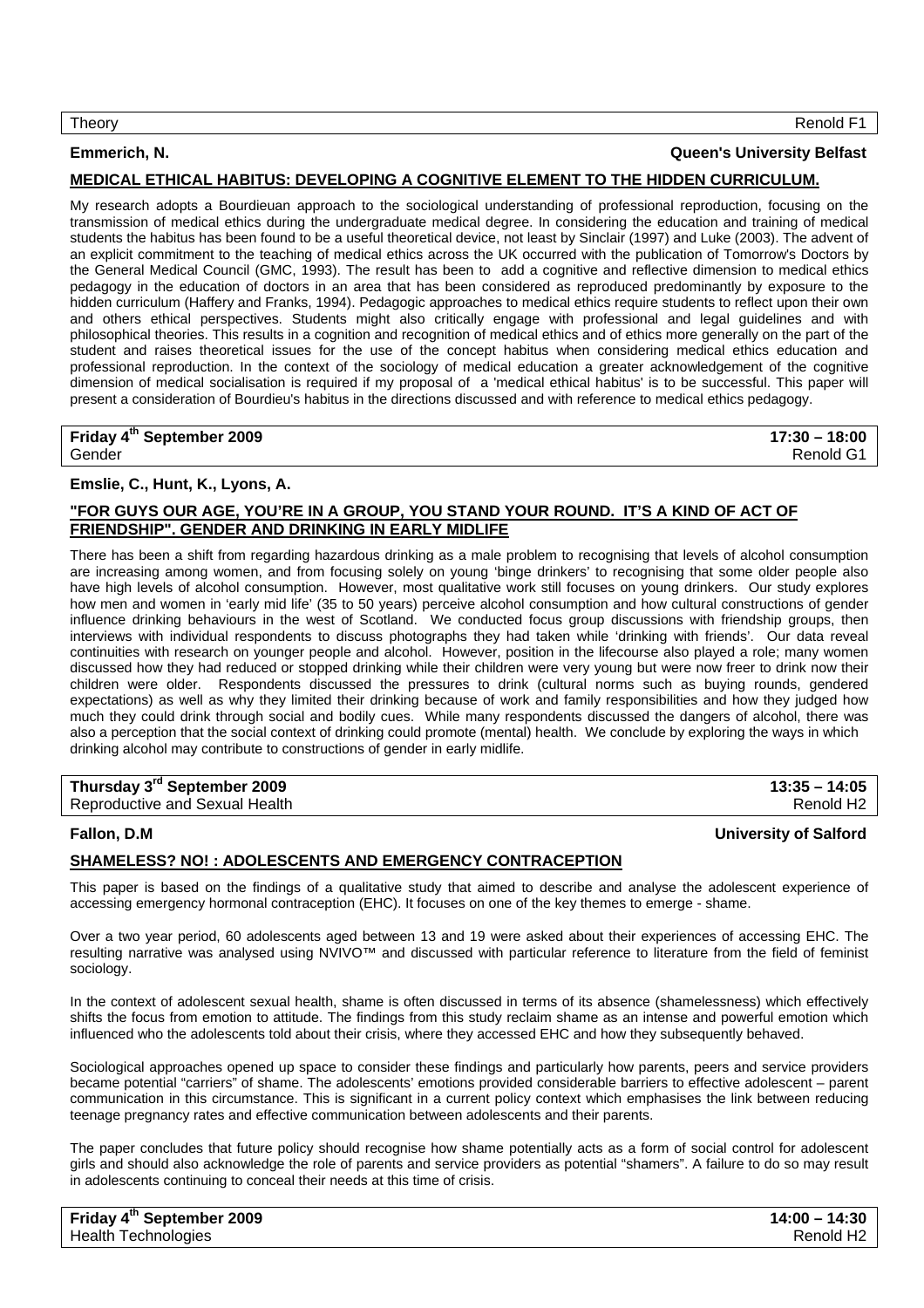Theory | Renold F1

**Emmerich, N.** | **Queen's University Belfast**

**MEDICAL ETHICAL HABITUS: DEVELOPING A COGNITIVE ELEMENT TO THE HIDDEN CURRICULUM.**

My research adopts a Bourdieuan approach to the sociological understanding of professional reproduction, focusing on the transmission of medical ethics during the undergraduate medical degree. In considering the education and training of medical students the habitus has been found to be a useful theoretical device, not least by Sinclair (1997) and Luke (2003). The advent of an explicit commitment to the teaching of medical ethics across the UK occurred with the publication of Tomorrow's Doctors by the General Medical Council (GMC, 1993). The result has been to add a cognitive and reflective dimension to medical ethics pedagogy in the education of doctors in an area that has been considered as reproduced predominantly by exposure to the hidden curriculum (Haffery and Franks, 1994). Pedagogic approaches to medical ethics require students to reflect upon their own and others ethical perspectives. Students might also critically engage with professional and legal guidelines and with philosophical theories. This results in a cognition and recognition of medical ethics and of ethics more generally on the part of the student and raises theoretical issues for the use of the concept habitus when considering medical ethics education and professional reproduction. In the context of the sociology of medical education a greater acknowledgement of the cognitive dimension of medical socialisation is required if my proposal of a 'medical ethical habitus' is to be successful. This paper will present a consideration of Bourdieu's habitus in the directions discussed and with reference to medical ethics pedagogy.

**Friday 4th September 2009** | **17:30 – 18:00**
Gender | Renold G1

**Emslie, C., Hunt, K., Lyons, A.**

**"FOR GUYS OUR AGE, YOU'RE IN A GROUP, YOU STAND YOUR ROUND. IT'S A KIND OF ACT OF FRIENDSHIP". GENDER AND DRINKING IN EARLY MIDLIFE**

There has been a shift from regarding hazardous drinking as a male problem to recognising that levels of alcohol consumption are increasing among women, and from focusing solely on young 'binge drinkers' to recognising that some older people also have high levels of alcohol consumption. However, most qualitative work still focuses on young drinkers. Our study explores how men and women in 'early mid life' (35 to 50 years) perceive alcohol consumption and how cultural constructions of gender influence drinking behaviours in the west of Scotland. We conducted focus group discussions with friendship groups, then interviews with individual respondents to discuss photographs they had taken while 'drinking with friends'. Our data reveal continuities with research on younger people and alcohol. However, position in the lifecourse also played a role; many women discussed how they had reduced or stopped drinking while their children were very young but were now freer to drink now their children were older. Respondents discussed the pressures to drink (cultural norms such as buying rounds, gendered expectations) as well as why they limited their drinking because of work and family responsibilities and how they judged how much they could drink through social and bodily cues. While many respondents discussed the dangers of alcohol, there was also a perception that the social context of drinking could promote (mental) health. We conclude by exploring the ways in which drinking alcohol may contribute to constructions of gender in early midlife.

**Thursday 3rd September 2009** | **13:35 – 14:05**
Reproductive and Sexual Health | Renold H2

**Fallon, D.M** | **University of Salford**

**SHAMELESS? NO! : ADOLESCENTS AND EMERGENCY CONTRACEPTION**

This paper is based on the findings of a qualitative study that aimed to describe and analyse the adolescent experience of accessing emergency hormonal contraception (EHC). It focuses on one of the key themes to emerge - shame.

Over a two year period, 60 adolescents aged between 13 and 19 were asked about their experiences of accessing EHC. The resulting narrative was analysed using NVIVO™ and discussed with particular reference to literature from the field of feminist sociology.

In the context of adolescent sexual health, shame is often discussed in terms of its absence (shamelessness) which effectively shifts the focus from emotion to attitude. The findings from this study reclaim shame as an intense and powerful emotion which influenced who the adolescents told about their crisis, where they accessed EHC and how they subsequently behaved.

Sociological approaches opened up space to consider these findings and particularly how parents, peers and service providers became potential "carriers" of shame. The adolescents' emotions provided considerable barriers to effective adolescent – parent communication in this circumstance. This is significant in a current policy context which emphasises the link between reducing teenage pregnancy rates and effective communication between adolescents and their parents.

The paper concludes that future policy should recognise how shame potentially acts as a form of social control for adolescent girls and should also acknowledge the role of parents and service providers as potential "shamers". A failure to do so may result in adolescents continuing to conceal their needs at this time of crisis.

**Friday 4th September 2009** | **14:00 – 14:30**
Health Technologies | Renold H2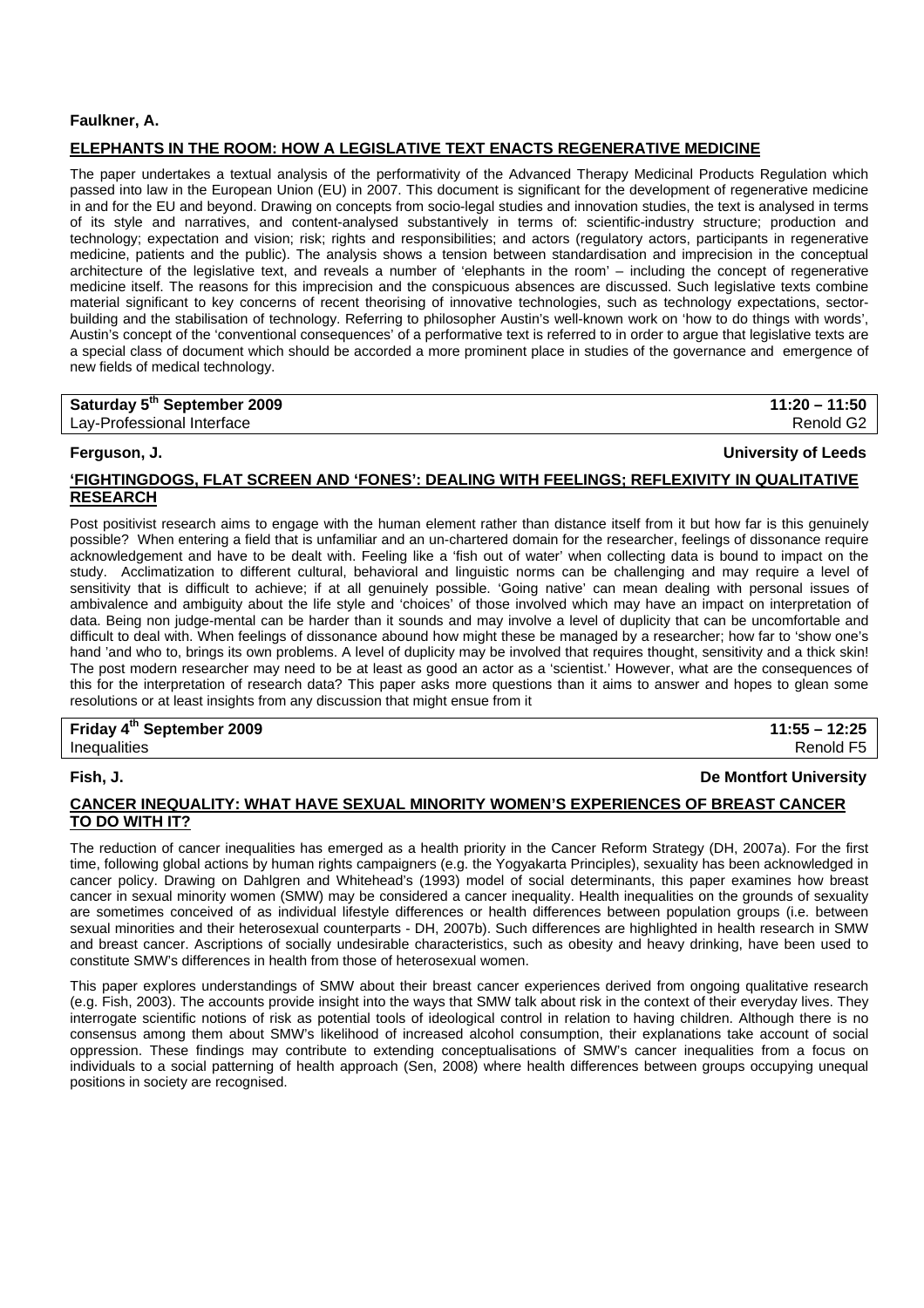**Faulkner, A.**

**ELEPHANTS IN THE ROOM: HOW A LEGISLATIVE TEXT ENACTS REGENERATIVE MEDICINE**

The paper undertakes a textual analysis of the performativity of the Advanced Therapy Medicinal Products Regulation which passed into law in the European Union (EU) in 2007. This document is significant for the development of regenerative medicine in and for the EU and beyond. Drawing on concepts from socio-legal studies and innovation studies, the text is analysed in terms of its style and narratives, and content-analysed substantively in terms of: scientific-industry structure; production and technology; expectation and vision; risk; rights and responsibilities; and actors (regulatory actors, participants in regenerative medicine, patients and the public). The analysis shows a tension between standardisation and imprecision in the conceptual architecture of the legislative text, and reveals a number of 'elephants in the room' – including the concept of regenerative medicine itself. The reasons for this imprecision and the conspicuous absences are discussed. Such legislative texts combine material significant to key concerns of recent theorising of innovative technologies, such as technology expectations, sector-building and the stabilisation of technology. Referring to philosopher Austin's well-known work on 'how to do things with words', Austin's concept of the 'conventional consequences' of a performative text is referred to in order to argue that legislative texts are a special class of document which should be accorded a more prominent place in studies of the governance and emergence of new fields of medical technology.

| **Saturday 5th September 2009** | **11:20 – 11:50** |
|---|---|
| Lay-Professional Interface | Renold G2 |

**Ferguson, J.** — **University of Leeds**

**'FIGHTINGDOGS, FLAT SCREEN AND 'FONES': DEALING WITH FEELINGS; REFLEXIVITY IN QUALITATIVE RESEARCH**

Post positivist research aims to engage with the human element rather than distance itself from it but how far is this genuinely possible? When entering a field that is unfamiliar and an un-chartered domain for the researcher, feelings of dissonance require acknowledgement and have to be dealt with. Feeling like a 'fish out of water' when collecting data is bound to impact on the study. Acclimatization to different cultural, behavioral and linguistic norms can be challenging and may require a level of sensitivity that is difficult to achieve; if at all genuinely possible. 'Going native' can mean dealing with personal issues of ambivalence and ambiguity about the life style and 'choices' of those involved which may have an impact on interpretation of data. Being non judge-mental can be harder than it sounds and may involve a level of duplicity that can be uncomfortable and difficult to deal with. When feelings of dissonance abound how might these be managed by a researcher; how far to 'show one's hand 'and who to, brings its own problems. A level of duplicity may be involved that requires thought, sensitivity and a thick skin! The post modern researcher may need to be at least as good an actor as a 'scientist.' However, what are the consequences of this for the interpretation of research data? This paper asks more questions than it aims to answer and hopes to glean some resolutions or at least insights from any discussion that might ensue from it

| **Friday 4th September 2009** | **11:55 – 12:25** |
|---|---|
| Inequalities | Renold F5 |

**Fish, J.** — **De Montfort University**

**CANCER INEQUALITY: WHAT HAVE SEXUAL MINORITY WOMEN'S EXPERIENCES OF BREAST CANCER TO DO WITH IT?**

The reduction of cancer inequalities has emerged as a health priority in the Cancer Reform Strategy (DH, 2007a). For the first time, following global actions by human rights campaigners (e.g. the Yogyakarta Principles), sexuality has been acknowledged in cancer policy. Drawing on Dahlgren and Whitehead's (1993) model of social determinants, this paper examines how breast cancer in sexual minority women (SMW) may be considered a cancer inequality. Health inequalities on the grounds of sexuality are sometimes conceived of as individual lifestyle differences or health differences between population groups (i.e. between sexual minorities and their heterosexual counterparts - DH, 2007b). Such differences are highlighted in health research in SMW and breast cancer. Ascriptions of socially undesirable characteristics, such as obesity and heavy drinking, have been used to constitute SMW's differences in health from those of heterosexual women.

This paper explores understandings of SMW about their breast cancer experiences derived from ongoing qualitative research (e.g. Fish, 2003). The accounts provide insight into the ways that SMW talk about risk in the context of their everyday lives. They interrogate scientific notions of risk as potential tools of ideological control in relation to having children. Although there is no consensus among them about SMW's likelihood of increased alcohol consumption, their explanations take account of social oppression. These findings may contribute to extending conceptualisations of SMW's cancer inequalities from a focus on individuals to a social patterning of health approach (Sen, 2008) where health differences between groups occupying unequal positions in society are recognised.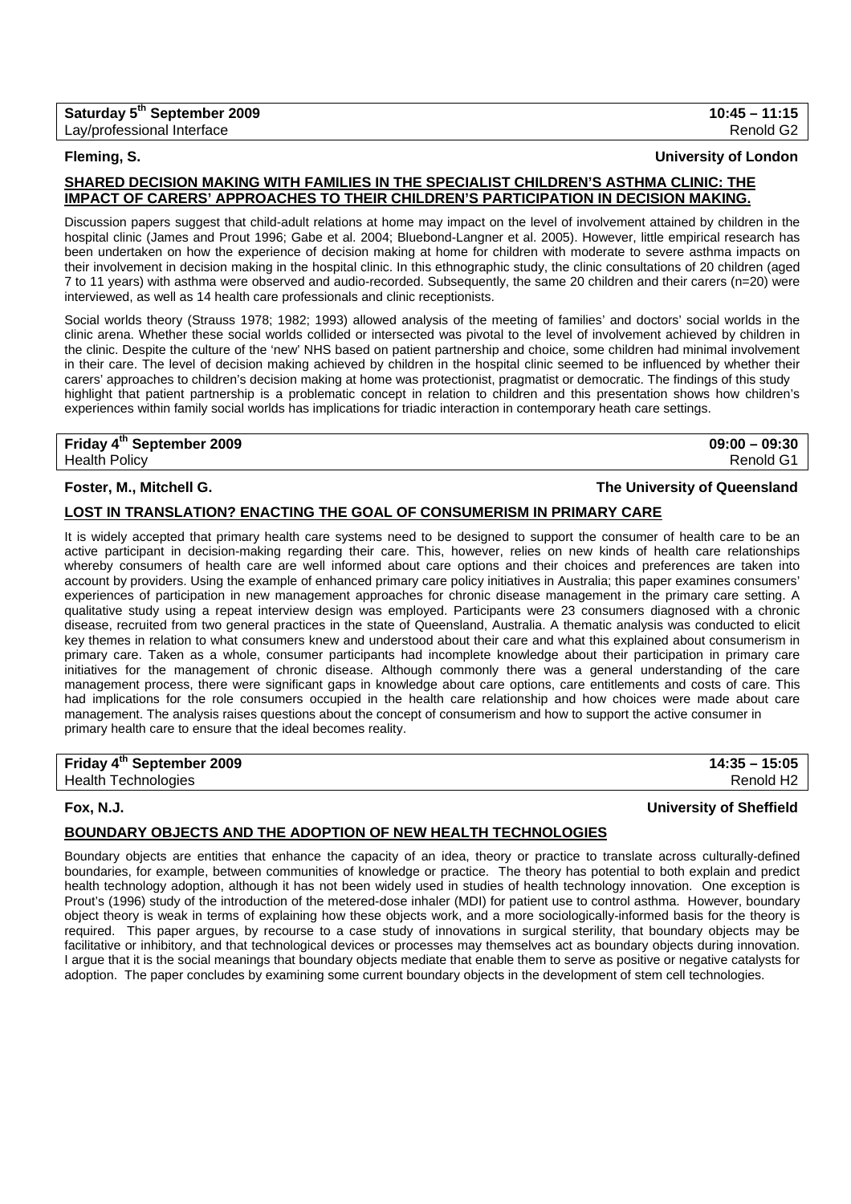| Saturday 5th September 2009 | 10:45 – 11:15 |
| --- | --- |
| Lay/professional Interface | Renold G2 |

**Fleming, S.** — **University of London**

### SHARED DECISION MAKING WITH FAMILIES IN THE SPECIALIST CHILDREN'S ASTHMA CLINIC: THE IMPACT OF CARERS' APPROACHES TO THEIR CHILDREN'S PARTICIPATION IN DECISION MAKING.

Discussion papers suggest that child-adult relations at home may impact on the level of involvement attained by children in the hospital clinic (James and Prout 1996; Gabe et al. 2004; Bluebond-Langner et al. 2005). However, little empirical research has been undertaken on how the experience of decision making at home for children with moderate to severe asthma impacts on their involvement in decision making in the hospital clinic. In this ethnographic study, the clinic consultations of 20 children (aged 7 to 11 years) with asthma were observed and audio-recorded. Subsequently, the same 20 children and their carers (n=20) were interviewed, as well as 14 health care professionals and clinic receptionists.

Social worlds theory (Strauss 1978; 1982; 1993) allowed analysis of the meeting of families' and doctors' social worlds in the clinic arena. Whether these social worlds collided or intersected was pivotal to the level of involvement achieved by children in the clinic. Despite the culture of the 'new' NHS based on patient partnership and choice, some children had minimal involvement in their care. The level of decision making achieved by children in the hospital clinic seemed to be influenced by whether their carers' approaches to children's decision making at home was protectionist, pragmatist or democratic. The findings of this study highlight that patient partnership is a problematic concept in relation to children and this presentation shows how children's experiences within family social worlds has implications for triadic interaction in contemporary heath care settings.

| Friday 4th September 2009 | 09:00 – 09:30 |
| --- | --- |
| Health Policy | Renold G1 |

**Foster, M., Mitchell G.** — **The University of Queensland**

### LOST IN TRANSLATION? ENACTING THE GOAL OF CONSUMERISM IN PRIMARY CARE

It is widely accepted that primary health care systems need to be designed to support the consumer of health care to be an active participant in decision-making regarding their care. This, however, relies on new kinds of health care relationships whereby consumers of health care are well informed about care options and their choices and preferences are taken into account by providers. Using the example of enhanced primary care policy initiatives in Australia; this paper examines consumers' experiences of participation in new management approaches for chronic disease management in the primary care setting. A qualitative study using a repeat interview design was employed. Participants were 23 consumers diagnosed with a chronic disease, recruited from two general practices in the state of Queensland, Australia. A thematic analysis was conducted to elicit key themes in relation to what consumers knew and understood about their care and what this explained about consumerism in primary care. Taken as a whole, consumer participants had incomplete knowledge about their participation in primary care initiatives for the management of chronic disease. Although commonly there was a general understanding of the care management process, there were significant gaps in knowledge about care options, care entitlements and costs of care. This had implications for the role consumers occupied in the health care relationship and how choices were made about care management. The analysis raises questions about the concept of consumerism and how to support the active consumer in primary health care to ensure that the ideal becomes reality.

| Friday 4th September 2009 | 14:35 – 15:05 |
| --- | --- |
| Health Technologies | Renold H2 |

**Fox, N.J.** — **University of Sheffield**

### BOUNDARY OBJECTS AND THE ADOPTION OF NEW HEALTH TECHNOLOGIES

Boundary objects are entities that enhance the capacity of an idea, theory or practice to translate across culturally-defined boundaries, for example, between communities of knowledge or practice. The theory has potential to both explain and predict health technology adoption, although it has not been widely used in studies of health technology innovation. One exception is Prout's (1996) study of the introduction of the metered-dose inhaler (MDI) for patient use to control asthma. However, boundary object theory is weak in terms of explaining how these objects work, and a more sociologically-informed basis for the theory is required. This paper argues, by recourse to a case study of innovations in surgical sterility, that boundary objects may be facilitative or inhibitory, and that technological devices or processes may themselves act as boundary objects during innovation. I argue that it is the social meanings that boundary objects mediate that enable them to serve as positive or negative catalysts for adoption. The paper concludes by examining some current boundary objects in the development of stem cell technologies.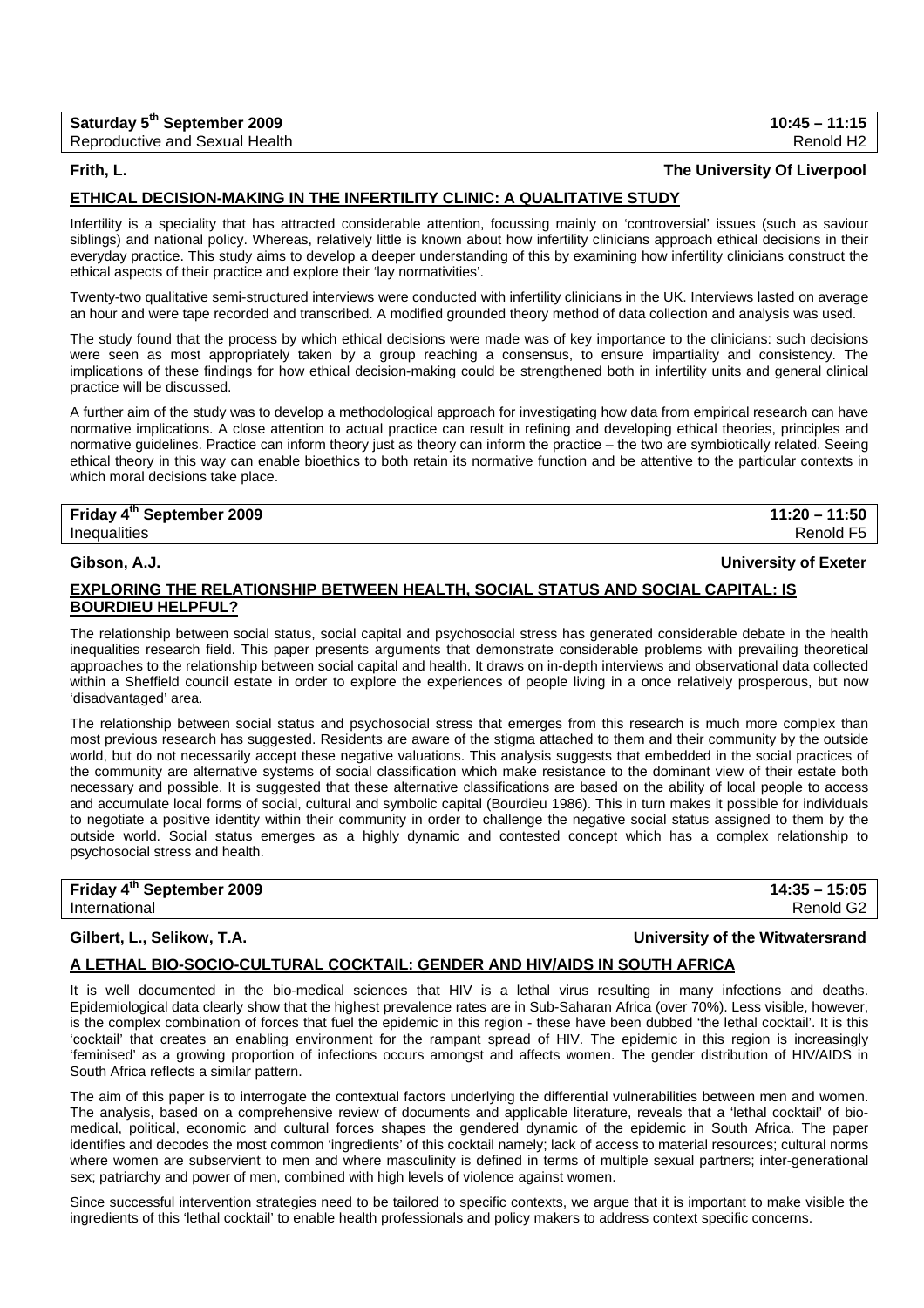**Saturday 5th September 2009** | **10:45 – 11:15**
Reproductive and Sexual Health | Renold H2

**Frith, L.** | **The University Of Liverpool**

## ETHICAL DECISION-MAKING IN THE INFERTILITY CLINIC: A QUALITATIVE STUDY

Infertility is a speciality that has attracted considerable attention, focussing mainly on 'controversial' issues (such as saviour siblings) and national policy. Whereas, relatively little is known about how infertility clinicians approach ethical decisions in their everyday practice. This study aims to develop a deeper understanding of this by examining how infertility clinicians construct the ethical aspects of their practice and explore their 'lay normativities'.

Twenty-two qualitative semi-structured interviews were conducted with infertility clinicians in the UK. Interviews lasted on average an hour and were tape recorded and transcribed. A modified grounded theory method of data collection and analysis was used.

The study found that the process by which ethical decisions were made was of key importance to the clinicians: such decisions were seen as most appropriately taken by a group reaching a consensus, to ensure impartiality and consistency. The implications of these findings for how ethical decision-making could be strengthened both in infertility units and general clinical practice will be discussed.

A further aim of the study was to develop a methodological approach for investigating how data from empirical research can have normative implications. A close attention to actual practice can result in refining and developing ethical theories, principles and normative guidelines. Practice can inform theory just as theory can inform the practice – the two are symbiotically related. Seeing ethical theory in this way can enable bioethics to both retain its normative function and be attentive to the particular contexts in which moral decisions take place.

**Friday 4th September 2009** | **11:20 – 11:50**
Inequalities | Renold F5

**Gibson, A.J.** | **University of Exeter**

## EXPLORING THE RELATIONSHIP BETWEEN HEALTH, SOCIAL STATUS AND SOCIAL CAPITAL: IS BOURDIEU HELPFUL?

The relationship between social status, social capital and psychosocial stress has generated considerable debate in the health inequalities research field. This paper presents arguments that demonstrate considerable problems with prevailing theoretical approaches to the relationship between social capital and health. It draws on in-depth interviews and observational data collected within a Sheffield council estate in order to explore the experiences of people living in a once relatively prosperous, but now 'disadvantaged' area.

The relationship between social status and psychosocial stress that emerges from this research is much more complex than most previous research has suggested. Residents are aware of the stigma attached to them and their community by the outside world, but do not necessarily accept these negative valuations. This analysis suggests that embedded in the social practices of the community are alternative systems of social classification which make resistance to the dominant view of their estate both necessary and possible. It is suggested that these alternative classifications are based on the ability of local people to access and accumulate local forms of social, cultural and symbolic capital (Bourdieu 1986). This in turn makes it possible for individuals to negotiate a positive identity within their community in order to challenge the negative social status assigned to them by the outside world. Social status emerges as a highly dynamic and contested concept which has a complex relationship to psychosocial stress and health.

**Friday 4th September 2009** | **14:35 – 15:05**
International | Renold G2

**Gilbert, L., Selikow, T.A.** | **University of the Witwatersrand**

## A LETHAL BIO-SOCIO-CULTURAL COCKTAIL: GENDER AND HIV/AIDS IN SOUTH AFRICA

It is well documented in the bio-medical sciences that HIV is a lethal virus resulting in many infections and deaths. Epidemiological data clearly show that the highest prevalence rates are in Sub-Saharan Africa (over 70%). Less visible, however, is the complex combination of forces that fuel the epidemic in this region - these have been dubbed 'the lethal cocktail'. It is this 'cocktail' that creates an enabling environment for the rampant spread of HIV. The epidemic in this region is increasingly 'feminised' as a growing proportion of infections occurs amongst and affects women. The gender distribution of HIV/AIDS in South Africa reflects a similar pattern.

The aim of this paper is to interrogate the contextual factors underlying the differential vulnerabilities between men and women. The analysis, based on a comprehensive review of documents and applicable literature, reveals that a 'lethal cocktail' of bio-medical, political, economic and cultural forces shapes the gendered dynamic of the epidemic in South Africa. The paper identifies and decodes the most common 'ingredients' of this cocktail namely; lack of access to material resources; cultural norms where women are subservient to men and where masculinity is defined in terms of multiple sexual partners; inter-generational sex; patriarchy and power of men, combined with high levels of violence against women.

Since successful intervention strategies need to be tailored to specific contexts, we argue that it is important to make visible the ingredients of this 'lethal cocktail' to enable health professionals and policy makers to address context specific concerns.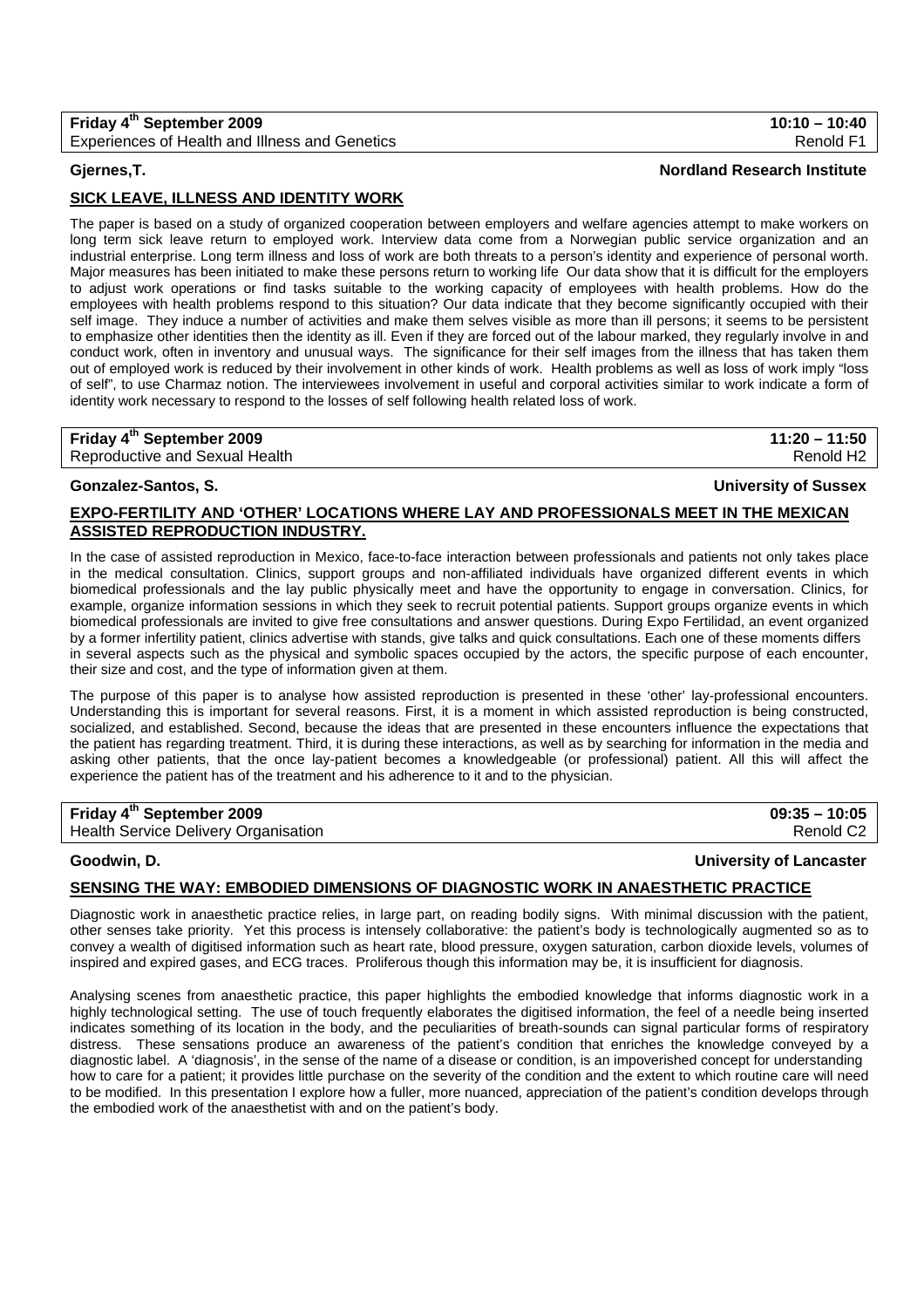**Friday 4th September 2009** — **10:10 – 10:40**
Experiences of Health and Illness and Genetics — Renold F1

**Gjernes,T.** — **Nordland Research Institute**

## SICK LEAVE, ILLNESS AND IDENTITY WORK

The paper is based on a study of organized cooperation between employers and welfare agencies attempt to make workers on long term sick leave return to employed work. Interview data come from a Norwegian public service organization and an industrial enterprise. Long term illness and loss of work are both threats to a person's identity and experience of personal worth. Major measures has been initiated to make these persons return to working life Our data show that it is difficult for the employers to adjust work operations or find tasks suitable to the working capacity of employees with health problems. How do the employees with health problems respond to this situation? Our data indicate that they become significantly occupied with their self image. They induce a number of activities and make them selves visible as more than ill persons; it seems to be persistent to emphasize other identities then the identity as ill. Even if they are forced out of the labour marked, they regularly involve in and conduct work, often in inventory and unusual ways. The significance for their self images from the illness that has taken them out of employed work is reduced by their involvement in other kinds of work. Health problems as well as loss of work imply "loss of self", to use Charmaz notion. The interviewees involvement in useful and corporal activities similar to work indicate a form of identity work necessary to respond to the losses of self following health related loss of work.

**Friday 4th September 2009** — **11:20 – 11:50**
Reproductive and Sexual Health — Renold H2

**Gonzalez-Santos, S.** — **University of Sussex**

## EXPO-FERTILITY AND 'OTHER' LOCATIONS WHERE LAY AND PROFESSIONALS MEET IN THE MEXICAN ASSISTED REPRODUCTION INDUSTRY.

In the case of assisted reproduction in Mexico, face-to-face interaction between professionals and patients not only takes place in the medical consultation. Clinics, support groups and non-affiliated individuals have organized different events in which biomedical professionals and the lay public physically meet and have the opportunity to engage in conversation. Clinics, for example, organize information sessions in which they seek to recruit potential patients. Support groups organize events in which biomedical professionals are invited to give free consultations and answer questions. During Expo Fertilidad, an event organized by a former infertility patient, clinics advertise with stands, give talks and quick consultations. Each one of these moments differs in several aspects such as the physical and symbolic spaces occupied by the actors, the specific purpose of each encounter, their size and cost, and the type of information given at them.

The purpose of this paper is to analyse how assisted reproduction is presented in these 'other' lay-professional encounters. Understanding this is important for several reasons. First, it is a moment in which assisted reproduction is being constructed, socialized, and established. Second, because the ideas that are presented in these encounters influence the expectations that the patient has regarding treatment. Third, it is during these interactions, as well as by searching for information in the media and asking other patients, that the once lay-patient becomes a knowledgeable (or professional) patient. All this will affect the experience the patient has of the treatment and his adherence to it and to the physician.

**Friday 4th September 2009** — **09:35 – 10:05**
Health Service Delivery Organisation — Renold C2

**Goodwin, D.** — **University of Lancaster**

## SENSING THE WAY: EMBODIED DIMENSIONS OF DIAGNOSTIC WORK IN ANAESTHETIC PRACTICE

Diagnostic work in anaesthetic practice relies, in large part, on reading bodily signs. With minimal discussion with the patient, other senses take priority. Yet this process is intensely collaborative: the patient's body is technologically augmented so as to convey a wealth of digitised information such as heart rate, blood pressure, oxygen saturation, carbon dioxide levels, volumes of inspired and expired gases, and ECG traces. Proliferous though this information may be, it is insufficient for diagnosis.

Analysing scenes from anaesthetic practice, this paper highlights the embodied knowledge that informs diagnostic work in a highly technological setting. The use of touch frequently elaborates the digitised information, the feel of a needle being inserted indicates something of its location in the body, and the peculiarities of breath-sounds can signal particular forms of respiratory distress. These sensations produce an awareness of the patient's condition that enriches the knowledge conveyed by a diagnostic label. A 'diagnosis', in the sense of the name of a disease or condition, is an impoverished concept for understanding how to care for a patient; it provides little purchase on the severity of the condition and the extent to which routine care will need to be modified. In this presentation I explore how a fuller, more nuanced, appreciation of the patient's condition develops through the embodied work of the anaesthetist with and on the patient's body.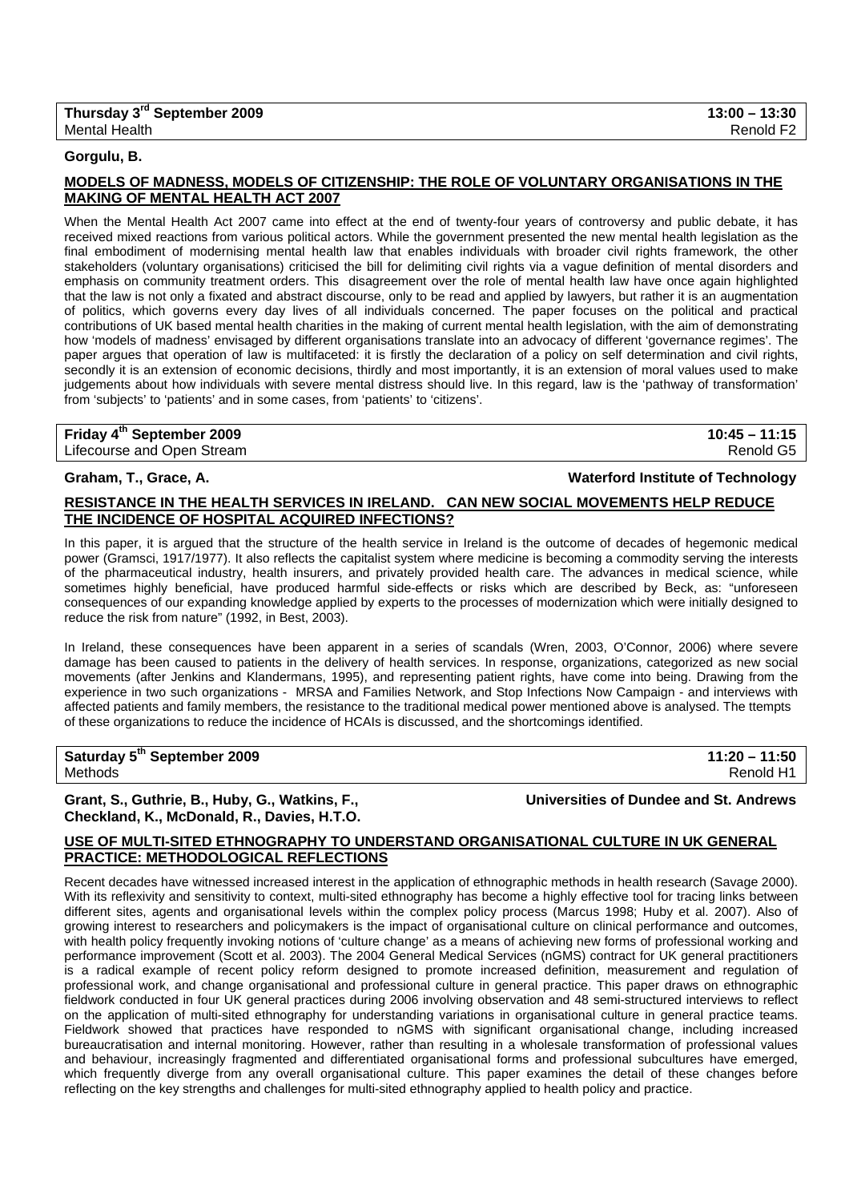**Thursday 3rd September 2009** | **13:00 – 13:30**
Mental Health | Renold F2

**Gorgulu, B.**

**MODELS OF MADNESS, MODELS OF CITIZENSHIP: THE ROLE OF VOLUNTARY ORGANISATIONS IN THE MAKING OF MENTAL HEALTH ACT 2007**

When the Mental Health Act 2007 came into effect at the end of twenty-four years of controversy and public debate, it has received mixed reactions from various political actors. While the government presented the new mental health legislation as the final embodiment of modernising mental health law that enables individuals with broader civil rights framework, the other stakeholders (voluntary organisations) criticised the bill for delimiting civil rights via a vague definition of mental disorders and emphasis on community treatment orders. This disagreement over the role of mental health law have once again highlighted that the law is not only a fixated and abstract discourse, only to be read and applied by lawyers, but rather it is an augmentation of politics, which governs every day lives of all individuals concerned. The paper focuses on the political and practical contributions of UK based mental health charities in the making of current mental health legislation, with the aim of demonstrating how 'models of madness' envisaged by different organisations translate into an advocacy of different 'governance regimes'. The paper argues that operation of law is multifaceted: it is firstly the declaration of a policy on self determination and civil rights, secondly it is an extension of economic decisions, thirdly and most importantly, it is an extension of moral values used to make judgements about how individuals with severe mental distress should live. In this regard, law is the 'pathway of transformation' from 'subjects' to 'patients' and in some cases, from 'patients' to 'citizens'.

**Friday 4th September 2009** | **10:45 – 11:15**
Lifecourse and Open Stream | Renold G5

**Graham, T., Grace, A.** | **Waterford Institute of Technology**

**RESISTANCE IN THE HEALTH SERVICES IN IRELAND. CAN NEW SOCIAL MOVEMENTS HELP REDUCE THE INCIDENCE OF HOSPITAL ACQUIRED INFECTIONS?**

In this paper, it is argued that the structure of the health service in Ireland is the outcome of decades of hegemonic medical power (Gramsci, 1917/1977). It also reflects the capitalist system where medicine is becoming a commodity serving the interests of the pharmaceutical industry, health insurers, and privately provided health care. The advances in medical science, while sometimes highly beneficial, have produced harmful side-effects or risks which are described by Beck, as: "unforeseen consequences of our expanding knowledge applied by experts to the processes of modernization which were initially designed to reduce the risk from nature" (1992, in Best, 2003).

In Ireland, these consequences have been apparent in a series of scandals (Wren, 2003, O'Connor, 2006) where severe damage has been caused to patients in the delivery of health services. In response, organizations, categorized as new social movements (after Jenkins and Klandermans, 1995), and representing patient rights, have come into being. Drawing from the experience in two such organizations - MRSA and Families Network, and Stop Infections Now Campaign - and interviews with affected patients and family members, the resistance to the traditional medical power mentioned above is analysed. The ttempts of these organizations to reduce the incidence of HCAIs is discussed, and the shortcomings identified.

**Saturday 5th September 2009** | **11:20 – 11:50**
Methods | Renold H1

**Grant, S., Guthrie, B., Huby, G., Watkins, F., Checkland, K., McDonald, R., Davies, H.T.O.** | **Universities of Dundee and St. Andrews**

**USE OF MULTI-SITED ETHNOGRAPHY TO UNDERSTAND ORGANISATIONAL CULTURE IN UK GENERAL PRACTICE: METHODOLOGICAL REFLECTIONS**

Recent decades have witnessed increased interest in the application of ethnographic methods in health research (Savage 2000). With its reflexivity and sensitivity to context, multi-sited ethnography has become a highly effective tool for tracing links between different sites, agents and organisational levels within the complex policy process (Marcus 1998; Huby et al. 2007). Also of growing interest to researchers and policymakers is the impact of organisational culture on clinical performance and outcomes, with health policy frequently invoking notions of 'culture change' as a means of achieving new forms of professional working and performance improvement (Scott et al. 2003). The 2004 General Medical Services (nGMS) contract for UK general practitioners is a radical example of recent policy reform designed to promote increased definition, measurement and regulation of professional work, and change organisational and professional culture in general practice. This paper draws on ethnographic fieldwork conducted in four UK general practices during 2006 involving observation and 48 semi-structured interviews to reflect on the application of multi-sited ethnography for understanding variations in organisational culture in general practice teams. Fieldwork showed that practices have responded to nGMS with significant organisational change, including increased bureaucratisation and internal monitoring. However, rather than resulting in a wholesale transformation of professional values and behaviour, increasingly fragmented and differentiated organisational forms and professional subcultures have emerged, which frequently diverge from any overall organisational culture. This paper examines the detail of these changes before reflecting on the key strengths and challenges for multi-sited ethnography applied to health policy and practice.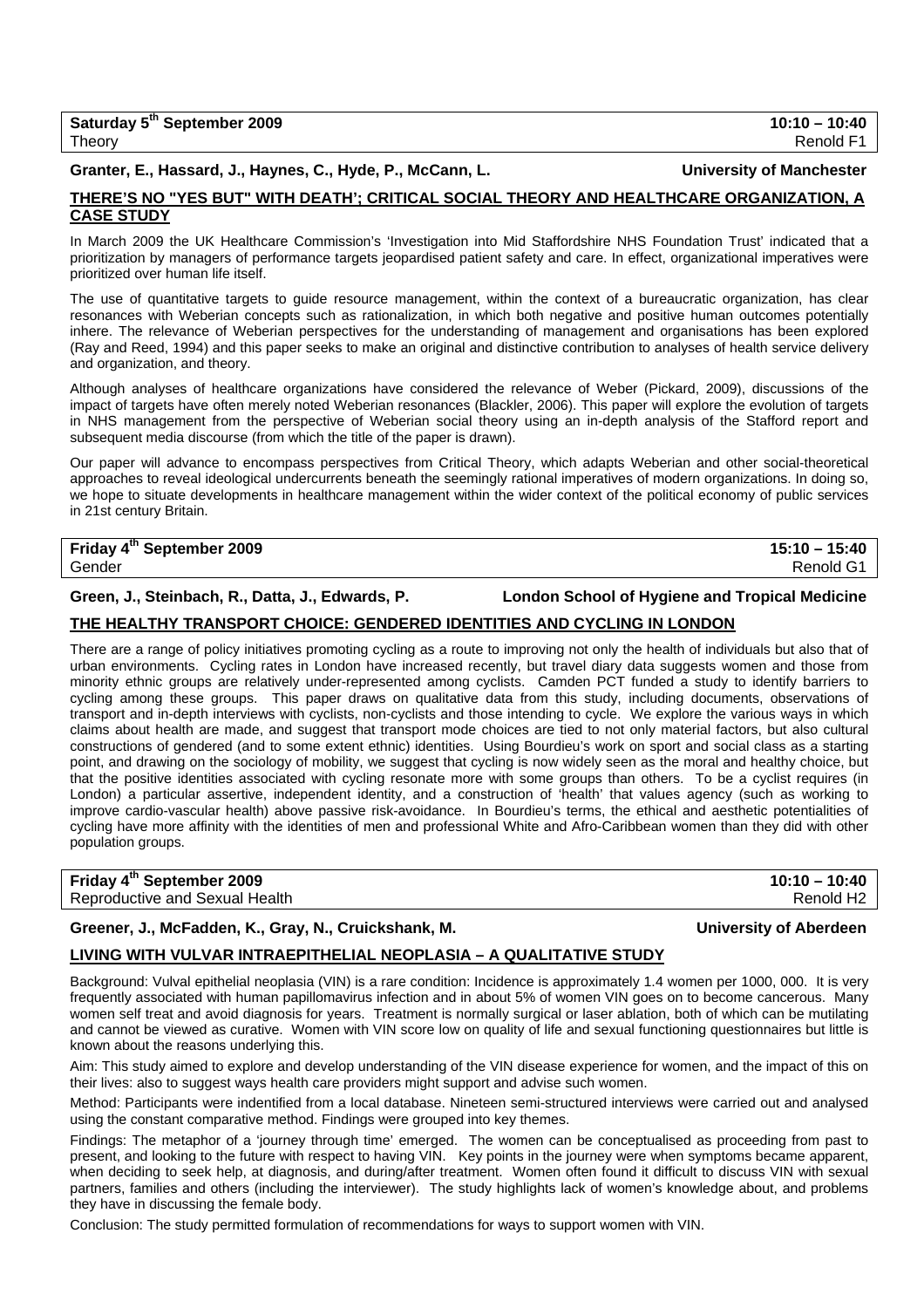**Saturday 5th September 2009** | **10:10 – 10:40**
Theory | Renold F1

**Granter, E., Hassard, J., Haynes, C., Hyde, P., McCann, L.** — **University of Manchester**

## THERE'S NO "YES BUT" WITH DEATH'; CRITICAL SOCIAL THEORY AND HEALTHCARE ORGANIZATION, A CASE STUDY

In March 2009 the UK Healthcare Commission's 'Investigation into Mid Staffordshire NHS Foundation Trust' indicated that a prioritization by managers of performance targets jeopardised patient safety and care. In effect, organizational imperatives were prioritized over human life itself.

The use of quantitative targets to guide resource management, within the context of a bureaucratic organization, has clear resonances with Weberian concepts such as rationalization, in which both negative and positive human outcomes potentially inhere. The relevance of Weberian perspectives for the understanding of management and organisations has been explored (Ray and Reed, 1994) and this paper seeks to make an original and distinctive contribution to analyses of health service delivery and organization, and theory.

Although analyses of healthcare organizations have considered the relevance of Weber (Pickard, 2009), discussions of the impact of targets have often merely noted Weberian resonances (Blackler, 2006). This paper will explore the evolution of targets in NHS management from the perspective of Weberian social theory using an in-depth analysis of the Stafford report and subsequent media discourse (from which the title of the paper is drawn).

Our paper will advance to encompass perspectives from Critical Theory, which adapts Weberian and other social-theoretical approaches to reveal ideological undercurrents beneath the seemingly rational imperatives of modern organizations. In doing so, we hope to situate developments in healthcare management within the wider context of the political economy of public services in 21st century Britain.

**Friday 4th September 2009** | **15:10 – 15:40**
Gender | Renold G1

**Green, J., Steinbach, R., Datta, J., Edwards, P.** — **London School of Hygiene and Tropical Medicine**

## THE HEALTHY TRANSPORT CHOICE: GENDERED IDENTITIES AND CYCLING IN LONDON

There are a range of policy initiatives promoting cycling as a route to improving not only the health of individuals but also that of urban environments. Cycling rates in London have increased recently, but travel diary data suggests women and those from minority ethnic groups are relatively under-represented among cyclists. Camden PCT funded a study to identify barriers to cycling among these groups. This paper draws on qualitative data from this study, including documents, observations of transport and in-depth interviews with cyclists, non-cyclists and those intending to cycle. We explore the various ways in which claims about health are made, and suggest that transport mode choices are tied to not only material factors, but also cultural constructions of gendered (and to some extent ethnic) identities. Using Bourdieu's work on sport and social class as a starting point, and drawing on the sociology of mobility, we suggest that cycling is now widely seen as the moral and healthy choice, but that the positive identities associated with cycling resonate more with some groups than others. To be a cyclist requires (in London) a particular assertive, independent identity, and a construction of 'health' that values agency (such as working to improve cardio-vascular health) above passive risk-avoidance. In Bourdieu's terms, the ethical and aesthetic potentialities of cycling have more affinity with the identities of men and professional White and Afro-Caribbean women than they did with other population groups.

**Friday 4th September 2009** | **10:10 – 10:40**
Reproductive and Sexual Health | Renold H2

**Greener, J., McFadden, K., Gray, N., Cruickshank, M.** — **University of Aberdeen**

## LIVING WITH VULVAR INTRAEPITHELIAL NEOPLASIA – A QUALITATIVE STUDY

Background: Vulval epithelial neoplasia (VIN) is a rare condition: Incidence is approximately 1.4 women per 1000, 000. It is very frequently associated with human papillomavirus infection and in about 5% of women VIN goes on to become cancerous. Many women self treat and avoid diagnosis for years. Treatment is normally surgical or laser ablation, both of which can be mutilating and cannot be viewed as curative. Women with VIN score low on quality of life and sexual functioning questionnaires but little is known about the reasons underlying this.

Aim: This study aimed to explore and develop understanding of the VIN disease experience for women, and the impact of this on their lives: also to suggest ways health care providers might support and advise such women.

Method: Participants were indentified from a local database. Nineteen semi-structured interviews were carried out and analysed using the constant comparative method. Findings were grouped into key themes.

Findings: The metaphor of a 'journey through time' emerged. The women can be conceptualised as proceeding from past to present, and looking to the future with respect to having VIN. Key points in the journey were when symptoms became apparent, when deciding to seek help, at diagnosis, and during/after treatment. Women often found it difficult to discuss VIN with sexual partners, families and others (including the interviewer). The study highlights lack of women's knowledge about, and problems they have in discussing the female body.

Conclusion: The study permitted formulation of recommendations for ways to support women with VIN.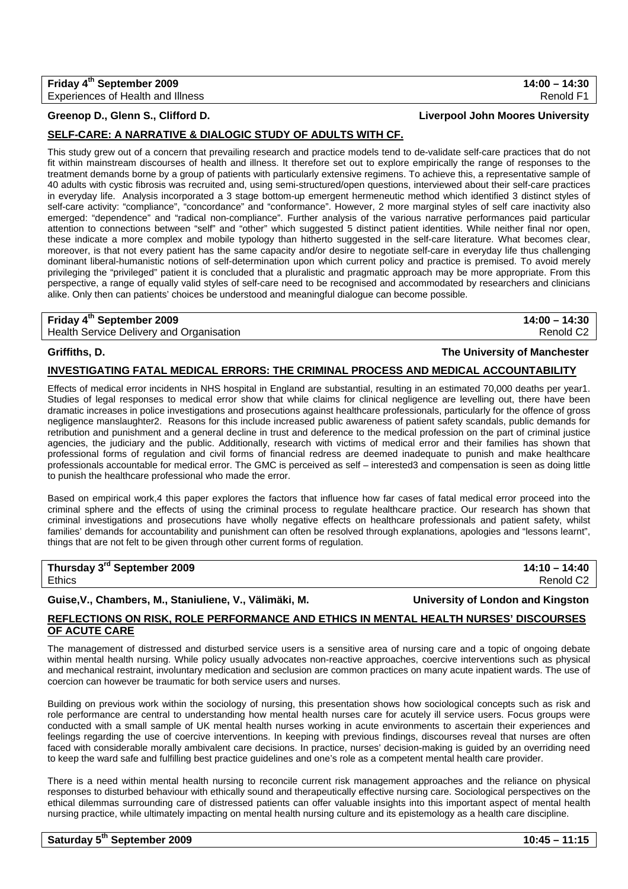**Friday 4th September 2009** — **14:00 – 14:30**
Experiences of Health and Illness — Renold F1

**Greenop D., Glenn S., Clifford D.** — **Liverpool John Moores University**

## SELF-CARE: A NARRATIVE & DIALOGIC STUDY OF ADULTS WITH CF.

This study grew out of a concern that prevailing research and practice models tend to de-validate self-care practices that do not fit within mainstream discourses of health and illness. It therefore set out to explore empirically the range of responses to the treatment demands borne by a group of patients with particularly extensive regimens. To achieve this, a representative sample of 40 adults with cystic fibrosis was recruited and, using semi-structured/open questions, interviewed about their self-care practices in everyday life. Analysis incorporated a 3 stage bottom-up emergent hermeneutic method which identified 3 distinct styles of self-care activity: "compliance", "concordance" and "conformance". However, 2 more marginal styles of self care inactivity also emerged: "dependence" and "radical non-compliance". Further analysis of the various narrative performances paid particular attention to connections between "self" and "other" which suggested 5 distinct patient identities. While neither final nor open, these indicate a more complex and mobile typology than hitherto suggested in the self-care literature. What becomes clear, moreover, is that not every patient has the same capacity and/or desire to negotiate self-care in everyday life thus challenging dominant liberal-humanistic notions of self-determination upon which current policy and practice is premised. To avoid merely privileging the "privileged" patient it is concluded that a pluralistic and pragmatic approach may be more appropriate. From this perspective, a range of equally valid styles of self-care need to be recognised and accommodated by researchers and clinicians alike. Only then can patients' choices be understood and meaningful dialogue can become possible.

**Friday 4th September 2009** — **14:00 – 14:30**
Health Service Delivery and Organisation — Renold C2

**Griffiths, D.** — **The University of Manchester**

## INVESTIGATING FATAL MEDICAL ERRORS: THE CRIMINAL PROCESS AND MEDICAL ACCOUNTABILITY

Effects of medical error incidents in NHS hospital in England are substantial, resulting in an estimated 70,000 deaths per year1. Studies of legal responses to medical error show that while claims for clinical negligence are levelling out, there have been dramatic increases in police investigations and prosecutions against healthcare professionals, particularly for the offence of gross negligence manslaughter2. Reasons for this include increased public awareness of patient safety scandals, public demands for retribution and punishment and a general decline in trust and deference to the medical profession on the part of criminal justice agencies, the judiciary and the public. Additionally, research with victims of medical error and their families has shown that professional forms of regulation and civil forms of financial redress are deemed inadequate to punish and make healthcare professionals accountable for medical error. The GMC is perceived as self – interested3 and compensation is seen as doing little to punish the healthcare professional who made the error.

Based on empirical work,4 this paper explores the factors that influence how far cases of fatal medical error proceed into the criminal sphere and the effects of using the criminal process to regulate healthcare practice. Our research has shown that criminal investigations and prosecutions have wholly negative effects on healthcare professionals and patient safety, whilst families' demands for accountability and punishment can often be resolved through explanations, apologies and "lessons learnt", things that are not felt to be given through other current forms of regulation.

**Thursday 3rd September 2009** — **14:10 – 14:40**
Ethics — Renold C2

**Guise,V., Chambers, M., Staniuliene, V., Välimäki, M.** — **University of London and Kingston**

## REFLECTIONS ON RISK, ROLE PERFORMANCE AND ETHICS IN MENTAL HEALTH NURSES' DISCOURSES OF ACUTE CARE

The management of distressed and disturbed service users is a sensitive area of nursing care and a topic of ongoing debate within mental health nursing. While policy usually advocates non-reactive approaches, coercive interventions such as physical and mechanical restraint, involuntary medication and seclusion are common practices on many acute inpatient wards. The use of coercion can however be traumatic for both service users and nurses.

Building on previous work within the sociology of nursing, this presentation shows how sociological concepts such as risk and role performance are central to understanding how mental health nurses care for acutely ill service users. Focus groups were conducted with a small sample of UK mental health nurses working in acute environments to ascertain their experiences and feelings regarding the use of coercive interventions. In keeping with previous findings, discourses reveal that nurses are often faced with considerable morally ambivalent care decisions. In practice, nurses' decision-making is guided by an overriding need to keep the ward safe and fulfilling best practice guidelines and one's role as a competent mental health care provider.

There is a need within mental health nursing to reconcile current risk management approaches and the reliance on physical responses to disturbed behaviour with ethically sound and therapeutically effective nursing care. Sociological perspectives on the ethical dilemmas surrounding care of distressed patients can offer valuable insights into this important aspect of mental health nursing practice, while ultimately impacting on mental health nursing culture and its epistemology as a health care discipline.

**Saturday 5th September 2009** — **10:45 – 11:15**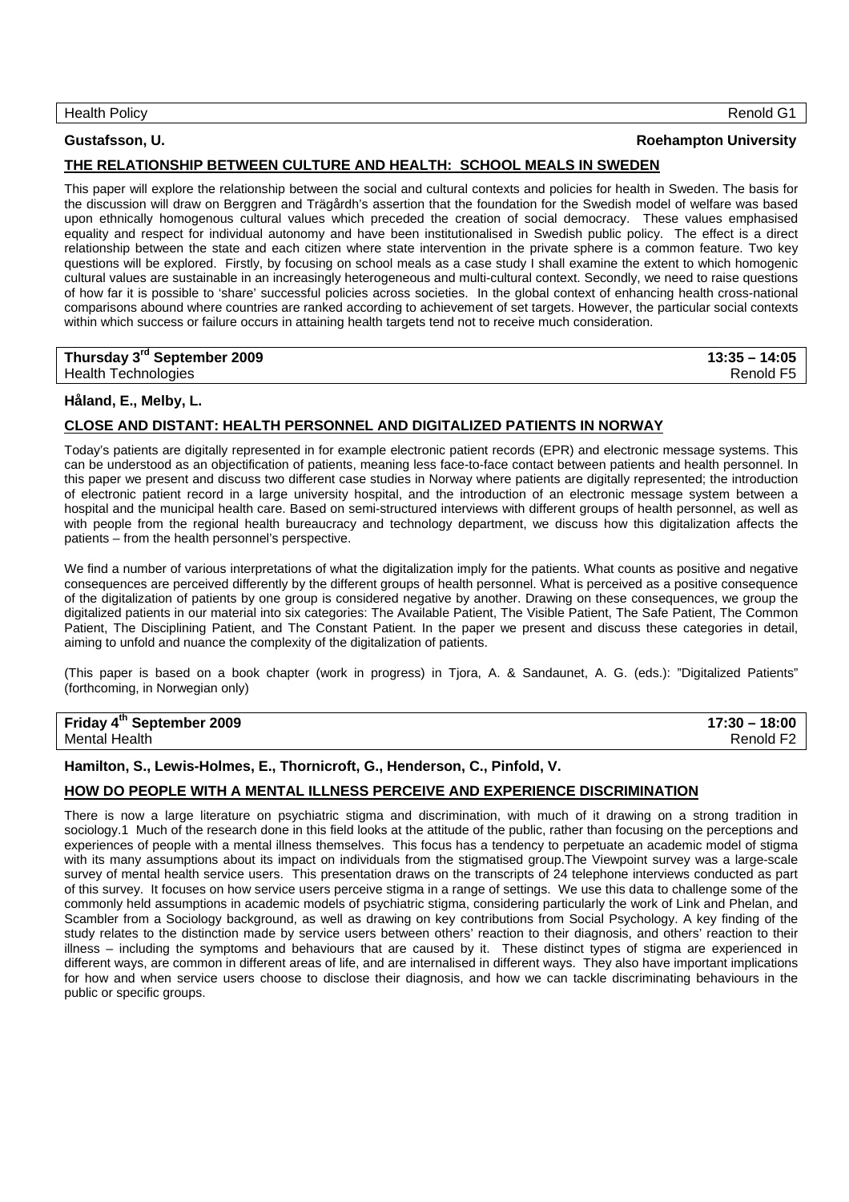Health Policy | Renold G1

**Gustafsson, U.** **Roehampton University**

**THE RELATIONSHIP BETWEEN CULTURE AND HEALTH: SCHOOL MEALS IN SWEDEN**

This paper will explore the relationship between the social and cultural contexts and policies for health in Sweden. The basis for the discussion will draw on Berggren and Trägårdh's assertion that the foundation for the Swedish model of welfare was based upon ethnically homogenous cultural values which preceded the creation of social democracy. These values emphasised equality and respect for individual autonomy and have been institutionalised in Swedish public policy. The effect is a direct relationship between the state and each citizen where state intervention in the private sphere is a common feature. Two key questions will be explored. Firstly, by focusing on school meals as a case study I shall examine the extent to which homogenic cultural values are sustainable in an increasingly heterogeneous and multi-cultural context. Secondly, we need to raise questions of how far it is possible to 'share' successful policies across societies. In the global context of enhancing health cross-national comparisons abound where countries are ranked according to achievement of set targets. However, the particular social contexts within which success or failure occurs in attaining health targets tend not to receive much consideration.

**Thursday 3rd September 2009** | **13:35 – 14:05**
Health Technologies | Renold F5

**Håland, E., Melby, L.**

**CLOSE AND DISTANT: HEALTH PERSONNEL AND DIGITALIZED PATIENTS IN NORWAY**

Today's patients are digitally represented in for example electronic patient records (EPR) and electronic message systems. This can be understood as an objectification of patients, meaning less face-to-face contact between patients and health personnel. In this paper we present and discuss two different case studies in Norway where patients are digitally represented; the introduction of electronic patient record in a large university hospital, and the introduction of an electronic message system between a hospital and the municipal health care. Based on semi-structured interviews with different groups of health personnel, as well as with people from the regional health bureaucracy and technology department, we discuss how this digitalization affects the patients – from the health personnel's perspective.

We find a number of various interpretations of what the digitalization imply for the patients. What counts as positive and negative consequences are perceived differently by the different groups of health personnel. What is perceived as a positive consequence of the digitalization of patients by one group is considered negative by another. Drawing on these consequences, we group the digitalized patients in our material into six categories: The Available Patient, The Visible Patient, The Safe Patient, The Common Patient, The Disciplining Patient, and The Constant Patient. In the paper we present and discuss these categories in detail, aiming to unfold and nuance the complexity of the digitalization of patients.

(This paper is based on a book chapter (work in progress) in Tjora, A. & Sandaunet, A. G. (eds.): "Digitalized Patients" (forthcoming, in Norwegian only)

**Friday 4th September 2009** | **17:30 – 18:00**
Mental Health | Renold F2

**Hamilton, S., Lewis-Holmes, E., Thornicroft, G., Henderson, C., Pinfold, V.**

**HOW DO PEOPLE WITH A MENTAL ILLNESS PERCEIVE AND EXPERIENCE DISCRIMINATION**

There is now a large literature on psychiatric stigma and discrimination, with much of it drawing on a strong tradition in sociology.1 Much of the research done in this field looks at the attitude of the public, rather than focusing on the perceptions and experiences of people with a mental illness themselves. This focus has a tendency to perpetuate an academic model of stigma with its many assumptions about its impact on individuals from the stigmatised group.The Viewpoint survey was a large-scale survey of mental health service users. This presentation draws on the transcripts of 24 telephone interviews conducted as part of this survey. It focuses on how service users perceive stigma in a range of settings. We use this data to challenge some of the commonly held assumptions in academic models of psychiatric stigma, considering particularly the work of Link and Phelan, and Scambler from a Sociology background, as well as drawing on key contributions from Social Psychology. A key finding of the study relates to the distinction made by service users between others' reaction to their diagnosis, and others' reaction to their illness – including the symptoms and behaviours that are caused by it. These distinct types of stigma are experienced in different ways, are common in different areas of life, and are internalised in different ways. They also have important implications for how and when service users choose to disclose their diagnosis, and how we can tackle discriminating behaviours in the public or specific groups.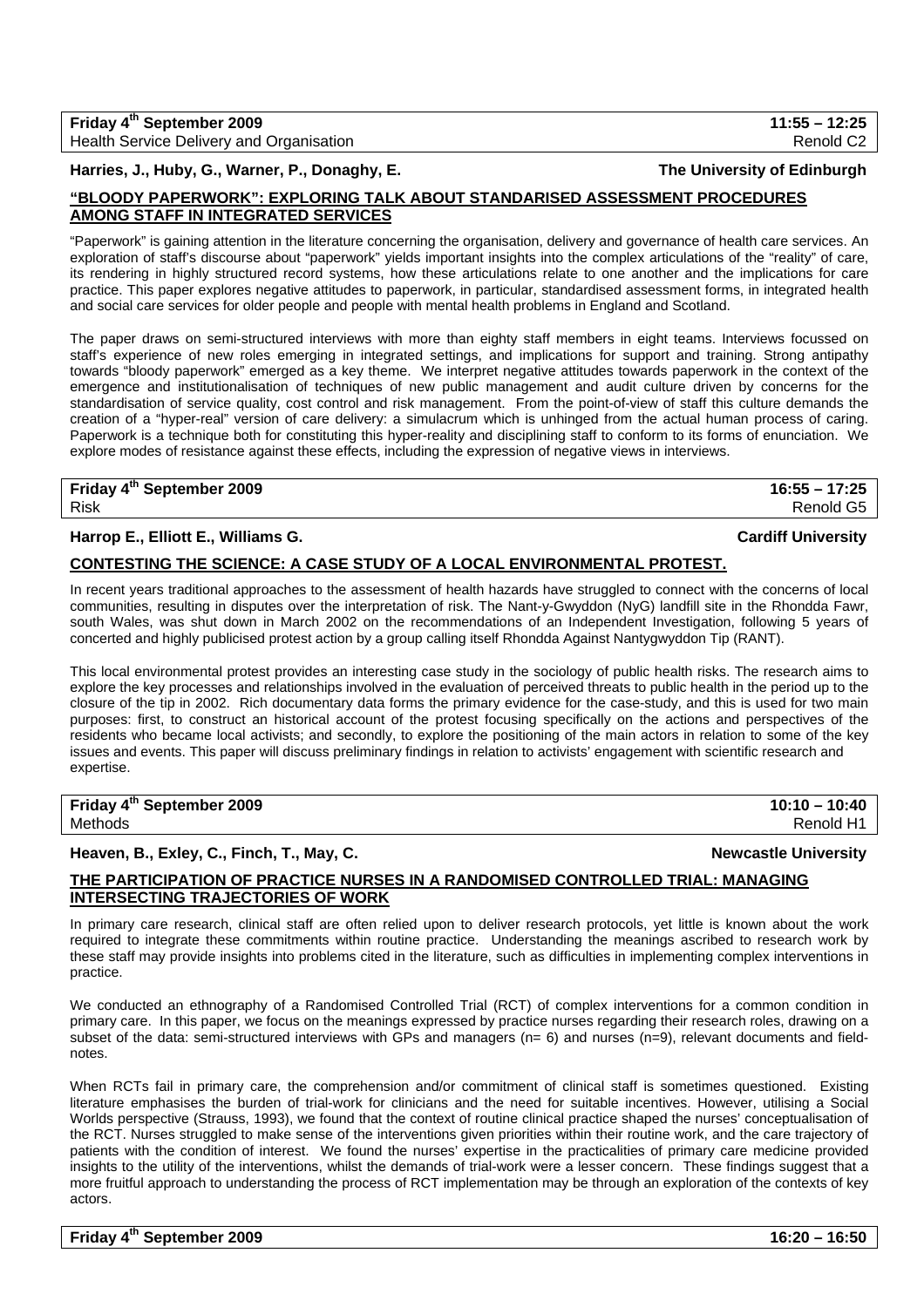**Friday 4th September 2009** **11:55 – 12:25**
Health Service Delivery and Organisation Renold C2

**Harries, J., Huby, G., Warner, P., Donaghy, E.** **The University of Edinburgh**

### "BLOODY PAPERWORK": EXPLORING TALK ABOUT STANDARISED ASSESSMENT PROCEDURES AMONG STAFF IN INTEGRATED SERVICES

"Paperwork" is gaining attention in the literature concerning the organisation, delivery and governance of health care services. An exploration of staff's discourse about "paperwork" yields important insights into the complex articulations of the "reality" of care, its rendering in highly structured record systems, how these articulations relate to one another and the implications for care practice. This paper explores negative attitudes to paperwork, in particular, standardised assessment forms, in integrated health and social care services for older people and people with mental health problems in England and Scotland.

The paper draws on semi-structured interviews with more than eighty staff members in eight teams. Interviews focussed on staff's experience of new roles emerging in integrated settings, and implications for support and training. Strong antipathy towards "bloody paperwork" emerged as a key theme. We interpret negative attitudes towards paperwork in the context of the emergence and institutionalisation of techniques of new public management and audit culture driven by concerns for the standardisation of service quality, cost control and risk management. From the point-of-view of staff this culture demands the creation of a "hyper-real" version of care delivery: a simulacrum which is unhinged from the actual human process of caring. Paperwork is a technique both for constituting this hyper-reality and disciplining staff to conform to its forms of enunciation. We explore modes of resistance against these effects, including the expression of negative views in interviews.

**Friday 4th September 2009** **16:55 – 17:25**
Risk Renold G5

**Harrop E., Elliott E., Williams G.** **Cardiff University**

### CONTESTING THE SCIENCE: A CASE STUDY OF A LOCAL ENVIRONMENTAL PROTEST.

In recent years traditional approaches to the assessment of health hazards have struggled to connect with the concerns of local communities, resulting in disputes over the interpretation of risk. The Nant-y-Gwyddon (NyG) landfill site in the Rhondda Fawr, south Wales, was shut down in March 2002 on the recommendations of an Independent Investigation, following 5 years of concerted and highly publicised protest action by a group calling itself Rhondda Against Nantygwyddon Tip (RANT).

This local environmental protest provides an interesting case study in the sociology of public health risks. The research aims to explore the key processes and relationships involved in the evaluation of perceived threats to public health in the period up to the closure of the tip in 2002. Rich documentary data forms the primary evidence for the case-study, and this is used for two main purposes: first, to construct an historical account of the protest focusing specifically on the actions and perspectives of the residents who became local activists; and secondly, to explore the positioning of the main actors in relation to some of the key issues and events. This paper will discuss preliminary findings in relation to activists' engagement with scientific research and expertise.

**Friday 4th September 2009** **10:10 – 10:40**
Methods Renold H1

**Heaven, B., Exley, C., Finch, T., May, C.** **Newcastle University**

### THE PARTICIPATION OF PRACTICE NURSES IN A RANDOMISED CONTROLLED TRIAL: MANAGING INTERSECTING TRAJECTORIES OF WORK

In primary care research, clinical staff are often relied upon to deliver research protocols, yet little is known about the work required to integrate these commitments within routine practice. Understanding the meanings ascribed to research work by these staff may provide insights into problems cited in the literature, such as difficulties in implementing complex interventions in practice.

We conducted an ethnography of a Randomised Controlled Trial (RCT) of complex interventions for a common condition in primary care. In this paper, we focus on the meanings expressed by practice nurses regarding their research roles, drawing on a subset of the data: semi-structured interviews with GPs and managers (n= 6) and nurses (n=9), relevant documents and field-notes.

When RCTs fail in primary care, the comprehension and/or commitment of clinical staff is sometimes questioned. Existing literature emphasises the burden of trial-work for clinicians and the need for suitable incentives. However, utilising a Social Worlds perspective (Strauss, 1993), we found that the context of routine clinical practice shaped the nurses' conceptualisation of the RCT. Nurses struggled to make sense of the interventions given priorities within their routine work, and the care trajectory of patients with the condition of interest. We found the nurses' expertise in the practicalities of primary care medicine provided insights to the utility of the interventions, whilst the demands of trial-work were a lesser concern. These findings suggest that a more fruitful approach to understanding the process of RCT implementation may be through an exploration of the contexts of key actors.

**Friday 4th September 2009** **16:20 – 16:50**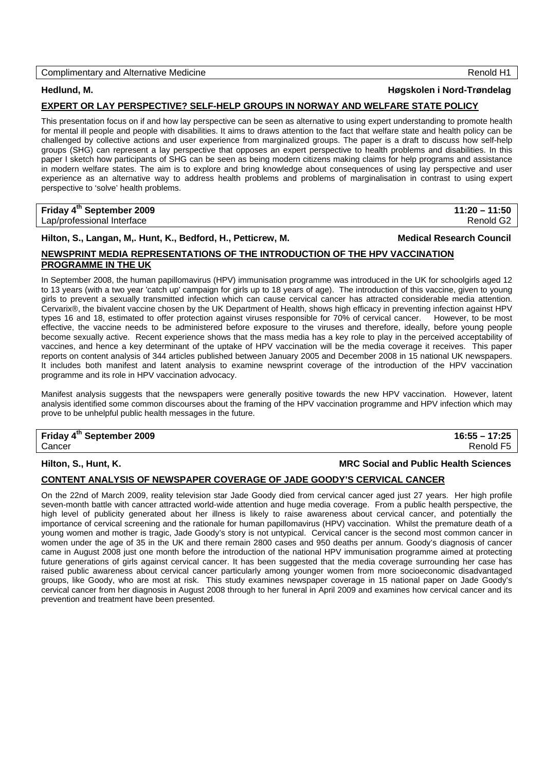| Complimentary and Alternative Medicine | Renold H1 |
|---|---|

**Hedlund, M.** **Høgskolen i Nord-Trøndelag**

**EXPERT OR LAY PERSPECTIVE? SELF-HELP GROUPS IN NORWAY AND WELFARE STATE POLICY**

This presentation focus on if and how lay perspective can be seen as alternative to using expert understanding to promote health for mental ill people and people with disabilities. It aims to draws attention to the fact that welfare state and health policy can be challenged by collective actions and user experience from marginalized groups. The paper is a draft to discuss how self-help groups (SHG) can represent a lay perspective that opposes an expert perspective to health problems and disabilities. In this paper I sketch how participants of SHG can be seen as being modern citizens making claims for help programs and assistance in modern welfare states. The aim is to explore and bring knowledge about consequences of using lay perspective and user experience as an alternative way to address health problems and problems of marginalisation in contrast to using expert perspective to 'solve' health problems.

| **Friday 4th September 2009** | **11:20 – 11:50** |
|---|---|
| Lap/professional Interface | Renold G2 |

**Hilton, S., Langan, M,. Hunt, K., Bedford, H., Petticrew, M.** **Medical Research Council**

**NEWSPRINT MEDIA REPRESENTATIONS OF THE INTRODUCTION OF THE HPV VACCINATION PROGRAMME IN THE UK**

In September 2008, the human papillomavirus (HPV) immunisation programme was introduced in the UK for schoolgirls aged 12 to 13 years (with a two year 'catch up' campaign for girls up to 18 years of age). The introduction of this vaccine, given to young girls to prevent a sexually transmitted infection which can cause cervical cancer has attracted considerable media attention. Cervarix®, the bivalent vaccine chosen by the UK Department of Health, shows high efficacy in preventing infection against HPV types 16 and 18, estimated to offer protection against viruses responsible for 70% of cervical cancer. However, to be most effective, the vaccine needs to be administered before exposure to the viruses and therefore, ideally, before young people become sexually active. Recent experience shows that the mass media has a key role to play in the perceived acceptability of vaccines, and hence a key determinant of the uptake of HPV vaccination will be the media coverage it receives. This paper reports on content analysis of 344 articles published between January 2005 and December 2008 in 15 national UK newspapers. It includes both manifest and latent analysis to examine newsprint coverage of the introduction of the HPV vaccination programme and its role in HPV vaccination advocacy.

Manifest analysis suggests that the newspapers were generally positive towards the new HPV vaccination. However, latent analysis identified some common discourses about the framing of the HPV vaccination programme and HPV infection which may prove to be unhelpful public health messages in the future.

| **Friday 4th September 2009** | **16:55 – 17:25** |
|---|---|
| Cancer | Renold F5 |

**Hilton, S., Hunt, K.** **MRC Social and Public Health Sciences**

**CONTENT ANALYSIS OF NEWSPAPER COVERAGE OF JADE GOODY'S CERVICAL CANCER**

On the 22nd of March 2009, reality television star Jade Goody died from cervical cancer aged just 27 years. Her high profile seven-month battle with cancer attracted world-wide attention and huge media coverage. From a public health perspective, the high level of publicity generated about her illness is likely to raise awareness about cervical cancer, and potentially the importance of cervical screening and the rationale for human papillomavirus (HPV) vaccination. Whilst the premature death of a young women and mother is tragic, Jade Goody's story is not untypical. Cervical cancer is the second most common cancer in women under the age of 35 in the UK and there remain 2800 cases and 950 deaths per annum. Goody's diagnosis of cancer came in August 2008 just one month before the introduction of the national HPV immunisation programme aimed at protecting future generations of girls against cervical cancer. It has been suggested that the media coverage surrounding her case has raised public awareness about cervical cancer particularly among younger women from more socioeconomic disadvantaged groups, like Goody, who are most at risk. This study examines newspaper coverage in 15 national paper on Jade Goody's cervical cancer from her diagnosis in August 2008 through to her funeral in April 2009 and examines how cervical cancer and its prevention and treatment have been presented.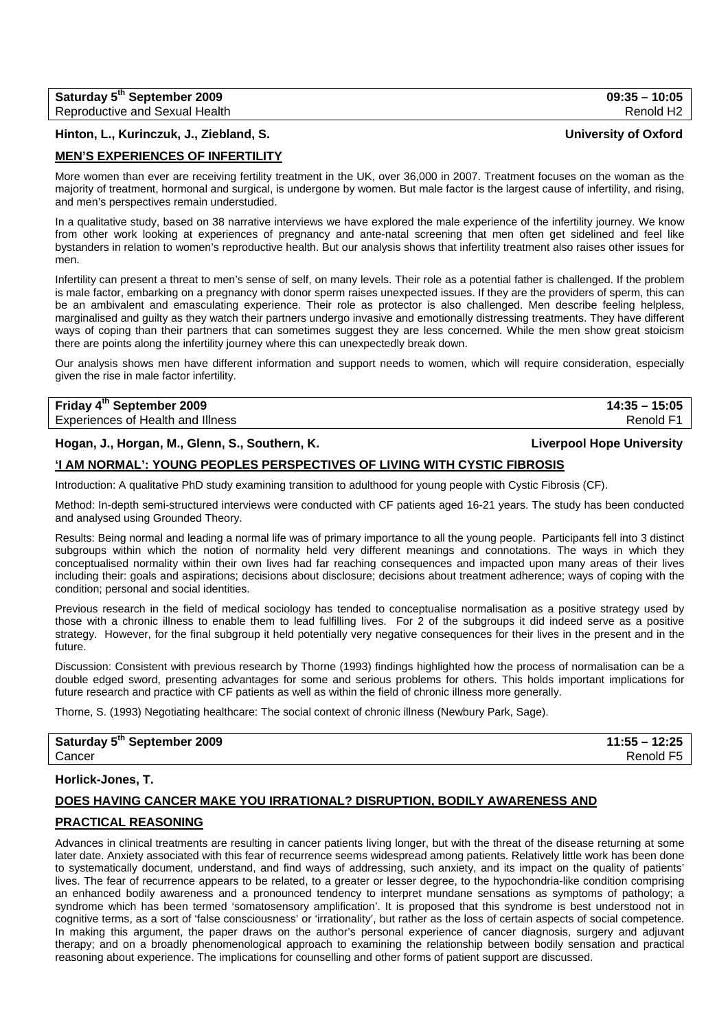**Saturday 5th September 2009** **09:35 – 10:05**
Reproductive and Sexual Health Renold H2

**Hinton, L., Kurinczuk, J., Ziebland, S.** **University of Oxford**

## MEN'S EXPERIENCES OF INFERTILITY

More women than ever are receiving fertility treatment in the UK, over 36,000 in 2007. Treatment focuses on the woman as the majority of treatment, hormonal and surgical, is undergone by women. But male factor is the largest cause of infertility, and rising, and men's perspectives remain understudied.

In a qualitative study, based on 38 narrative interviews we have explored the male experience of the infertility journey. We know from other work looking at experiences of pregnancy and ante-natal screening that men often get sidelined and feel like bystanders in relation to women's reproductive health. But our analysis shows that infertility treatment also raises other issues for men.

Infertility can present a threat to men's sense of self, on many levels. Their role as a potential father is challenged. If the problem is male factor, embarking on a pregnancy with donor sperm raises unexpected issues. If they are the providers of sperm, this can be an ambivalent and emasculating experience. Their role as protector is also challenged. Men describe feeling helpless, marginalised and guilty as they watch their partners undergo invasive and emotionally distressing treatments. They have different ways of coping than their partners that can sometimes suggest they are less concerned. While the men show great stoicism there are points along the infertility journey where this can unexpectedly break down.

Our analysis shows men have different information and support needs to women, which will require consideration, especially given the rise in male factor infertility.

**Friday 4th September 2009** **14:35 – 15:05**
Experiences of Health and Illness Renold F1

**Hogan, J., Horgan, M., Glenn, S., Southern, K.** **Liverpool Hope University**

## 'I AM NORMAL': YOUNG PEOPLES PERSPECTIVES OF LIVING WITH CYSTIC FIBROSIS

Introduction: A qualitative PhD study examining transition to adulthood for young people with Cystic Fibrosis (CF).

Method: In-depth semi-structured interviews were conducted with CF patients aged 16-21 years. The study has been conducted and analysed using Grounded Theory.

Results: Being normal and leading a normal life was of primary importance to all the young people. Participants fell into 3 distinct subgroups within which the notion of normality held very different meanings and connotations. The ways in which they conceptualised normality within their own lives had far reaching consequences and impacted upon many areas of their lives including their: goals and aspirations; decisions about disclosure; decisions about treatment adherence; ways of coping with the condition; personal and social identities.

Previous research in the field of medical sociology has tended to conceptualise normalisation as a positive strategy used by those with a chronic illness to enable them to lead fulfilling lives. For 2 of the subgroups it did indeed serve as a positive strategy. However, for the final subgroup it held potentially very negative consequences for their lives in the present and in the future.

Discussion: Consistent with previous research by Thorne (1993) findings highlighted how the process of normalisation can be a double edged sword, presenting advantages for some and serious problems for others. This holds important implications for future research and practice with CF patients as well as within the field of chronic illness more generally.

Thorne, S. (1993) Negotiating healthcare: The social context of chronic illness (Newbury Park, Sage).

**Saturday 5th September 2009** **11:55 – 12:25**
Cancer Renold F5

**Horlick-Jones, T.**

## DOES HAVING CANCER MAKE YOU IRRATIONAL? DISRUPTION, BODILY AWARENESS AND PRACTICAL REASONING

Advances in clinical treatments are resulting in cancer patients living longer, but with the threat of the disease returning at some later date. Anxiety associated with this fear of recurrence seems widespread among patients. Relatively little work has been done to systematically document, understand, and find ways of addressing, such anxiety, and its impact on the quality of patients' lives. The fear of recurrence appears to be related, to a greater or lesser degree, to the hypochondria-like condition comprising an enhanced bodily awareness and a pronounced tendency to interpret mundane sensations as symptoms of pathology; a syndrome which has been termed 'somatosensory amplification'. It is proposed that this syndrome is best understood not in cognitive terms, as a sort of 'false consciousness' or 'irrationality', but rather as the loss of certain aspects of social competence. In making this argument, the paper draws on the author's personal experience of cancer diagnosis, surgery and adjuvant therapy; and on a broadly phenomenological approach to examining the relationship between bodily sensation and practical reasoning about experience. The implications for counselling and other forms of patient support are discussed.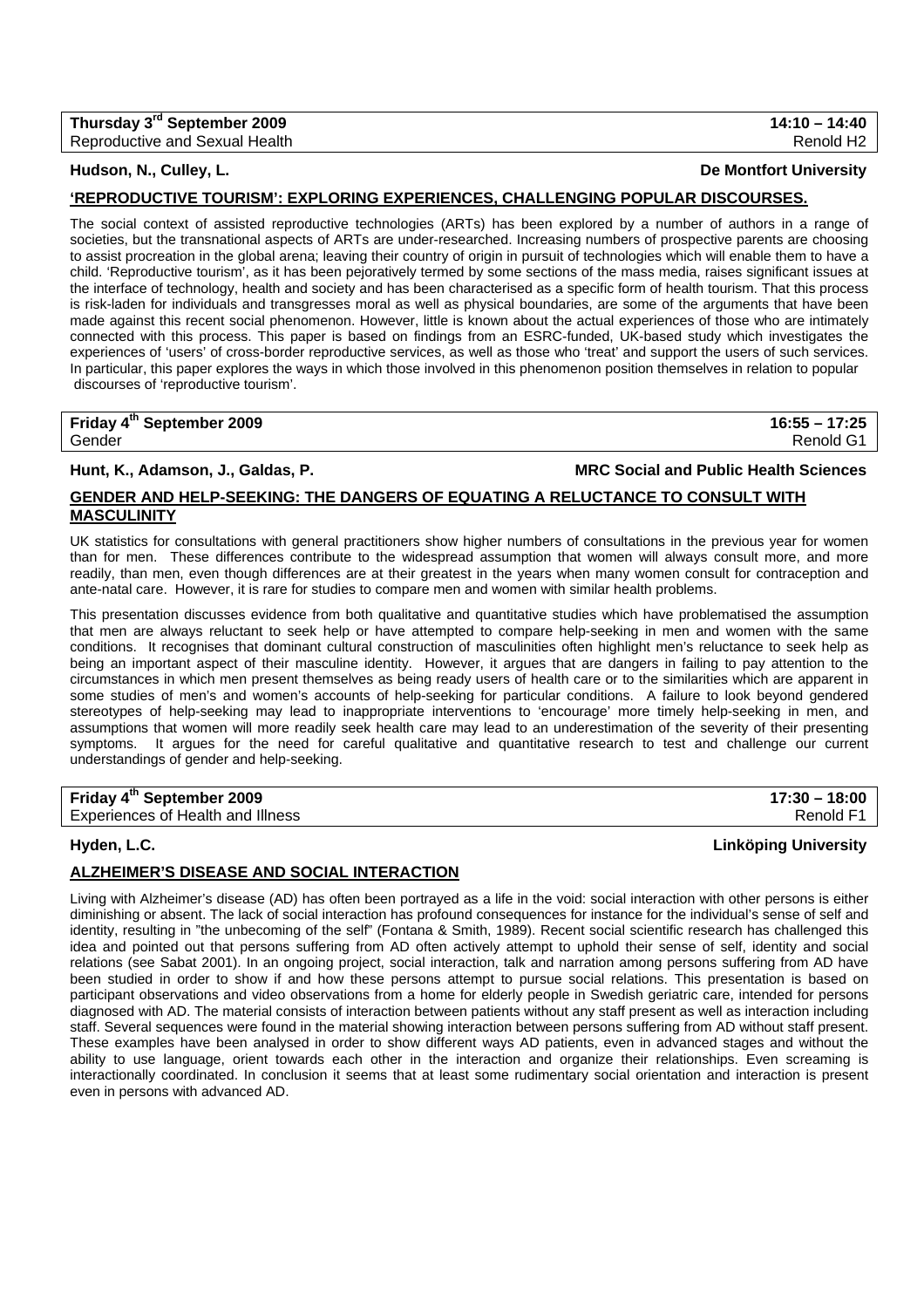**Thursday 3[rd] September 2009** — **14:10 – 14:40**
Reproductive and Sexual Health — Renold H2

**Hudson, N., Culley, L.** — **De Montfort University**

## 'REPRODUCTIVE TOURISM': EXPLORING EXPERIENCES, CHALLENGING POPULAR DISCOURSES.

The social context of assisted reproductive technologies (ARTs) has been explored by a number of authors in a range of societies, but the transnational aspects of ARTs are under-researched. Increasing numbers of prospective parents are choosing to assist procreation in the global arena; leaving their country of origin in pursuit of technologies which will enable them to have a child. 'Reproductive tourism', as it has been pejoratively termed by some sections of the mass media, raises significant issues at the interface of technology, health and society and has been characterised as a specific form of health tourism. That this process is risk-laden for individuals and transgresses moral as well as physical boundaries, are some of the arguments that have been made against this recent social phenomenon. However, little is known about the actual experiences of those who are intimately connected with this process. This paper is based on findings from an ESRC-funded, UK-based study which investigates the experiences of 'users' of cross-border reproductive services, as well as those who 'treat' and support the users of such services. In particular, this paper explores the ways in which those involved in this phenomenon position themselves in relation to popular discourses of 'reproductive tourism'.

**Friday 4[th] September 2009** — **16:55 – 17:25**
Gender — Renold G1

**Hunt, K., Adamson, J., Galdas, P.** — **MRC Social and Public Health Sciences**

## GENDER AND HELP-SEEKING: THE DANGERS OF EQUATING A RELUCTANCE TO CONSULT WITH MASCULINITY

UK statistics for consultations with general practitioners show higher numbers of consultations in the previous year for women than for men. These differences contribute to the widespread assumption that women will always consult more, and more readily, than men, even though differences are at their greatest in the years when many women consult for contraception and ante-natal care. However, it is rare for studies to compare men and women with similar health problems.

This presentation discusses evidence from both qualitative and quantitative studies which have problematised the assumption that men are always reluctant to seek help or have attempted to compare help-seeking in men and women with the same conditions. It recognises that dominant cultural construction of masculinities often highlight men's reluctance to seek help as being an important aspect of their masculine identity. However, it argues that are dangers in failing to pay attention to the circumstances in which men present themselves as being ready users of health care or to the similarities which are apparent in some studies of men's and women's accounts of help-seeking for particular conditions. A failure to look beyond gendered stereotypes of help-seeking may lead to inappropriate interventions to 'encourage' more timely help-seeking in men, and assumptions that women will more readily seek health care may lead to an underestimation of the severity of their presenting symptoms. It argues for the need for careful qualitative and quantitative research to test and challenge our current understandings of gender and help-seeking.

**Friday 4[th] September 2009** — **17:30 – 18:00**
Experiences of Health and Illness — Renold F1

**Hyden, L.C.** — **Linköping University**

## ALZHEIMER'S DISEASE AND SOCIAL INTERACTION

Living with Alzheimer's disease (AD) has often been portrayed as a life in the void: social interaction with other persons is either diminishing or absent. The lack of social interaction has profound consequences for instance for the individual's sense of self and identity, resulting in "the unbecoming of the self" (Fontana & Smith, 1989). Recent social scientific research has challenged this idea and pointed out that persons suffering from AD often actively attempt to uphold their sense of self, identity and social relations (see Sabat 2001). In an ongoing project, social interaction, talk and narration among persons suffering from AD have been studied in order to show if and how these persons attempt to pursue social relations. This presentation is based on participant observations and video observations from a home for elderly people in Swedish geriatric care, intended for persons diagnosed with AD. The material consists of interaction between patients without any staff present as well as interaction including staff. Several sequences were found in the material showing interaction between persons suffering from AD without staff present. These examples have been analysed in order to show different ways AD patients, even in advanced stages and without the ability to use language, orient towards each other in the interaction and organize their relationships. Even screaming is interactionally coordinated. In conclusion it seems that at least some rudimentary social orientation and interaction is present even in persons with advanced AD.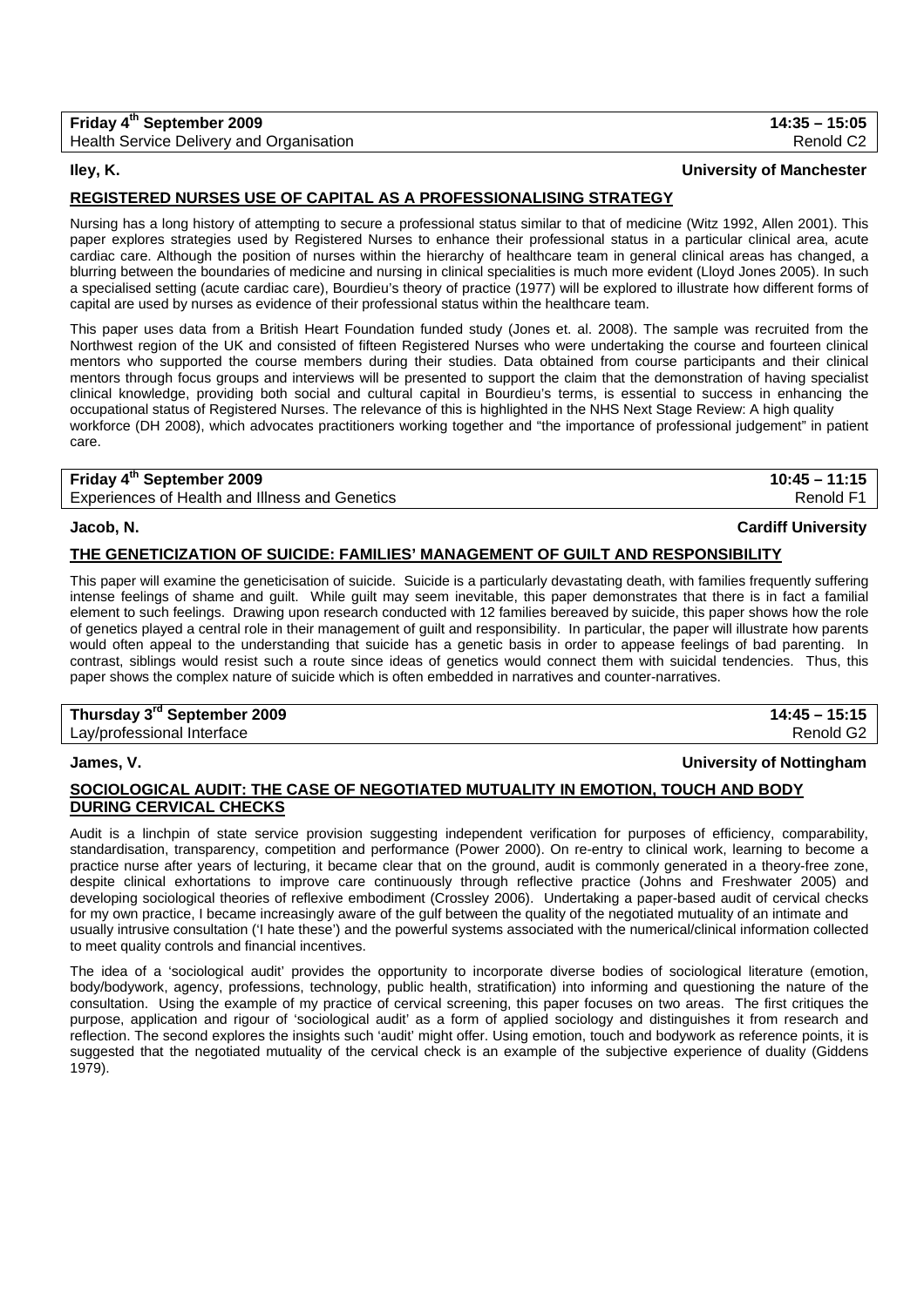**Friday 4th September 2009** — **14:35 – 15:05**
Health Service Delivery and Organisation — Renold C2

**Iley, K.** — **University of Manchester**

## REGISTERED NURSES USE OF CAPITAL AS A PROFESSIONALISING STRATEGY

Nursing has a long history of attempting to secure a professional status similar to that of medicine (Witz 1992, Allen 2001). This paper explores strategies used by Registered Nurses to enhance their professional status in a particular clinical area, acute cardiac care. Although the position of nurses within the hierarchy of healthcare team in general clinical areas has changed, a blurring between the boundaries of medicine and nursing in clinical specialities is much more evident (Lloyd Jones 2005). In such a specialised setting (acute cardiac care), Bourdieu's theory of practice (1977) will be explored to illustrate how different forms of capital are used by nurses as evidence of their professional status within the healthcare team.

This paper uses data from a British Heart Foundation funded study (Jones et. al. 2008). The sample was recruited from the Northwest region of the UK and consisted of fifteen Registered Nurses who were undertaking the course and fourteen clinical mentors who supported the course members during their studies. Data obtained from course participants and their clinical mentors through focus groups and interviews will be presented to support the claim that the demonstration of having specialist clinical knowledge, providing both social and cultural capital in Bourdieu's terms, is essential to success in enhancing the occupational status of Registered Nurses. The relevance of this is highlighted in the NHS Next Stage Review: A high quality workforce (DH 2008), which advocates practitioners working together and "the importance of professional judgement" in patient care.

**Friday 4th September 2009** — **10:45 – 11:15**
Experiences of Health and Illness and Genetics — Renold F1

**Jacob, N.** — **Cardiff University**

## THE GENETICIZATION OF SUICIDE: FAMILIES' MANAGEMENT OF GUILT AND RESPONSIBILITY

This paper will examine the geneticisation of suicide. Suicide is a particularly devastating death, with families frequently suffering intense feelings of shame and guilt. While guilt may seem inevitable, this paper demonstrates that there is in fact a familial element to such feelings. Drawing upon research conducted with 12 families bereaved by suicide, this paper shows how the role of genetics played a central role in their management of guilt and responsibility. In particular, the paper will illustrate how parents would often appeal to the understanding that suicide has a genetic basis in order to appease feelings of bad parenting. In contrast, siblings would resist such a route since ideas of genetics would connect them with suicidal tendencies. Thus, this paper shows the complex nature of suicide which is often embedded in narratives and counter-narratives.

**Thursday 3rd September 2009** — **14:45 – 15:15**
Lay/professional Interface — Renold G2

**James, V.** — **University of Nottingham**

## SOCIOLOGICAL AUDIT: THE CASE OF NEGOTIATED MUTUALITY IN EMOTION, TOUCH AND BODY DURING CERVICAL CHECKS

Audit is a linchpin of state service provision suggesting independent verification for purposes of efficiency, comparability, standardisation, transparency, competition and performance (Power 2000). On re-entry to clinical work, learning to become a practice nurse after years of lecturing, it became clear that on the ground, audit is commonly generated in a theory-free zone, despite clinical exhortations to improve care continuously through reflective practice (Johns and Freshwater 2005) and developing sociological theories of reflexive embodiment (Crossley 2006). Undertaking a paper-based audit of cervical checks for my own practice, I became increasingly aware of the gulf between the quality of the negotiated mutuality of an intimate and usually intrusive consultation ('I hate these') and the powerful systems associated with the numerical/clinical information collected to meet quality controls and financial incentives.

The idea of a 'sociological audit' provides the opportunity to incorporate diverse bodies of sociological literature (emotion, body/bodywork, agency, professions, technology, public health, stratification) into informing and questioning the nature of the consultation. Using the example of my practice of cervical screening, this paper focuses on two areas. The first critiques the purpose, application and rigour of 'sociological audit' as a form of applied sociology and distinguishes it from research and reflection. The second explores the insights such 'audit' might offer. Using emotion, touch and bodywork as reference points, it is suggested that the negotiated mutuality of the cervical check is an example of the subjective experience of duality (Giddens 1979).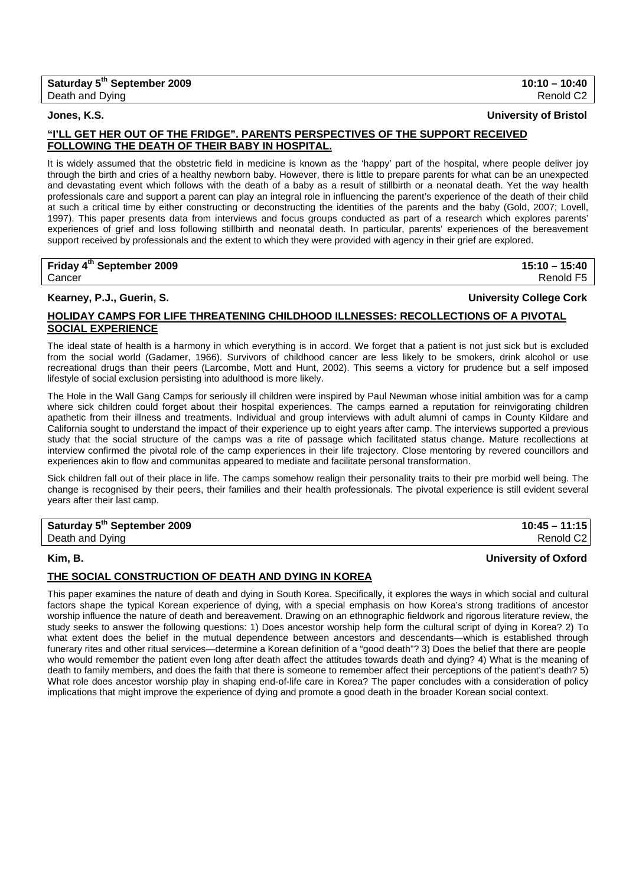**Saturday 5th September 2009** | **10:10 – 10:40**
Death and Dying | Renold C2

**Jones, K.S.** | **University of Bristol**

## "I'LL GET HER OUT OF THE FRIDGE". PARENTS PERSPECTIVES OF THE SUPPORT RECEIVED FOLLOWING THE DEATH OF THEIR BABY IN HOSPITAL.

It is widely assumed that the obstetric field in medicine is known as the 'happy' part of the hospital, where people deliver joy through the birth and cries of a healthy newborn baby. However, there is little to prepare parents for what can be an unexpected and devastating event which follows with the death of a baby as a result of stillbirth or a neonatal death. Yet the way health professionals care and support a parent can play an integral role in influencing the parent's experience of the death of their child at such a critical time by either constructing or deconstructing the identities of the parents and the baby (Gold, 2007; Lovell, 1997). This paper presents data from interviews and focus groups conducted as part of a research which explores parents' experiences of grief and loss following stillbirth and neonatal death. In particular, parents' experiences of the bereavement support received by professionals and the extent to which they were provided with agency in their grief are explored.

---

**Friday 4th September 2009** | **15:10 – 15:40**
Cancer | Renold F5

**Kearney, P.J., Guerin, S.** | **University College Cork**

## HOLIDAY CAMPS FOR LIFE THREATENING CHILDHOOD ILLNESSES: RECOLLECTIONS OF A PIVOTAL SOCIAL EXPERIENCE

The ideal state of health is a harmony in which everything is in accord. We forget that a patient is not just sick but is excluded from the social world (Gadamer, 1966). Survivors of childhood cancer are less likely to be smokers, drink alcohol or use recreational drugs than their peers (Larcombe, Mott and Hunt, 2002). This seems a victory for prudence but a self imposed lifestyle of social exclusion persisting into adulthood is more likely.

The Hole in the Wall Gang Camps for seriously ill children were inspired by Paul Newman whose initial ambition was for a camp where sick children could forget about their hospital experiences. The camps earned a reputation for reinvigorating children apathetic from their illness and treatments. Individual and group interviews with adult alumni of camps in County Kildare and California sought to understand the impact of their experience up to eight years after camp. The interviews supported a previous study that the social structure of the camps was a rite of passage which facilitated status change. Mature recollections at interview confirmed the pivotal role of the camp experiences in their life trajectory. Close mentoring by revered councillors and experiences akin to flow and communitas appeared to mediate and facilitate personal transformation.

Sick children fall out of their place in life. The camps somehow realign their personality traits to their pre morbid well being. The change is recognised by their peers, their families and their health professionals. The pivotal experience is still evident several years after their last camp.

---

**Saturday 5th September 2009** | **10:45 – 11:15**
Death and Dying | Renold C2

**Kim, B.** | **University of Oxford**

## THE SOCIAL CONSTRUCTION OF DEATH AND DYING IN KOREA

This paper examines the nature of death and dying in South Korea. Specifically, it explores the ways in which social and cultural factors shape the typical Korean experience of dying, with a special emphasis on how Korea's strong traditions of ancestor worship influence the nature of death and bereavement. Drawing on an ethnographic fieldwork and rigorous literature review, the study seeks to answer the following questions: 1) Does ancestor worship help form the cultural script of dying in Korea? 2) To what extent does the belief in the mutual dependence between ancestors and descendants—which is established through funerary rites and other ritual services—determine a Korean definition of a "good death"? 3) Does the belief that there are people who would remember the patient even long after death affect the attitudes towards death and dying? 4) What is the meaning of death to family members, and does the faith that there is someone to remember affect their perceptions of the patient's death? 5) What role does ancestor worship play in shaping end-of-life care in Korea? The paper concludes with a consideration of policy implications that might improve the experience of dying and promote a good death in the broader Korean social context.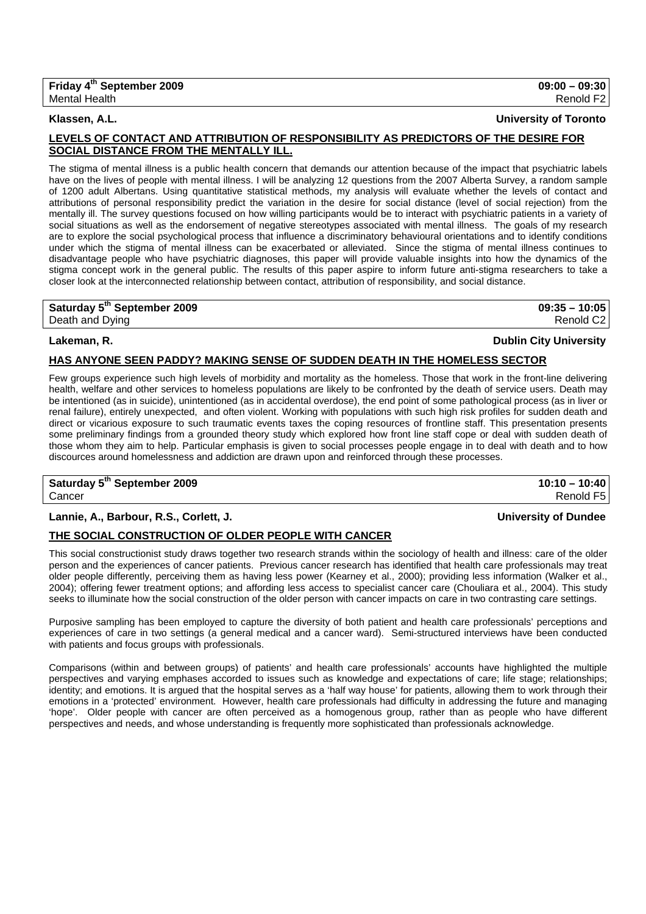**Friday 4th September 2009** **09:00 – 09:30**
Mental Health Renold F2

**Klassen, A.L.** **University of Toronto**

**LEVELS OF CONTACT AND ATTRIBUTION OF RESPONSIBILITY AS PREDICTORS OF THE DESIRE FOR SOCIAL DISTANCE FROM THE MENTALLY ILL.**

The stigma of mental illness is a public health concern that demands our attention because of the impact that psychiatric labels have on the lives of people with mental illness. I will be analyzing 12 questions from the 2007 Alberta Survey, a random sample of 1200 adult Albertans. Using quantitative statistical methods, my analysis will evaluate whether the levels of contact and attributions of personal responsibility predict the variation in the desire for social distance (level of social rejection) from the mentally ill. The survey questions focused on how willing participants would be to interact with psychiatric patients in a variety of social situations as well as the endorsement of negative stereotypes associated with mental illness. The goals of my research are to explore the social psychological process that influence a discriminatory behavioural orientations and to identify conditions under which the stigma of mental illness can be exacerbated or alleviated. Since the stigma of mental illness continues to disadvantage people who have psychiatric diagnoses, this paper will provide valuable insights into how the dynamics of the stigma concept work in the general public. The results of this paper aspire to inform future anti-stigma researchers to take a closer look at the interconnected relationship between contact, attribution of responsibility, and social distance.

**Saturday 5th September 2009** **09:35 – 10:05**
Death and Dying Renold C2

**Lakeman, R.** **Dublin City University**

**HAS ANYONE SEEN PADDY? MAKING SENSE OF SUDDEN DEATH IN THE HOMELESS SECTOR**

Few groups experience such high levels of morbidity and mortality as the homeless. Those that work in the front-line delivering health, welfare and other services to homeless populations are likely to be confronted by the death of service users. Death may be intentioned (as in suicide), unintentioned (as in accidental overdose), the end point of some pathological process (as in liver or renal failure), entirely unexpected, and often violent. Working with populations with such high risk profiles for sudden death and direct or vicarious exposure to such traumatic events taxes the coping resources of frontline staff. This presentation presents some preliminary findings from a grounded theory study which explored how front line staff cope or deal with sudden death of those whom they aim to help. Particular emphasis is given to social processes people engage in to deal with death and to how discources around homelessness and addiction are drawn upon and reinforced through these processes.

**Saturday 5th September 2009** **10:10 – 10:40**
Cancer Renold F5

**Lannie, A., Barbour, R.S., Corlett, J.** **University of Dundee**

**THE SOCIAL CONSTRUCTION OF OLDER PEOPLE WITH CANCER**

This social constructionist study draws together two research strands within the sociology of health and illness: care of the older person and the experiences of cancer patients. Previous cancer research has identified that health care professionals may treat older people differently, perceiving them as having less power (Kearney et al., 2000); providing less information (Walker et al., 2004); offering fewer treatment options; and affording less access to specialist cancer care (Chouliara et al., 2004). This study seeks to illuminate how the social construction of the older person with cancer impacts on care in two contrasting care settings.

Purposive sampling has been employed to capture the diversity of both patient and health care professionals' perceptions and experiences of care in two settings (a general medical and a cancer ward). Semi-structured interviews have been conducted with patients and focus groups with professionals.

Comparisons (within and between groups) of patients' and health care professionals' accounts have highlighted the multiple perspectives and varying emphases accorded to issues such as knowledge and expectations of care; life stage; relationships; identity; and emotions. It is argued that the hospital serves as a 'half way house' for patients, allowing them to work through their emotions in a 'protected' environment. However, health care professionals had difficulty in addressing the future and managing 'hope'. Older people with cancer are often perceived as a homogenous group, rather than as people who have different perspectives and needs, and whose understanding is frequently more sophisticated than professionals acknowledge.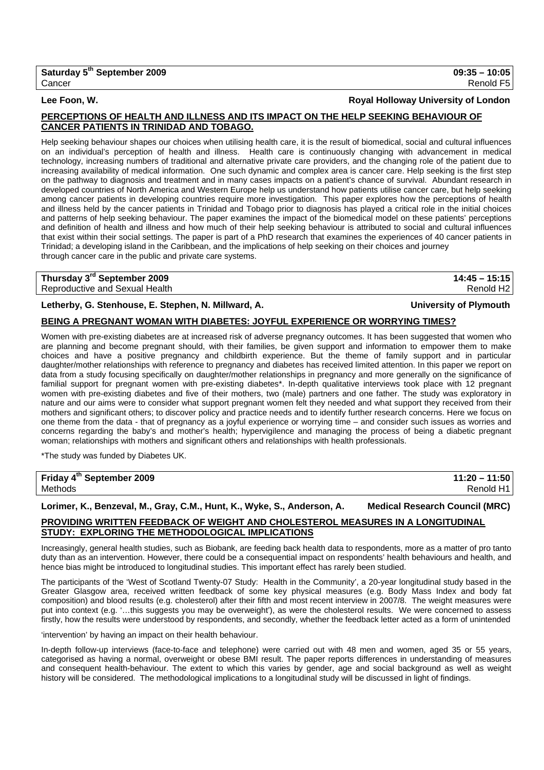**Saturday 5th September 2009** **09:35 – 10:05**
Cancer Renold F5

**Lee Foon, W.** **Royal Holloway University of London**

**PERCEPTIONS OF HEALTH AND ILLNESS AND ITS IMPACT ON THE HELP SEEKING BEHAVIOUR OF CANCER PATIENTS IN TRINIDAD AND TOBAGO.**

Help seeking behaviour shapes our choices when utilising health care, it is the result of biomedical, social and cultural influences on an individual's perception of health and illness. Health care is continuously changing with advancement in medical technology, increasing numbers of traditional and alternative private care providers, and the changing role of the patient due to increasing availability of medical information. One such dynamic and complex area is cancer care. Help seeking is the first step on the pathway to diagnosis and treatment and in many cases impacts on a patient's chance of survival. Abundant research in developed countries of North America and Western Europe help us understand how patients utilise cancer care, but help seeking among cancer patients in developing countries require more investigation. This paper explores how the perceptions of health and illness held by the cancer patients in Trinidad and Tobago prior to diagnosis has played a critical role in the initial choices and patterns of help seeking behaviour. The paper examines the impact of the biomedical model on these patients' perceptions and definition of health and illness and how much of their help seeking behaviour is attributed to social and cultural influences that exist within their social settings. The paper is part of a PhD research that examines the experiences of 40 cancer patients in Trinidad; a developing island in the Caribbean, and the implications of help seeking on their choices and journey through cancer care in the public and private care systems.

**Thursday 3rd September 2009** **14:45 – 15:15**
Reproductive and Sexual Health Renold H2

**Letherby, G. Stenhouse, E. Stephen, N. Millward, A.** **University of Plymouth**

**BEING A PREGNANT WOMAN WITH DIABETES: JOYFUL EXPERIENCE OR WORRYING TIMES?**

Women with pre-existing diabetes are at increased risk of adverse pregnancy outcomes. It has been suggested that women who are planning and become pregnant should, with their families, be given support and information to empower them to make choices and have a positive pregnancy and childbirth experience. But the theme of family support and in particular daughter/mother relationships with reference to pregnancy and diabetes has received limited attention. In this paper we report on data from a study focusing specifically on daughter/mother relationships in pregnancy and more generally on the significance of familial support for pregnant women with pre-existing diabetes*. In-depth qualitative interviews took place with 12 pregnant women with pre-existing diabetes and five of their mothers, two (male) partners and one father. The study was exploratory in nature and our aims were to consider what support pregnant women felt they needed and what support they received from their mothers and significant others; to discover policy and practice needs and to identify further research concerns. Here we focus on one theme from the data - that of pregnancy as a joyful experience or worrying time – and consider such issues as worries and concerns regarding the baby's and mother's health; hypervigilence and managing the process of being a diabetic pregnant woman; relationships with mothers and significant others and relationships with health professionals.

*The study was funded by Diabetes UK.

**Friday 4th September 2009** **11:20 – 11:50**
Methods Renold H1

**Lorimer, K., Benzeval, M., Gray, C.M., Hunt, K., Wyke, S., Anderson, A.** **Medical Research Council (MRC)**

**PROVIDING WRITTEN FEEDBACK OF WEIGHT AND CHOLESTEROL MEASURES IN A LONGITUDINAL STUDY: EXPLORING THE METHODOLOGICAL IMPLICATIONS**

Increasingly, general health studies, such as Biobank, are feeding back health data to respondents, more as a matter of pro tanto duty than as an intervention. However, there could be a consequential impact on respondents' health behaviours and health, and hence bias might be introduced to longitudinal studies. This important effect has rarely been studied.

The participants of the 'West of Scotland Twenty-07 Study: Health in the Community', a 20-year longitudinal study based in the Greater Glasgow area, received written feedback of some key physical measures (e.g. Body Mass Index and body fat composition) and blood results (e.g. cholesterol) after their fifth and most recent interview in 2007/8. The weight measures were put into context (e.g. '…this suggests you may be overweight'), as were the cholesterol results. We were concerned to assess firstly, how the results were understood by respondents, and secondly, whether the feedback letter acted as a form of unintended 'intervention' by having an impact on their health behaviour.

In-depth follow-up interviews (face-to-face and telephone) were carried out with 48 men and women, aged 35 or 55 years, categorised as having a normal, overweight or obese BMI result. The paper reports differences in understanding of measures and consequent health-behaviour. The extent to which this varies by gender, age and social background as well as weight history will be considered. The methodological implications to a longitudinal study will be discussed in light of findings.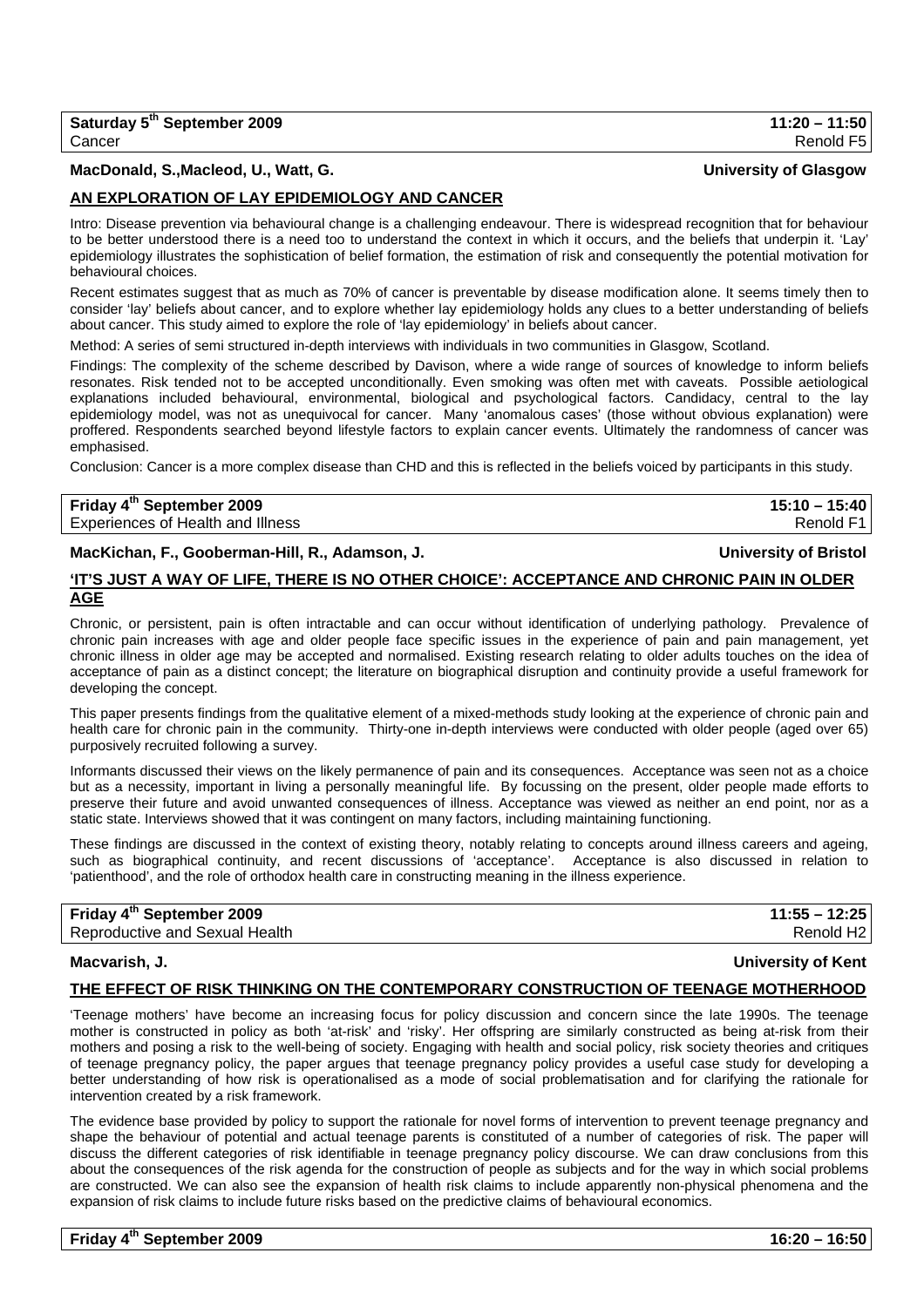**Saturday 5th September 2009** | **11:20 – 11:50**
Cancer | Renold F5

**MacDonald, S.,Macleod, U., Watt, G.** | **University of Glasgow**

## AN EXPLORATION OF LAY EPIDEMIOLOGY AND CANCER

Intro: Disease prevention via behavioural change is a challenging endeavour. There is widespread recognition that for behaviour to be better understood there is a need too to understand the context in which it occurs, and the beliefs that underpin it. 'Lay' epidemiology illustrates the sophistication of belief formation, the estimation of risk and consequently the potential motivation for behavioural choices.

Recent estimates suggest that as much as 70% of cancer is preventable by disease modification alone. It seems timely then to consider 'lay' beliefs about cancer, and to explore whether lay epidemiology holds any clues to a better understanding of beliefs about cancer. This study aimed to explore the role of 'lay epidemiology' in beliefs about cancer.

Method: A series of semi structured in-depth interviews with individuals in two communities in Glasgow, Scotland.

Findings: The complexity of the scheme described by Davison, where a wide range of sources of knowledge to inform beliefs resonates. Risk tended not to be accepted unconditionally. Even smoking was often met with caveats. Possible aetiological explanations included behavioural, environmental, biological and psychological factors. Candidacy, central to the lay epidemiology model, was not as unequivocal for cancer. Many 'anomalous cases' (those without obvious explanation) were proffered. Respondents searched beyond lifestyle factors to explain cancer events. Ultimately the randomness of cancer was emphasised.

Conclusion: Cancer is a more complex disease than CHD and this is reflected in the beliefs voiced by participants in this study.

**Friday 4th September 2009** | **15:10 – 15:40**
Experiences of Health and Illness | Renold F1

**MacKichan, F., Gooberman-Hill, R., Adamson, J.** | **University of Bristol**

## 'IT'S JUST A WAY OF LIFE, THERE IS NO OTHER CHOICE': ACCEPTANCE AND CHRONIC PAIN IN OLDER AGE

Chronic, or persistent, pain is often intractable and can occur without identification of underlying pathology. Prevalence of chronic pain increases with age and older people face specific issues in the experience of pain and pain management, yet chronic illness in older age may be accepted and normalised. Existing research relating to older adults touches on the idea of acceptance of pain as a distinct concept; the literature on biographical disruption and continuity provide a useful framework for developing the concept.

This paper presents findings from the qualitative element of a mixed-methods study looking at the experience of chronic pain and health care for chronic pain in the community. Thirty-one in-depth interviews were conducted with older people (aged over 65) purposively recruited following a survey.

Informants discussed their views on the likely permanence of pain and its consequences. Acceptance was seen not as a choice but as a necessity, important in living a personally meaningful life. By focussing on the present, older people made efforts to preserve their future and avoid unwanted consequences of illness. Acceptance was viewed as neither an end point, nor as a static state. Interviews showed that it was contingent on many factors, including maintaining functioning.

These findings are discussed in the context of existing theory, notably relating to concepts around illness careers and ageing, such as biographical continuity, and recent discussions of 'acceptance'. Acceptance is also discussed in relation to 'patienthood', and the role of orthodox health care in constructing meaning in the illness experience.

**Friday 4th September 2009** | **11:55 – 12:25**
Reproductive and Sexual Health | Renold H2

**Macvarish, J.** | **University of Kent**

## THE EFFECT OF RISK THINKING ON THE CONTEMPORARY CONSTRUCTION OF TEENAGE MOTHERHOOD

'Teenage mothers' have become an increasing focus for policy discussion and concern since the late 1990s. The teenage mother is constructed in policy as both 'at-risk' and 'risky'. Her offspring are similarly constructed as being at-risk from their mothers and posing a risk to the well-being of society. Engaging with health and social policy, risk society theories and critiques of teenage pregnancy policy, the paper argues that teenage pregnancy policy provides a useful case study for developing a better understanding of how risk is operationalised as a mode of social problematisation and for clarifying the rationale for intervention created by a risk framework.

The evidence base provided by policy to support the rationale for novel forms of intervention to prevent teenage pregnancy and shape the behaviour of potential and actual teenage parents is constituted of a number of categories of risk. The paper will discuss the different categories of risk identifiable in teenage pregnancy policy discourse. We can draw conclusions from this about the consequences of the risk agenda for the construction of people as subjects and for the way in which social problems are constructed. We can also see the expansion of health risk claims to include apparently non-physical phenomena and the expansion of risk claims to include future risks based on the predictive claims of behavioural economics.

**Friday 4th September 2009** | **16:20 – 16:50**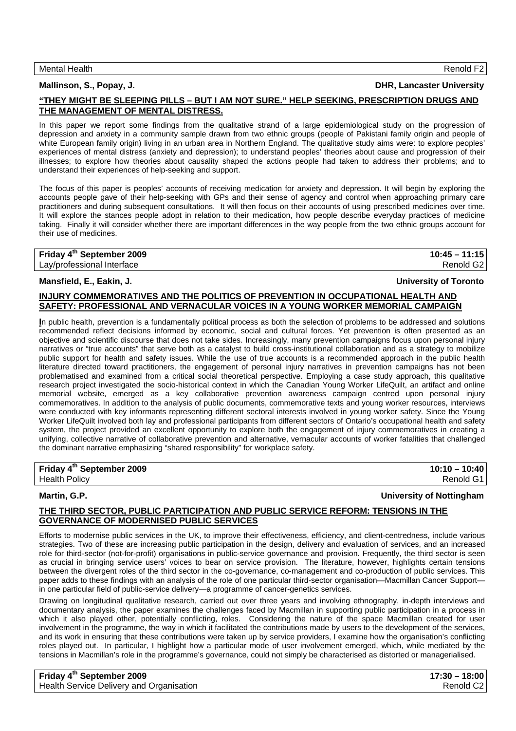| Mental Health | Renold F2 |
|---|---|

**Mallinson, S., Popay, J.** **DHR, Lancaster University**

**"THEY MIGHT BE SLEEPING PILLS – BUT I AM NOT SURE." HELP SEEKING, PRESCRIPTION DRUGS AND THE MANAGEMENT OF MENTAL DISTRESS.**

In this paper we report some findings from the qualitative strand of a large epidemiological study on the progression of depression and anxiety in a community sample drawn from two ethnic groups (people of Pakistani family origin and people of white European family origin) living in an urban area in Northern England. The qualitative study aims were: to explore peoples' experiences of mental distress (anxiety and depression); to understand peoples' theories about cause and progression of their illnesses; to explore how theories about causality shaped the actions people had taken to address their problems; and to understand their experiences of help-seeking and support.

The focus of this paper is peoples' accounts of receiving medication for anxiety and depression. It will begin by exploring the accounts people gave of their help-seeking with GPs and their sense of agency and control when approaching primary care practitioners and during subsequent consultations. It will then focus on their accounts of using prescribed medicines over time. It will explore the stances people adopt in relation to their medication, how people describe everyday practices of medicine taking. Finally it will consider whether there are important differences in the way people from the two ethnic groups account for their use of medicines.

| **Friday 4th September 2009** | **10:45 – 11:15** |
|---|---|
| Lay/professional Interface | Renold G2 |

**Mansfield, E., Eakin, J.** **University of Toronto**

**INJURY COMMEMORATIVES AND THE POLITICS OF PREVENTION IN OCCUPATIONAL HEALTH AND SAFETY: PROFESSIONAL AND VERNACULAR VOICES IN A YOUNG WORKER MEMORIAL CAMPAIGN**

In public health, prevention is a fundamentally political process as both the selection of problems to be addressed and solutions recommended reflect decisions informed by economic, social and cultural forces. Yet prevention is often presented as an objective and scientific discourse that does not take sides. Increasingly, many prevention campaigns focus upon personal injury narratives or "true accounts" that serve both as a catalyst to build cross-institutional collaboration and as a strategy to mobilize public support for health and safety issues. While the use of true accounts is a recommended approach in the public health literature directed toward practitioners, the engagement of personal injury narratives in prevention campaigns has not been problematised and examined from a critical social theoretical perspective. Employing a case study approach, this qualitative research project investigated the socio-historical context in which the Canadian Young Worker LifeQuilt, an artifact and online memorial website, emerged as a key collaborative prevention awareness campaign centred upon personal injury commemoratives. In addition to the analysis of public documents, commemorative texts and young worker resources, interviews were conducted with key informants representing different sectoral interests involved in young worker safety. Since the Young Worker LifeQuilt involved both lay and professional participants from different sectors of Ontario's occupational health and safety system, the project provided an excellent opportunity to explore both the engagement of injury commemoratives in creating a unifying, collective narrative of collaborative prevention and alternative, vernacular accounts of worker fatalities that challenged the dominant narrative emphasizing "shared responsibility" for workplace safety.

| **Friday 4th September 2009** | **10:10 – 10:40** |
|---|---|
| Health Policy | Renold G1 |

**Martin, G.P.** **University of Nottingham**

**THE THIRD SECTOR, PUBLIC PARTICIPATION AND PUBLIC SERVICE REFORM: TENSIONS IN THE GOVERNANCE OF MODERNISED PUBLIC SERVICES**

Efforts to modernise public services in the UK, to improve their effectiveness, efficiency, and client-centredness, include various strategies. Two of these are increasing public participation in the design, delivery and evaluation of services, and an increased role for third-sector (not-for-profit) organisations in public-service governance and provision. Frequently, the third sector is seen as crucial in bringing service users' voices to bear on service provision. The literature, however, highlights certain tensions between the divergent roles of the third sector in the co-governance, co-management and co-production of public services. This paper adds to these findings with an analysis of the role of one particular third-sector organisation—Macmillan Cancer Support—in one particular field of public-service delivery—a programme of cancer-genetics services.

Drawing on longitudinal qualitative research, carried out over three years and involving ethnography, in-depth interviews and documentary analysis, the paper examines the challenges faced by Macmillan in supporting public participation in a process in which it also played other, potentially conflicting, roles. Considering the nature of the space Macmillan created for user involvement in the programme, the way in which it facilitated the contributions made by users to the development of the services, and its work in ensuring that these contributions were taken up by service providers, I examine how the organisation's conflicting roles played out. In particular, I highlight how a particular mode of user involvement emerged, which, while mediated by the tensions in Macmillan's role in the programme's governance, could not simply be characterised as distorted or managerialised.

| **Friday 4th September 2009** | **17:30 – 18:00** |
|---|---|
| Health Service Delivery and Organisation | Renold C2 |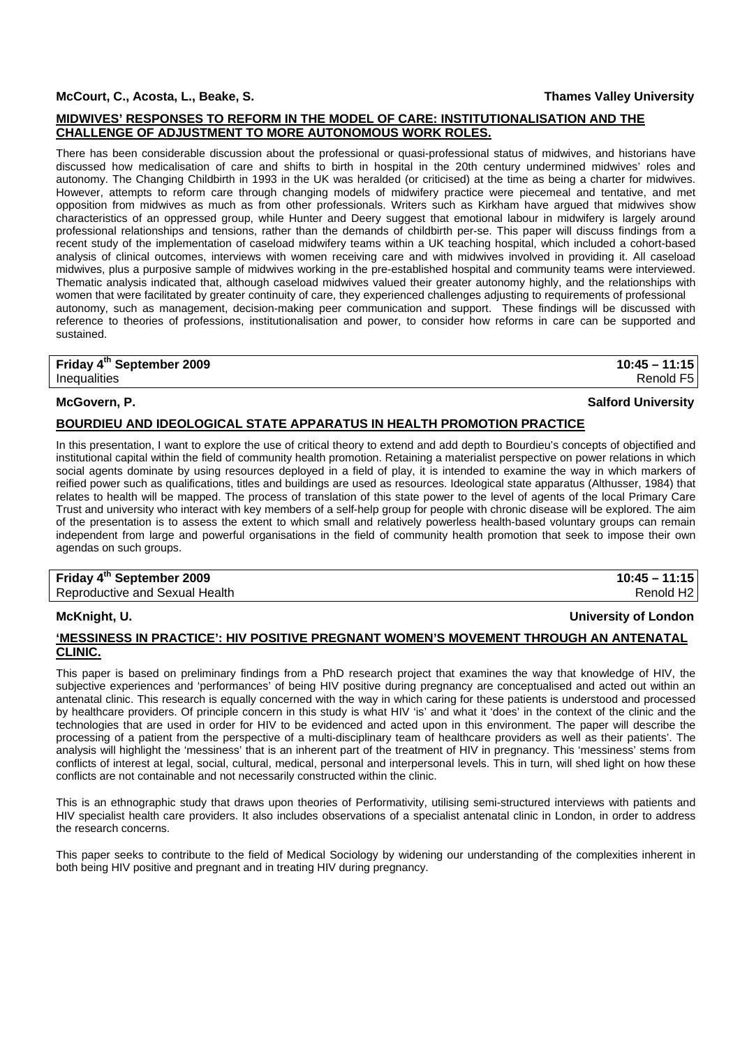**McCourt, C., Acosta, L., Beake, S.** **Thames Valley University**

**MIDWIVES' RESPONSES TO REFORM IN THE MODEL OF CARE: INSTITUTIONALISATION AND THE CHALLENGE OF ADJUSTMENT TO MORE AUTONOMOUS WORK ROLES.**

There has been considerable discussion about the professional or quasi-professional status of midwives, and historians have discussed how medicalisation of care and shifts to birth in hospital in the 20th century undermined midwives' roles and autonomy. The Changing Childbirth in 1993 in the UK was heralded (or criticised) at the time as being a charter for midwives. However, attempts to reform care through changing models of midwifery practice were piecemeal and tentative, and met opposition from midwives as much as from other professionals. Writers such as Kirkham have argued that midwives show characteristics of an oppressed group, while Hunter and Deery suggest that emotional labour in midwifery is largely around professional relationships and tensions, rather than the demands of childbirth per-se. This paper will discuss findings from a recent study of the implementation of caseload midwifery teams within a UK teaching hospital, which included a cohort-based analysis of clinical outcomes, interviews with women receiving care and with midwives involved in providing it. All caseload midwives, plus a purposive sample of midwives working in the pre-established hospital and community teams were interviewed. Thematic analysis indicated that, although caseload midwives valued their greater autonomy highly, and the relationships with women that were facilitated by greater continuity of care, they experienced challenges adjusting to requirements of professional autonomy, such as management, decision-making peer communication and support. These findings will be discussed with reference to theories of professions, institutionalisation and power, to consider how reforms in care can be supported and sustained.

| **Friday 4th September 2009** | **10:45 – 11:15** |
|---|---|
| Inequalities | Renold F5 |

**McGovern, P.** **Salford University**

**BOURDIEU AND IDEOLOGICAL STATE APPARATUS IN HEALTH PROMOTION PRACTICE**

In this presentation, I want to explore the use of critical theory to extend and add depth to Bourdieu's concepts of objectified and institutional capital within the field of community health promotion. Retaining a materialist perspective on power relations in which social agents dominate by using resources deployed in a field of play, it is intended to examine the way in which markers of reified power such as qualifications, titles and buildings are used as resources. Ideological state apparatus (Althusser, 1984) that relates to health will be mapped. The process of translation of this state power to the level of agents of the local Primary Care Trust and university who interact with key members of a self-help group for people with chronic disease will be explored. The aim of the presentation is to assess the extent to which small and relatively powerless health-based voluntary groups can remain independent from large and powerful organisations in the field of community health promotion that seek to impose their own agendas on such groups.

| **Friday 4th September 2009** | **10:45 – 11:15** |
|---|---|
| Reproductive and Sexual Health | Renold H2 |

**McKnight, U.** **University of London**

**'MESSINESS IN PRACTICE': HIV POSITIVE PREGNANT WOMEN'S MOVEMENT THROUGH AN ANTENATAL CLINIC.**

This paper is based on preliminary findings from a PhD research project that examines the way that knowledge of HIV, the subjective experiences and 'performances' of being HIV positive during pregnancy are conceptualised and acted out within an antenatal clinic. This research is equally concerned with the way in which caring for these patients is understood and processed by healthcare providers. Of principle concern in this study is what HIV 'is' and what it 'does' in the context of the clinic and the technologies that are used in order for HIV to be evidenced and acted upon in this environment. The paper will describe the processing of a patient from the perspective of a multi-disciplinary team of healthcare providers as well as their patients'. The analysis will highlight the 'messiness' that is an inherent part of the treatment of HIV in pregnancy. This 'messiness' stems from conflicts of interest at legal, social, cultural, medical, personal and interpersonal levels. This in turn, will shed light on how these conflicts are not containable and not necessarily constructed within the clinic.

This is an ethnographic study that draws upon theories of Performativity, utilising semi-structured interviews with patients and HIV specialist health care providers. It also includes observations of a specialist antenatal clinic in London, in order to address the research concerns.

This paper seeks to contribute to the field of Medical Sociology by widening our understanding of the complexities inherent in both being HIV positive and pregnant and in treating HIV during pregnancy.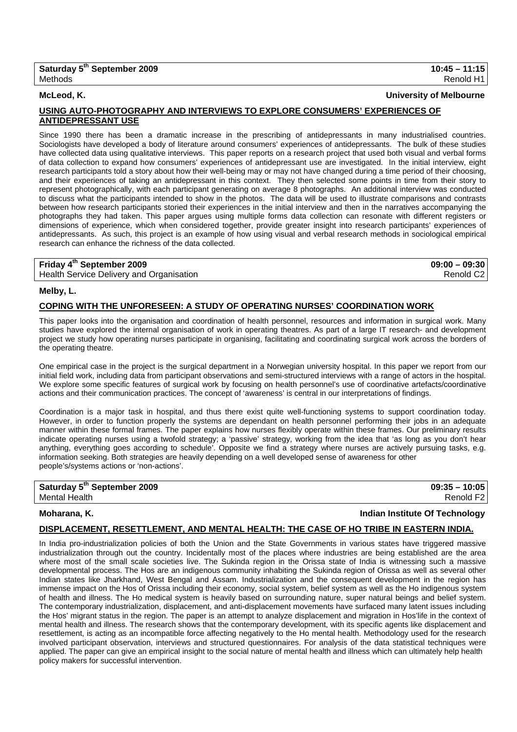**Saturday 5th September 2009** **10:45 – 11:15**
Methods Renold H1

**McLeod, K.** **University of Melbourne**

**USING AUTO-PHOTOGRAPHY AND INTERVIEWS TO EXPLORE CONSUMERS' EXPERIENCES OF ANTIDEPRESSANT USE**

Since 1990 there has been a dramatic increase in the prescribing of antidepressants in many industrialised countries. Sociologists have developed a body of literature around consumers' experiences of antidepressants. The bulk of these studies have collected data using qualitative interviews. This paper reports on a research project that used both visual and verbal forms of data collection to expand how consumers' experiences of antidepressant use are investigated. In the initial interview, eight research participants told a story about how their well-being may or may not have changed during a time period of their choosing, and their experiences of taking an antidepressant in this context. They then selected some points in time from their story to represent photographically, with each participant generating on average 8 photographs. An additional interview was conducted to discuss what the participants intended to show in the photos. The data will be used to illustrate comparisons and contrasts between how research participants storied their experiences in the initial interview and then in the narratives accompanying the photographs they had taken. This paper argues using multiple forms data collection can resonate with different registers or dimensions of experience, which when considered together, provide greater insight into research participants' experiences of antidepressants. As such, this project is an example of how using visual and verbal research methods in sociological empirical research can enhance the richness of the data collected.

**Friday 4th September 2009** **09:00 – 09:30**
Health Service Delivery and Organisation Renold C2

**Melby, L.**

**COPING WITH THE UNFORESEEN: A STUDY OF OPERATING NURSES' COORDINATION WORK**

This paper looks into the organisation and coordination of health personnel, resources and information in surgical work. Many studies have explored the internal organisation of work in operating theatres. As part of a large IT research- and development project we study how operating nurses participate in organising, facilitating and coordinating surgical work across the borders of the operating theatre.

One empirical case in the project is the surgical department in a Norwegian university hospital. In this paper we report from our initial field work, including data from participant observations and semi-structured interviews with a range of actors in the hospital. We explore some specific features of surgical work by focusing on health personnel's use of coordinative artefacts/coordinative actions and their communication practices. The concept of 'awareness' is central in our interpretations of findings.

Coordination is a major task in hospital, and thus there exist quite well-functioning systems to support coordination today. However, in order to function properly the systems are dependant on health personnel performing their jobs in an adequate manner within these formal frames. The paper explains how nurses flexibly operate within these frames. Our preliminary results indicate operating nurses using a twofold strategy; a 'passive' strategy, working from the idea that 'as long as you don't hear anything, everything goes according to schedule'. Opposite we find a strategy where nurses are actively pursuing tasks, e.g. information seeking. Both strategies are heavily depending on a well developed sense of awareness for other people's/systems actions or 'non-actions'.

**Saturday 5th September 2009** **09:35 – 10:05**
Mental Health Renold F2

**Moharana, K.** **Indian Institute Of Technology**

**DISPLACEMENT, RESETTLEMENT, AND MENTAL HEALTH: THE CASE OF HO TRIBE IN EASTERN INDIA.**

In India pro-industrialization policies of both the Union and the State Governments in various states have triggered massive industrialization through out the country. Incidentally most of the places where industries are being established are the area where most of the small scale societies live. The Sukinda region in the Orissa state of India is witnessing such a massive developmental process. The Hos are an indigenous community inhabiting the Sukinda region of Orissa as well as several other Indian states like Jharkhand, West Bengal and Assam. Industrialization and the consequent development in the region has immense impact on the Hos of Orissa including their economy, social system, belief system as well as the Ho indigenous system of health and illness. The Ho medical system is heavily based on surrounding nature, super natural beings and belief system. The contemporary industrialization, displacement, and anti-displacement movements have surfaced many latent issues including the Hos' migrant status in the region. The paper is an attempt to analyze displacement and migration in Hos'life in the context of mental health and illness. The research shows that the contemporary development, with its specific agents like displacement and resettlement, is acting as an incompatible force affecting negatively to the Ho mental health. Methodology used for the research involved participant observation, interviews and structured questionnaires. For analysis of the data statistical techniques were applied. The paper can give an empirical insight to the social nature of mental health and illness which can ultimately help health policy makers for successful intervention.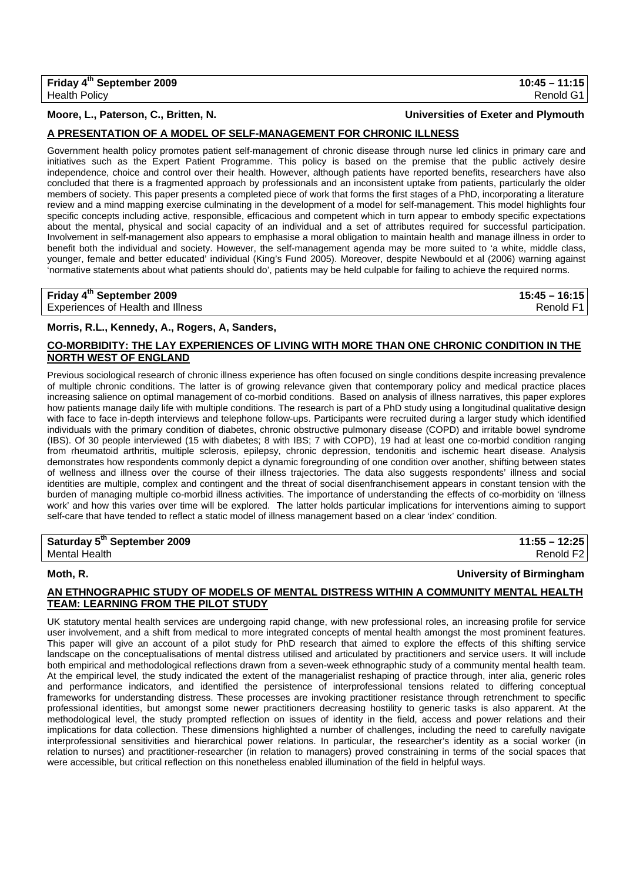**Friday 4th September 2009** | **10:45 – 11:15**
Health Policy | Renold G1

**Moore, L., Paterson, C., Britten, N.** | **Universities of Exeter and Plymouth**

**A PRESENTATION OF A MODEL OF SELF-MANAGEMENT FOR CHRONIC ILLNESS**

Government health policy promotes patient self-management of chronic disease through nurse led clinics in primary care and initiatives such as the Expert Patient Programme. This policy is based on the premise that the public actively desire independence, choice and control over their health. However, although patients have reported benefits, researchers have also concluded that there is a fragmented approach by professionals and an inconsistent uptake from patients, particularly the older members of society. This paper presents a completed piece of work that forms the first stages of a PhD, incorporating a literature review and a mind mapping exercise culminating in the development of a model for self-management. This model highlights four specific concepts including active, responsible, efficacious and competent which in turn appear to embody specific expectations about the mental, physical and social capacity of an individual and a set of attributes required for successful participation. Involvement in self-management also appears to emphasise a moral obligation to maintain health and manage illness in order to benefit both the individual and society. However, the self-management agenda may be more suited to 'a white, middle class, younger, female and better educated' individual (King's Fund 2005). Moreover, despite Newbould et al (2006) warning against 'normative statements about what patients should do', patients may be held culpable for failing to achieve the required norms.

**Friday 4th September 2009** | **15:45 – 16:15**
Experiences of Health and Illness | Renold F1

**Morris, R.L., Kennedy, A., Rogers, A, Sanders,**

**CO-MORBIDITY: THE LAY EXPERIENCES OF LIVING WITH MORE THAN ONE CHRONIC CONDITION IN THE NORTH WEST OF ENGLAND**

Previous sociological research of chronic illness experience has often focused on single conditions despite increasing prevalence of multiple chronic conditions. The latter is of growing relevance given that contemporary policy and medical practice places increasing salience on optimal management of co-morbid conditions. Based on analysis of illness narratives, this paper explores how patients manage daily life with multiple conditions. The research is part of a PhD study using a longitudinal qualitative design with face to face in-depth interviews and telephone follow-ups. Participants were recruited during a larger study which identified individuals with the primary condition of diabetes, chronic obstructive pulmonary disease (COPD) and irritable bowel syndrome (IBS). Of 30 people interviewed (15 with diabetes; 8 with IBS; 7 with COPD), 19 had at least one co-morbid condition ranging from rheumatoid arthritis, multiple sclerosis, epilepsy, chronic depression, tendonitis and ischemic heart disease. Analysis demonstrates how respondents commonly depict a dynamic foregrounding of one condition over another, shifting between states of wellness and illness over the course of their illness trajectories. The data also suggests respondents' illness and social identities are multiple, complex and contingent and the threat of social disenfranchisement appears in constant tension with the burden of managing multiple co-morbid illness activities. The importance of understanding the effects of co-morbidity on 'illness work' and how this varies over time will be explored. The latter holds particular implications for interventions aiming to support self-care that have tended to reflect a static model of illness management based on a clear 'index' condition.

**Saturday 5th September 2009** | **11:55 – 12:25**
Mental Health | Renold F2

**Moth, R.** | **University of Birmingham**

**AN ETHNOGRAPHIC STUDY OF MODELS OF MENTAL DISTRESS WITHIN A COMMUNITY MENTAL HEALTH TEAM: LEARNING FROM THE PILOT STUDY**

UK statutory mental health services are undergoing rapid change, with new professional roles, an increasing profile for service user involvement, and a shift from medical to more integrated concepts of mental health amongst the most prominent features. This paper will give an account of a pilot study for PhD research that aimed to explore the effects of this shifting service landscape on the conceptualisations of mental distress utilised and articulated by practitioners and service users. It will include both empirical and methodological reflections drawn from a seven-week ethnographic study of a community mental health team. At the empirical level, the study indicated the extent of the managerialist reshaping of practice through, inter alia, generic roles and performance indicators, and identified the persistence of interprofessional tensions related to differing conceptual frameworks for understanding distress. These processes are invoking practitioner resistance through retrenchment to specific professional identities, but amongst some newer practitioners decreasing hostility to generic tasks is also apparent. At the methodological level, the study prompted reflection on issues of identity in the field, access and power relations and their implications for data collection. These dimensions highlighted a number of challenges, including the need to carefully navigate interprofessional sensitivities and hierarchical power relations. In particular, the researcher's identity as a social worker (in relation to nurses) and practitioner-researcher (in relation to managers) proved constraining in terms of the social spaces that were accessible, but critical reflection on this nonetheless enabled illumination of the field in helpful ways.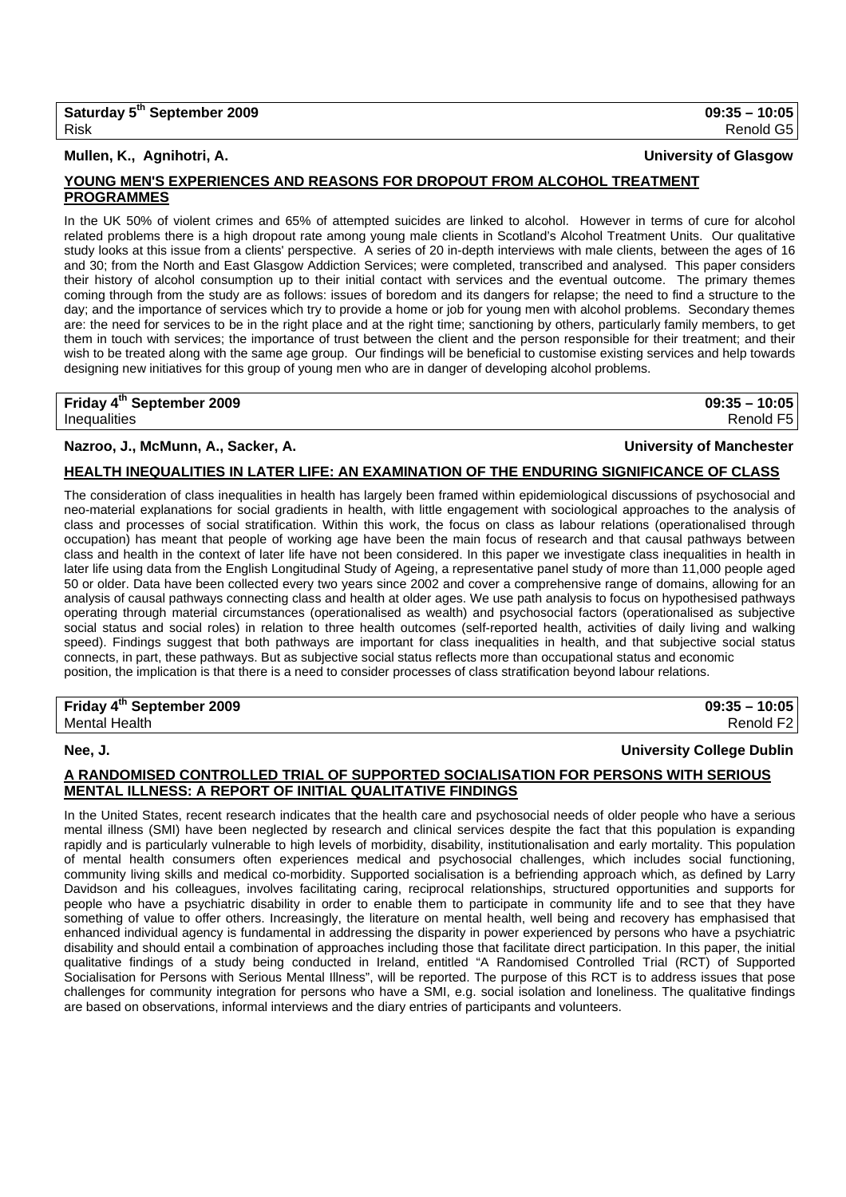**Saturday 5th September 2009** | **09:35 – 10:05**
Risk | Renold G5

**Mullen, K., Agnihotri, A.** | **University of Glasgow**

## YOUNG MEN'S EXPERIENCES AND REASONS FOR DROPOUT FROM ALCOHOL TREATMENT PROGRAMMES

In the UK 50% of violent crimes and 65% of attempted suicides are linked to alcohol. However in terms of cure for alcohol related problems there is a high dropout rate among young male clients in Scotland's Alcohol Treatment Units. Our qualitative study looks at this issue from a clients' perspective. A series of 20 in-depth interviews with male clients, between the ages of 16 and 30; from the North and East Glasgow Addiction Services; were completed, transcribed and analysed. This paper considers their history of alcohol consumption up to their initial contact with services and the eventual outcome. The primary themes coming through from the study are as follows: issues of boredom and its dangers for relapse; the need to find a structure to the day; and the importance of services which try to provide a home or job for young men with alcohol problems. Secondary themes are: the need for services to be in the right place and at the right time; sanctioning by others, particularly family members, to get them in touch with services; the importance of trust between the client and the person responsible for their treatment; and their wish to be treated along with the same age group. Our findings will be beneficial to customise existing services and help towards designing new initiatives for this group of young men who are in danger of developing alcohol problems.

**Friday 4th September 2009** | **09:35 – 10:05**
Inequalities | Renold F5

**Nazroo, J., McMunn, A., Sacker, A.** | **University of Manchester**

## HEALTH INEQUALITIES IN LATER LIFE: AN EXAMINATION OF THE ENDURING SIGNIFICANCE OF CLASS

The consideration of class inequalities in health has largely been framed within epidemiological discussions of psychosocial and neo-material explanations for social gradients in health, with little engagement with sociological approaches to the analysis of class and processes of social stratification. Within this work, the focus on class as labour relations (operationalised through occupation) has meant that people of working age have been the main focus of research and that causal pathways between class and health in the context of later life have not been considered. In this paper we investigate class inequalities in health in later life using data from the English Longitudinal Study of Ageing, a representative panel study of more than 11,000 people aged 50 or older. Data have been collected every two years since 2002 and cover a comprehensive range of domains, allowing for an analysis of causal pathways connecting class and health at older ages. We use path analysis to focus on hypothesised pathways operating through material circumstances (operationalised as wealth) and psychosocial factors (operationalised as subjective social status and social roles) in relation to three health outcomes (self-reported health, activities of daily living and walking speed). Findings suggest that both pathways are important for class inequalities in health, and that subjective social status connects, in part, these pathways. But as subjective social status reflects more than occupational status and economic position, the implication is that there is a need to consider processes of class stratification beyond labour relations.

**Friday 4th September 2009** | **09:35 – 10:05**
Mental Health | Renold F2

**Nee, J.** | **University College Dublin**

## A RANDOMISED CONTROLLED TRIAL OF SUPPORTED SOCIALISATION FOR PERSONS WITH SERIOUS MENTAL ILLNESS: A REPORT OF INITIAL QUALITATIVE FINDINGS

In the United States, recent research indicates that the health care and psychosocial needs of older people who have a serious mental illness (SMI) have been neglected by research and clinical services despite the fact that this population is expanding rapidly and is particularly vulnerable to high levels of morbidity, disability, institutionalisation and early mortality. This population of mental health consumers often experiences medical and psychosocial challenges, which includes social functioning, community living skills and medical co-morbidity. Supported socialisation is a befriending approach which, as defined by Larry Davidson and his colleagues, involves facilitating caring, reciprocal relationships, structured opportunities and supports for people who have a psychiatric disability in order to enable them to participate in community life and to see that they have something of value to offer others. Increasingly, the literature on mental health, well being and recovery has emphasised that enhanced individual agency is fundamental in addressing the disparity in power experienced by persons who have a psychiatric disability and should entail a combination of approaches including those that facilitate direct participation. In this paper, the initial qualitative findings of a study being conducted in Ireland, entitled "A Randomised Controlled Trial (RCT) of Supported Socialisation for Persons with Serious Mental Illness", will be reported. The purpose of this RCT is to address issues that pose challenges for community integration for persons who have a SMI, e.g. social isolation and loneliness. The qualitative findings are based on observations, informal interviews and the diary entries of participants and volunteers.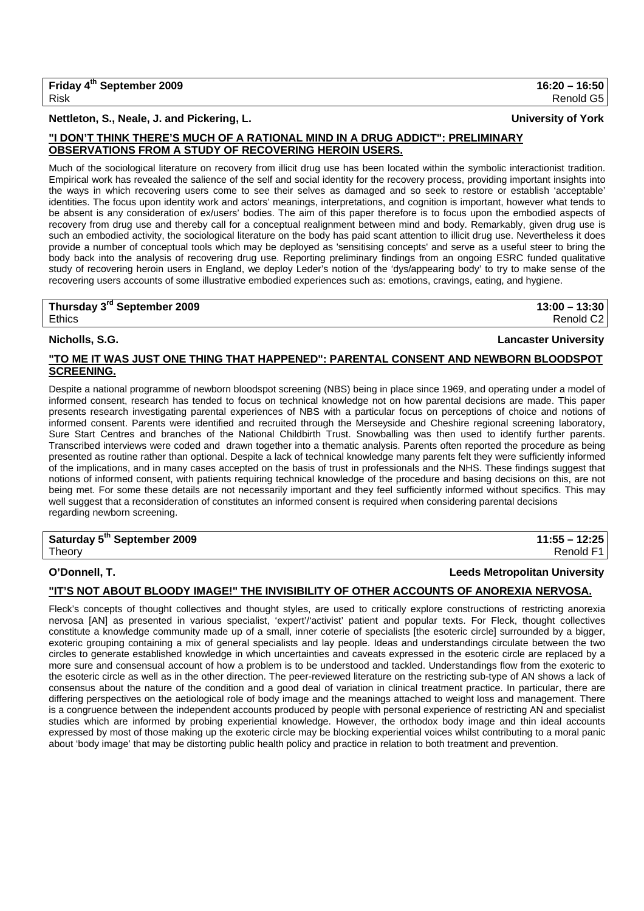**Friday 4th September 2009** | **16:20 – 16:50**
Risk | Renold G5

**Nettleton, S., Neale, J. and Pickering, L.** | **University of York**

**"I DON'T THINK THERE'S MUCH OF A RATIONAL MIND IN A DRUG ADDICT": PRELIMINARY OBSERVATIONS FROM A STUDY OF RECOVERING HEROIN USERS.**

Much of the sociological literature on recovery from illicit drug use has been located within the symbolic interactionist tradition. Empirical work has revealed the salience of the self and social identity for the recovery process, providing important insights into the ways in which recovering users come to see their selves as damaged and so seek to restore or establish 'acceptable' identities. The focus upon identity work and actors' meanings, interpretations, and cognition is important, however what tends to be absent is any consideration of ex/users' bodies. The aim of this paper therefore is to focus upon the embodied aspects of recovery from drug use and thereby call for a conceptual realignment between mind and body. Remarkably, given drug use is such an embodied activity, the sociological literature on the body has paid scant attention to illicit drug use. Nevertheless it does provide a number of conceptual tools which may be deployed as 'sensitising concepts' and serve as a useful steer to bring the body back into the analysis of recovering drug use. Reporting preliminary findings from an ongoing ESRC funded qualitative study of recovering heroin users in England, we deploy Leder's notion of the 'dys/appearing body' to try to make sense of the recovering users accounts of some illustrative embodied experiences such as: emotions, cravings, eating, and hygiene.

**Thursday 3rd September 2009** | **13:00 – 13:30**
Ethics | Renold C2

**Nicholls, S.G.** | **Lancaster University**

**"TO ME IT WAS JUST ONE THING THAT HAPPENED": PARENTAL CONSENT AND NEWBORN BLOODSPOT SCREENING.**

Despite a national programme of newborn bloodspot screening (NBS) being in place since 1969, and operating under a model of informed consent, research has tended to focus on technical knowledge not on how parental decisions are made. This paper presents research investigating parental experiences of NBS with a particular focus on perceptions of choice and notions of informed consent. Parents were identified and recruited through the Merseyside and Cheshire regional screening laboratory, Sure Start Centres and branches of the National Childbirth Trust. Snowballing was then used to identify further parents. Transcribed interviews were coded and drawn together into a thematic analysis. Parents often reported the procedure as being presented as routine rather than optional. Despite a lack of technical knowledge many parents felt they were sufficiently informed of the implications, and in many cases accepted on the basis of trust in professionals and the NHS. These findings suggest that notions of informed consent, with patients requiring technical knowledge of the procedure and basing decisions on this, are not being met. For some these details are not necessarily important and they feel sufficiently informed without specifics. This may well suggest that a reconsideration of constitutes an informed consent is required when considering parental decisions regarding newborn screening.

**Saturday 5th September 2009** | **11:55 – 12:25**
Theory | Renold F1

**O'Donnell, T.** | **Leeds Metropolitan University**

**"IT'S NOT ABOUT BLOODY IMAGE!" THE INVISIBILITY OF OTHER ACCOUNTS OF ANOREXIA NERVOSA.**

Fleck's concepts of thought collectives and thought styles, are used to critically explore constructions of restricting anorexia nervosa [AN] as presented in various specialist, 'expert'/'activist' patient and popular texts. For Fleck, thought collectives constitute a knowledge community made up of a small, inner coterie of specialists [the esoteric circle] surrounded by a bigger, exoteric grouping containing a mix of general specialists and lay people. Ideas and understandings circulate between the two circles to generate established knowledge in which uncertainties and caveats expressed in the esoteric circle are replaced by a more sure and consensual account of how a problem is to be understood and tackled. Understandings flow from the exoteric to the esoteric circle as well as in the other direction. The peer-reviewed literature on the restricting sub-type of AN shows a lack of consensus about the nature of the condition and a good deal of variation in clinical treatment practice. In particular, there are differing perspectives on the aetiological role of body image and the meanings attached to weight loss and management. There is a congruence between the independent accounts produced by people with personal experience of restricting AN and specialist studies which are informed by probing experiential knowledge. However, the orthodox body image and thin ideal accounts expressed by most of those making up the exoteric circle may be blocking experiential voices whilst contributing to a moral panic about 'body image' that may be distorting public health policy and practice in relation to both treatment and prevention.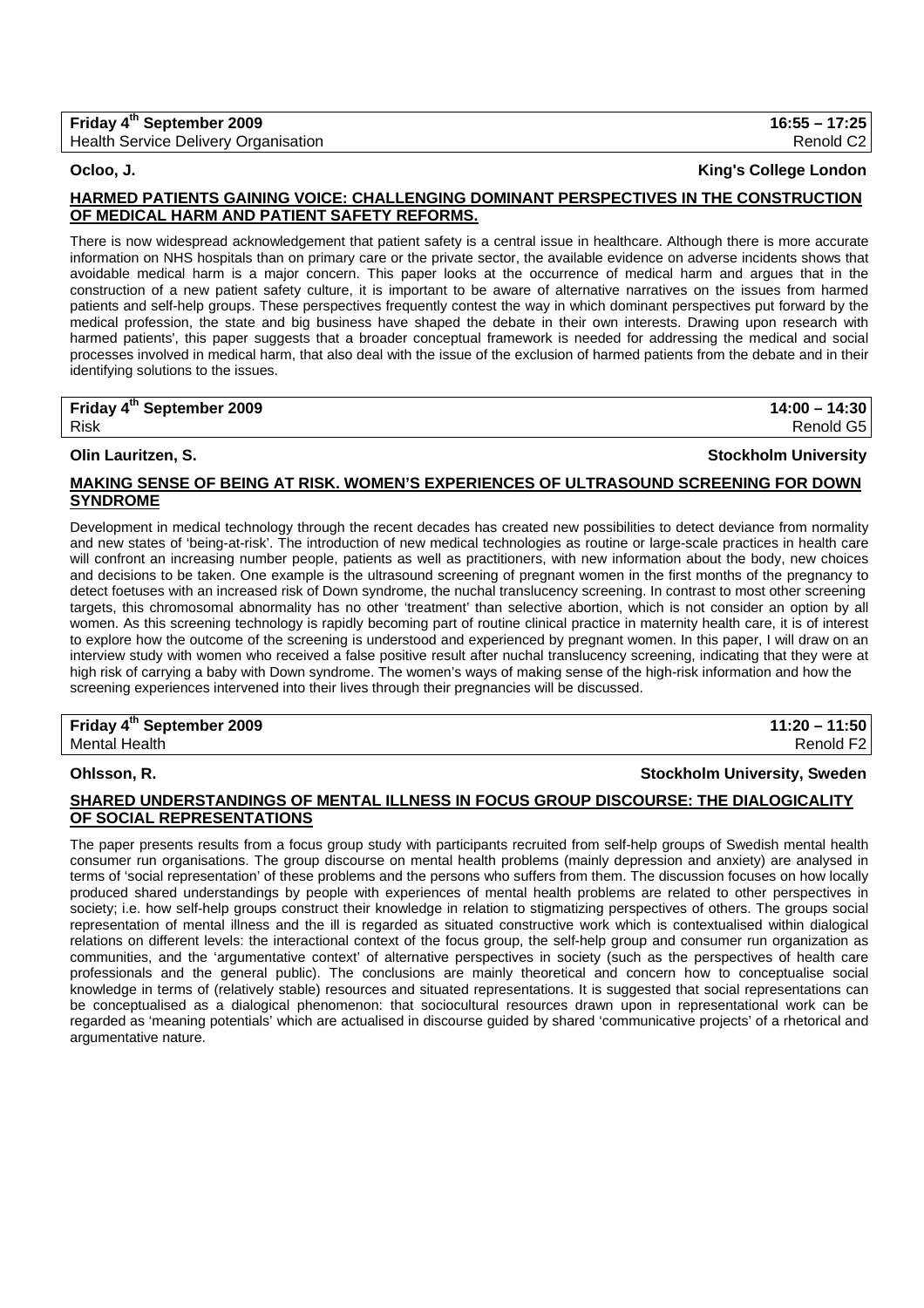**Friday 4th September 2009** | **16:55 – 17:25**
Health Service Delivery Organisation | Renold C2

**Ocloo, J.** | **King's College London**

**HARMED PATIENTS GAINING VOICE: CHALLENGING DOMINANT PERSPECTIVES IN THE CONSTRUCTION OF MEDICAL HARM AND PATIENT SAFETY REFORMS.**

There is now widespread acknowledgement that patient safety is a central issue in healthcare. Although there is more accurate information on NHS hospitals than on primary care or the private sector, the available evidence on adverse incidents shows that avoidable medical harm is a major concern. This paper looks at the occurrence of medical harm and argues that in the construction of a new patient safety culture, it is important to be aware of alternative narratives on the issues from harmed patients and self-help groups. These perspectives frequently contest the way in which dominant perspectives put forward by the medical profession, the state and big business have shaped the debate in their own interests. Drawing upon research with harmed patients', this paper suggests that a broader conceptual framework is needed for addressing the medical and social processes involved in medical harm, that also deal with the issue of the exclusion of harmed patients from the debate and in their identifying solutions to the issues.

**Friday 4th September 2009** | **14:00 – 14:30**
Risk | Renold G5

**Olin Lauritzen, S.** | **Stockholm University**

**MAKING SENSE OF BEING AT RISK. WOMEN'S EXPERIENCES OF ULTRASOUND SCREENING FOR DOWN SYNDROME**

Development in medical technology through the recent decades has created new possibilities to detect deviance from normality and new states of 'being-at-risk'. The introduction of new medical technologies as routine or large-scale practices in health care will confront an increasing number people, patients as well as practitioners, with new information about the body, new choices and decisions to be taken. One example is the ultrasound screening of pregnant women in the first months of the pregnancy to detect foetuses with an increased risk of Down syndrome, the nuchal translucency screening. In contrast to most other screening targets, this chromosomal abnormality has no other 'treatment' than selective abortion, which is not consider an option by all women. As this screening technology is rapidly becoming part of routine clinical practice in maternity health care, it is of interest to explore how the outcome of the screening is understood and experienced by pregnant women. In this paper, I will draw on an interview study with women who received a false positive result after nuchal translucency screening, indicating that they were at high risk of carrying a baby with Down syndrome. The women's ways of making sense of the high-risk information and how the screening experiences intervened into their lives through their pregnancies will be discussed.

**Friday 4th September 2009** | **11:20 – 11:50**
Mental Health | Renold F2

**Ohlsson, R.** | **Stockholm University, Sweden**

**SHARED UNDERSTANDINGS OF MENTAL ILLNESS IN FOCUS GROUP DISCOURSE: THE DIALOGICALITY OF SOCIAL REPRESENTATIONS**

The paper presents results from a focus group study with participants recruited from self-help groups of Swedish mental health consumer run organisations. The group discourse on mental health problems (mainly depression and anxiety) are analysed in terms of 'social representation' of these problems and the persons who suffers from them. The discussion focuses on how locally produced shared understandings by people with experiences of mental health problems are related to other perspectives in society; i.e. how self-help groups construct their knowledge in relation to stigmatizing perspectives of others. The groups social representation of mental illness and the ill is regarded as situated constructive work which is contextualised within dialogical relations on different levels: the interactional context of the focus group, the self-help group and consumer run organization as communities, and the 'argumentative context' of alternative perspectives in society (such as the perspectives of health care professionals and the general public). The conclusions are mainly theoretical and concern how to conceptualise social knowledge in terms of (relatively stable) resources and situated representations. It is suggested that social representations can be conceptualised as a dialogical phenomenon: that sociocultural resources drawn upon in representational work can be regarded as 'meaning potentials' which are actualised in discourse guided by shared 'communicative projects' of a rhetorical and argumentative nature.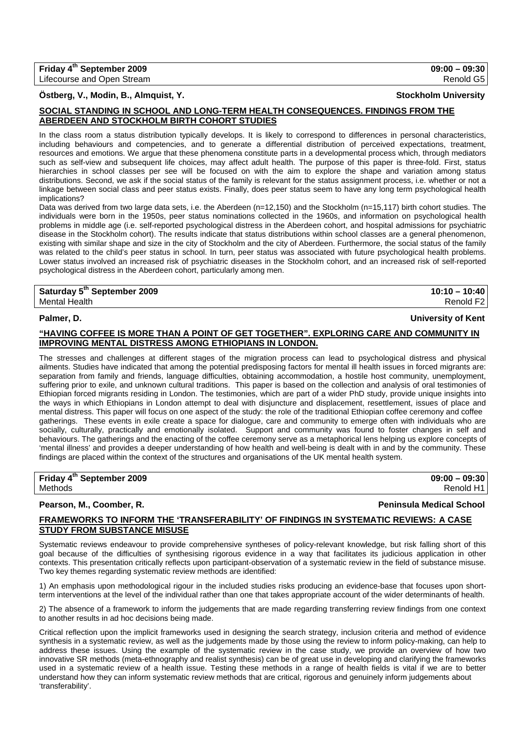| Friday 4th September 2009 | 09:00 – 09:30 |
|---|---|
| Lifecourse and Open Stream | Renold G5 |

**Östberg, V., Modin, B., Almquist, Y.** **Stockholm University**

## SOCIAL STANDING IN SCHOOL AND LONG-TERM HEALTH CONSEQUENCES. FINDINGS FROM THE ABERDEEN AND STOCKHOLM BIRTH COHORT STUDIES

In the class room a status distribution typically develops. It is likely to correspond to differences in personal characteristics, including behaviours and competencies, and to generate a differential distribution of perceived expectations, treatment, resources and emotions. We argue that these phenomena constitute parts in a developmental process which, through mediators such as self-view and subsequent life choices, may affect adult health. The purpose of this paper is three-fold. First, status hierarchies in school classes per see will be focused on with the aim to explore the shape and variation among status distributions. Second, we ask if the social status of the family is relevant for the status assignment process, i.e. whether or not a linkage between social class and peer status exists. Finally, does peer status seem to have any long term psychological health implications?

Data was derived from two large data sets, i.e. the Aberdeen (n=12,150) and the Stockholm (n=15,117) birth cohort studies. The individuals were born in the 1950s, peer status nominations collected in the 1960s, and information on psychological health problems in middle age (i.e. self-reported psychological distress in the Aberdeen cohort, and hospital admissions for psychiatric disease in the Stockholm cohort). The results indicate that status distributions within school classes are a general phenomenon, existing with similar shape and size in the city of Stockholm and the city of Aberdeen. Furthermore, the social status of the family was related to the child's peer status in school. In turn, peer status was associated with future psychological health problems. Lower status involved an increased risk of psychiatric diseases in the Stockholm cohort, and an increased risk of self-reported psychological distress in the Aberdeen cohort, particularly among men.

| Saturday 5th September 2009 | 10:10 – 10:40 |
|---|---|
| Mental Health | Renold F2 |

**Palmer, D.** **University of Kent**

## "HAVING COFFEE IS MORE THAN A POINT OF GET TOGETHER". EXPLORING CARE AND COMMUNITY IN IMPROVING MENTAL DISTRESS AMONG ETHIOPIANS IN LONDON.

The stresses and challenges at different stages of the migration process can lead to psychological distress and physical ailments. Studies have indicated that among the potential predisposing factors for mental ill health issues in forced migrants are: separation from family and friends, language difficulties, obtaining accommodation, a hostile host community, unemployment, suffering prior to exile, and unknown cultural traditions. This paper is based on the collection and analysis of oral testimonies of Ethiopian forced migrants residing in London. The testimonies, which are part of a wider PhD study, provide unique insights into the ways in which Ethiopians in London attempt to deal with disjuncture and displacement, resettlement, issues of place and mental distress. This paper will focus on one aspect of the study: the role of the traditional Ethiopian coffee ceremony and coffee gatherings. These events in exile create a space for dialogue, care and community to emerge often with individuals who are socially, culturally, practically and emotionally isolated. Support and community was found to foster changes in self and behaviours. The gatherings and the enacting of the coffee ceremony serve as a metaphorical lens helping us explore concepts of 'mental illness' and provides a deeper understanding of how health and well-being is dealt with in and by the community. These findings are placed within the context of the structures and organisations of the UK mental health system.

| Friday 4th September 2009 | 09:00 – 09:30 |
|---|---|
| Methods | Renold H1 |

**Pearson, M., Coomber, R.** **Peninsula Medical School**

## FRAMEWORKS TO INFORM THE 'TRANSFERABILITY' OF FINDINGS IN SYSTEMATIC REVIEWS: A CASE STUDY FROM SUBSTANCE MISUSE

Systematic reviews endeavour to provide comprehensive syntheses of policy-relevant knowledge, but risk falling short of this goal because of the difficulties of synthesising rigorous evidence in a way that facilitates its judicious application in other contexts. This presentation critically reflects upon participant-observation of a systematic review in the field of substance misuse. Two key themes regarding systematic review methods are identified:

1) An emphasis upon methodological rigour in the included studies risks producing an evidence-base that focuses upon short-term interventions at the level of the individual rather than one that takes appropriate account of the wider determinants of health.

2) The absence of a framework to inform the judgements that are made regarding transferring review findings from one context to another results in ad hoc decisions being made.

Critical reflection upon the implicit frameworks used in designing the search strategy, inclusion criteria and method of evidence synthesis in a systematic review, as well as the judgements made by those using the review to inform policy-making, can help to address these issues. Using the example of the systematic review in the case study, we provide an overview of how two innovative SR methods (meta-ethnography and realist synthesis) can be of great use in developing and clarifying the frameworks used in a systematic review of a health issue. Testing these methods in a range of health fields is vital if we are to better understand how they can inform systematic review methods that are critical, rigorous and genuinely inform judgements about 'transferability'.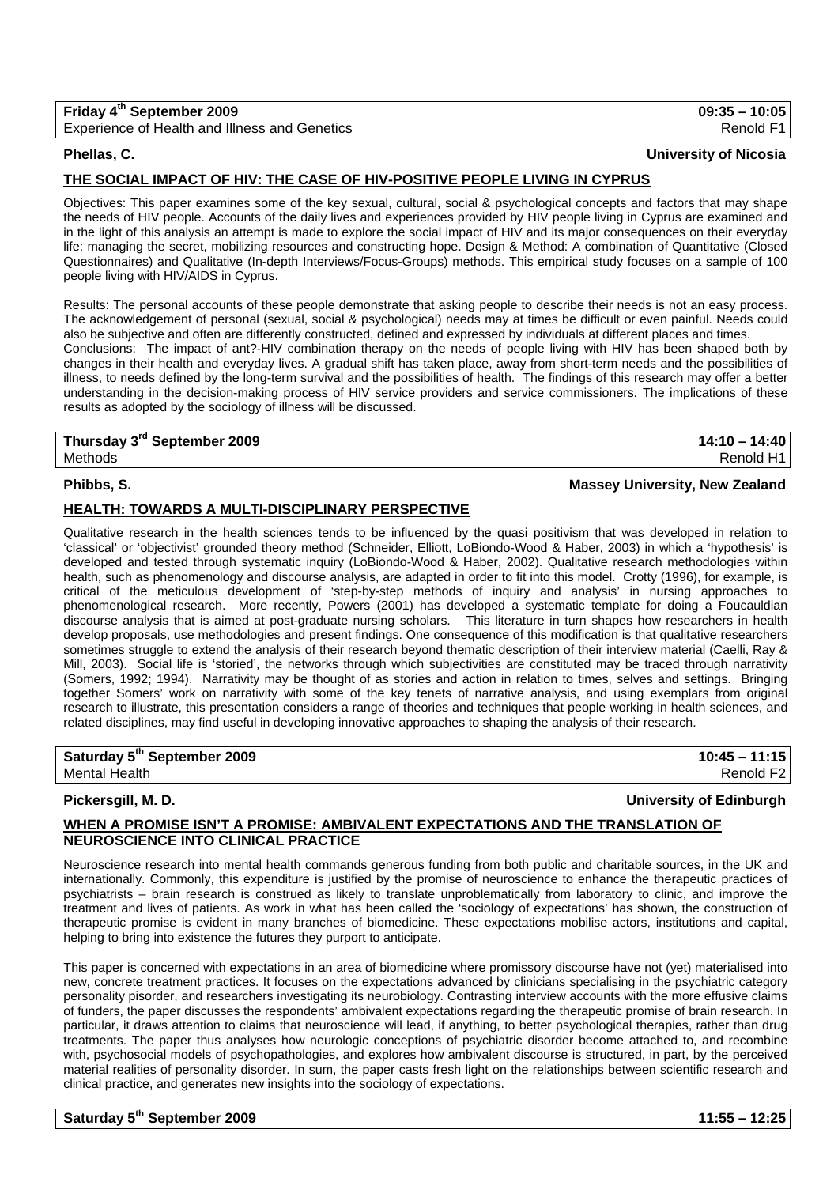**Friday 4th September 2009** **09:35 – 10:05**
Experience of Health and Illness and Genetics Renold F1

**Phellas, C.** **University of Nicosia**

## THE SOCIAL IMPACT OF HIV: THE CASE OF HIV-POSITIVE PEOPLE LIVING IN CYPRUS

Objectives: This paper examines some of the key sexual, cultural, social & psychological concepts and factors that may shape the needs of HIV people. Accounts of the daily lives and experiences provided by HIV people living in Cyprus are examined and in the light of this analysis an attempt is made to explore the social impact of HIV and its major consequences on their everyday life: managing the secret, mobilizing resources and constructing hope. Design & Method: A combination of Quantitative (Closed Questionnaires) and Qualitative (In-depth Interviews/Focus-Groups) methods. This empirical study focuses on a sample of 100 people living with HIV/AIDS in Cyprus.

Results: The personal accounts of these people demonstrate that asking people to describe their needs is not an easy process. The acknowledgement of personal (sexual, social & psychological) needs may at times be difficult or even painful. Needs could also be subjective and often are differently constructed, defined and expressed by individuals at different places and times.
Conclusions: The impact of ant?-HIV combination therapy on the needs of people living with HIV has been shaped both by changes in their health and everyday lives. A gradual shift has taken place, away from short-term needs and the possibilities of illness, to needs defined by the long-term survival and the possibilities of health. The findings of this research may offer a better understanding in the decision-making process of HIV service providers and service commissioners. The implications of these results as adopted by the sociology of illness will be discussed.

**Thursday 3rd September 2009** **14:10 – 14:40**
Methods Renold H1

**Phibbs, S.** **Massey University, New Zealand**

## HEALTH: TOWARDS A MULTI-DISCIPLINARY PERSPECTIVE

Qualitative research in the health sciences tends to be influenced by the quasi positivism that was developed in relation to 'classical' or 'objectivist' grounded theory method (Schneider, Elliott, LoBiondo-Wood & Haber, 2003) in which a 'hypothesis' is developed and tested through systematic inquiry (LoBiondo-Wood & Haber, 2002). Qualitative research methodologies within health, such as phenomenology and discourse analysis, are adapted in order to fit into this model. Crotty (1996), for example, is critical of the meticulous development of 'step-by-step methods of inquiry and analysis' in nursing approaches to phenomenological research. More recently, Powers (2001) has developed a systematic template for doing a Foucauldian discourse analysis that is aimed at post-graduate nursing scholars. This literature in turn shapes how researchers in health develop proposals, use methodologies and present findings. One consequence of this modification is that qualitative researchers sometimes struggle to extend the analysis of their research beyond thematic description of their interview material (Caelli, Ray & Mill, 2003). Social life is 'storied', the networks through which subjectivities are constituted may be traced through narrativity (Somers, 1992; 1994). Narrativity may be thought of as stories and action in relation to times, selves and settings. Bringing together Somers' work on narrativity with some of the key tenets of narrative analysis, and using exemplars from original research to illustrate, this presentation considers a range of theories and techniques that people working in health sciences, and related disciplines, may find useful in developing innovative approaches to shaping the analysis of their research.

**Saturday 5th September 2009** **10:45 – 11:15**
Mental Health Renold F2

**Pickersgill, M. D.** **University of Edinburgh**

## WHEN A PROMISE ISN'T A PROMISE: AMBIVALENT EXPECTATIONS AND THE TRANSLATION OF NEUROSCIENCE INTO CLINICAL PRACTICE

Neuroscience research into mental health commands generous funding from both public and charitable sources, in the UK and internationally. Commonly, this expenditure is justified by the promise of neuroscience to enhance the therapeutic practices of psychiatrists – brain research is construed as likely to translate unproblematically from laboratory to clinic, and improve the treatment and lives of patients. As work in what has been called the 'sociology of expectations' has shown, the construction of therapeutic promise is evident in many branches of biomedicine. These expectations mobilise actors, institutions and capital, helping to bring into existence the futures they purport to anticipate.

This paper is concerned with expectations in an area of biomedicine where promissory discourse have not (yet) materialised into new, concrete treatment practices. It focuses on the expectations advanced by clinicians specialising in the psychiatric category personality pisorder, and researchers investigating its neurobiology. Contrasting interview accounts with the more effusive claims of funders, the paper discusses the respondents' ambivalent expectations regarding the therapeutic promise of brain research. In particular, it draws attention to claims that neuroscience will lead, if anything, to better psychological therapies, rather than drug treatments. The paper thus analyses how neurologic conceptions of psychiatric disorder become attached to, and recombine with, psychosocial models of psychopathologies, and explores how ambivalent discourse is structured, in part, by the perceived material realities of personality disorder. In sum, the paper casts fresh light on the relationships between scientific research and clinical practice, and generates new insights into the sociology of expectations.

**Saturday 5th September 2009** **11:55 – 12:25**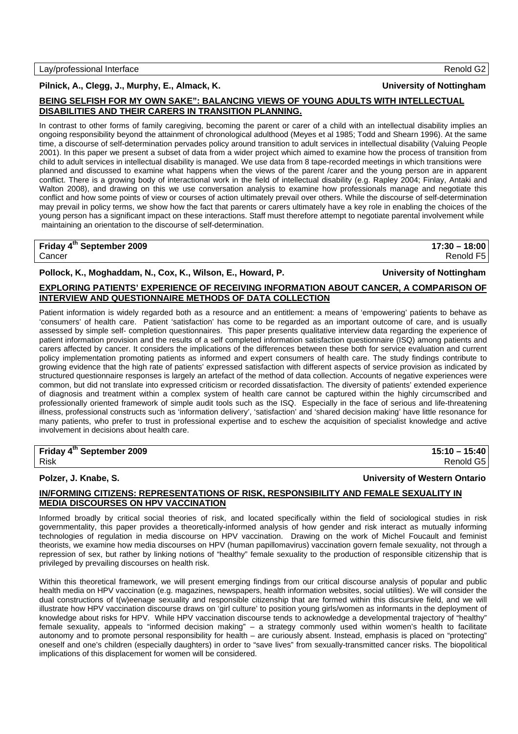Lay/professional Interface — Renold G2

**Pilnick, A., Clegg, J., Murphy, E., Almack, K.** — **University of Nottingham**

**BEING SELFISH FOR MY OWN SAKE": BALANCING VIEWS OF YOUNG ADULTS WITH INTELLECTUAL DISABILITIES AND THEIR CARERS IN TRANSITION PLANNING.**

In contrast to other forms of family caregiving, becoming the parent or carer of a child with an intellectual disability implies an ongoing responsibility beyond the attainment of chronological adulthood (Meyes et al 1985; Todd and Shearn 1996). At the same time, a discourse of self-determination pervades policy around transition to adult services in intellectual disability (Valuing People 2001). In this paper we present a subset of data from a wider project which aimed to examine how the process of transition from child to adult services in intellectual disability is managed. We use data from 8 tape-recorded meetings in which transitions were planned and discussed to examine what happens when the views of the parent /carer and the young person are in apparent conflict. There is a growing body of interactional work in the field of intellectual disability (e.g. Rapley 2004; Finlay, Antaki and Walton 2008), and drawing on this we use conversation analysis to examine how professionals manage and negotiate this conflict and how some points of view or courses of action ultimately prevail over others. While the discourse of self-determination may prevail in policy terms, we show how the fact that parents or carers ultimately have a key role in enabling the choices of the young person has a significant impact on these interactions. Staff must therefore attempt to negotiate parental involvement while maintaining an orientation to the discourse of self-determination.

**Friday 4th September 2009** — **17:30 – 18:00**
Cancer — Renold F5

**Pollock, K., Moghaddam, N., Cox, K., Wilson, E., Howard, P.** — **University of Nottingham**

**EXPLORING PATIENTS' EXPERIENCE OF RECEIVING INFORMATION ABOUT CANCER, A COMPARISON OF INTERVIEW AND QUESTIONNAIRE METHODS OF DATA COLLECTION**

Patient information is widely regarded both as a resource and an entitlement: a means of 'empowering' patients to behave as 'consumers' of health care. Patient 'satisfaction' has come to be regarded as an important outcome of care, and is usually assessed by simple self- completion questionnaires. This paper presents qualitative interview data regarding the experience of patient information provision and the results of a self completed information satisfaction questionnaire (ISQ) among patients and carers affected by cancer. It considers the implications of the differences between these both for service evaluation and current policy implementation promoting patients as informed and expert consumers of health care. The study findings contribute to growing evidence that the high rate of patients' expressed satisfaction with different aspects of service provision as indicated by structured questionnaire responses is largely an artefact of the method of data collection. Accounts of negative experiences were common, but did not translate into expressed criticism or recorded dissatisfaction. The diversity of patients' extended experience of diagnosis and treatment within a complex system of health care cannot be captured within the highly circumscribed and professionally oriented framework of simple audit tools such as the ISQ. Especially in the face of serious and life-threatening illness, professional constructs such as 'information delivery', 'satisfaction' and 'shared decision making' have little resonance for many patients, who prefer to trust in professional expertise and to eschew the acquisition of specialist knowledge and active involvement in decisions about health care.

**Friday 4th September 2009** — **15:10 – 15:40**
Risk — Renold G5

**Polzer, J. Knabe, S.** — **University of Western Ontario**

**IN/FORMING CITIZENS: REPRESENTATIONS OF RISK, RESPONSIBILITY AND FEMALE SEXUALITY IN MEDIA DISCOURSES ON HPV VACCINATION**

Informed broadly by critical social theories of risk, and located specifically within the field of sociological studies in risk governmentality, this paper provides a theoretically-informed analysis of how gender and risk interact as mutually informing technologies of regulation in media discourse on HPV vaccination. Drawing on the work of Michel Foucault and feminist theorists, we examine how media discourses on HPV (human papillomavirus) vaccination govern female sexuality, not through a repression of sex, but rather by linking notions of "healthy" female sexuality to the production of responsible citizenship that is privileged by prevailing discourses on health risk.

Within this theoretical framework, we will present emerging findings from our critical discourse analysis of popular and public health media on HPV vaccination (e.g. magazines, newspapers, health information websites, social utilities). We will consider the dual constructions of t(w)eenage sexuality and responsible citizenship that are formed within this discursive field, and we will illustrate how HPV vaccination discourse draws on 'girl culture' to position young girls/women as informants in the deployment of knowledge about risks for HPV. While HPV vaccination discourse tends to acknowledge a developmental trajectory of "healthy" female sexuality, appeals to "informed decision making" – a strategy commonly used within women's health to facilitate autonomy and to promote personal responsibility for health – are curiously absent. Instead, emphasis is placed on "protecting" oneself and one's children (especially daughters) in order to "save lives" from sexually-transmitted cancer risks. The biopolitical implications of this displacement for women will be considered.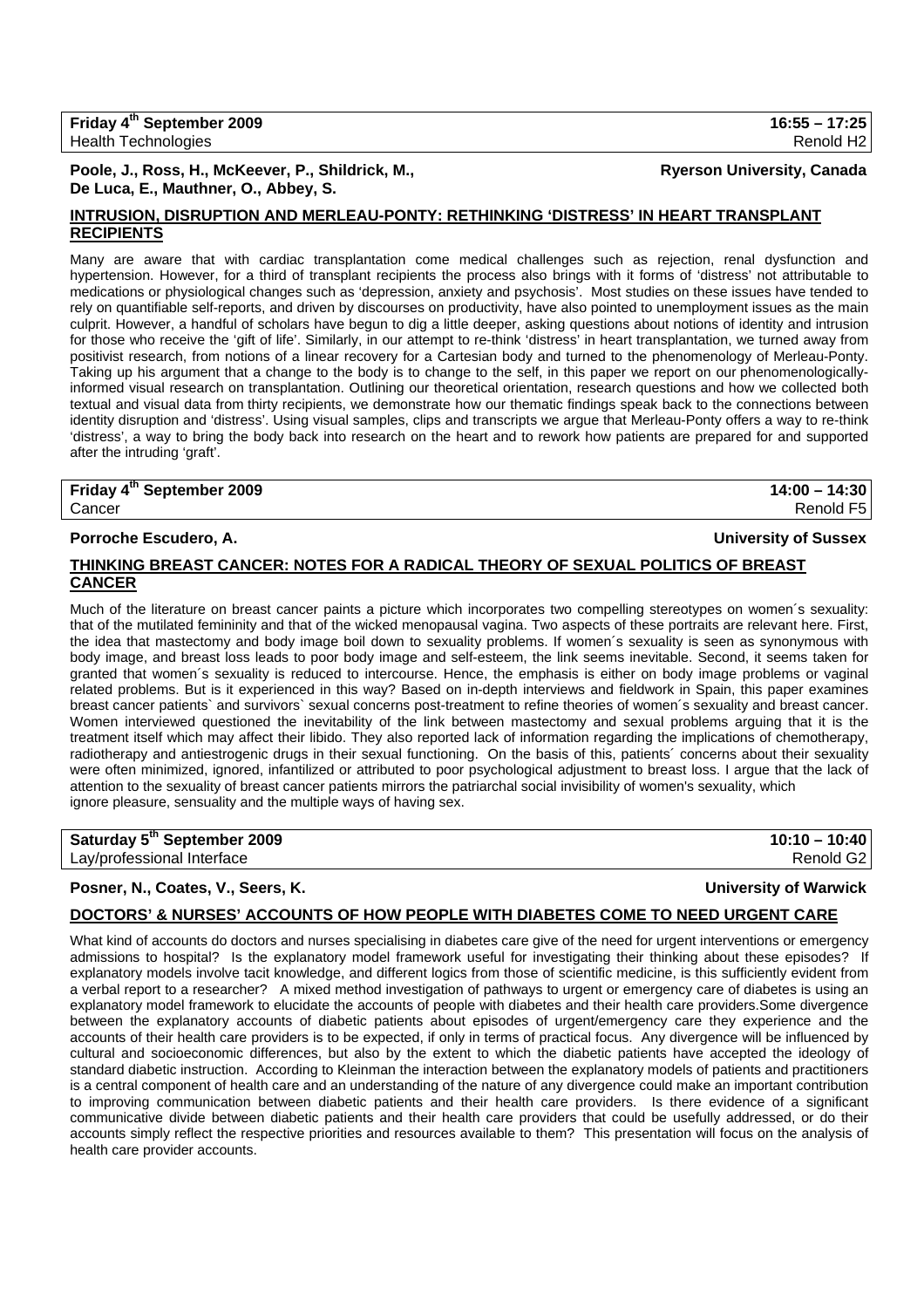**Friday 4th September 2009** 16:55 – 17:25
Health Technologies Renold H2

**Poole, J., Ross, H., McKeever, P., Shildrick, M., De Luca, E., Mauthner, O., Abbey, S.** **Ryerson University, Canada**

## INTRUSION, DISRUPTION AND MERLEAU-PONTY: RETHINKING 'DISTRESS' IN HEART TRANSPLANT RECIPIENTS

Many are aware that with cardiac transplantation come medical challenges such as rejection, renal dysfunction and hypertension. However, for a third of transplant recipients the process also brings with it forms of 'distress' not attributable to medications or physiological changes such as 'depression, anxiety and psychosis'. Most studies on these issues have tended to rely on quantifiable self-reports, and driven by discourses on productivity, have also pointed to unemployment issues as the main culprit. However, a handful of scholars have begun to dig a little deeper, asking questions about notions of identity and intrusion for those who receive the 'gift of life'. Similarly, in our attempt to re-think 'distress' in heart transplantation, we turned away from positivist research, from notions of a linear recovery for a Cartesian body and turned to the phenomenology of Merleau-Ponty. Taking up his argument that a change to the body is to change to the self, in this paper we report on our phenomenologically-informed visual research on transplantation. Outlining our theoretical orientation, research questions and how we collected both textual and visual data from thirty recipients, we demonstrate how our thematic findings speak back to the connections between identity disruption and 'distress'. Using visual samples, clips and transcripts we argue that Merleau-Ponty offers a way to re-think 'distress', a way to bring the body back into research on the heart and to rework how patients are prepared for and supported after the intruding 'graft'.

**Friday 4th September 2009** 14:00 – 14:30
Cancer Renold F5

**Porroche Escudero, A.** **University of Sussex**

## THINKING BREAST CANCER: NOTES FOR A RADICAL THEORY OF SEXUAL POLITICS OF BREAST CANCER

Much of the literature on breast cancer paints a picture which incorporates two compelling stereotypes on women´s sexuality: that of the mutilated femininity and that of the wicked menopausal vagina. Two aspects of these portraits are relevant here. First, the idea that mastectomy and body image boil down to sexuality problems. If women´s sexuality is seen as synonymous with body image, and breast loss leads to poor body image and self-esteem, the link seems inevitable. Second, it seems taken for granted that women´s sexuality is reduced to intercourse. Hence, the emphasis is either on body image problems or vaginal related problems. But is it experienced in this way? Based on in-depth interviews and fieldwork in Spain, this paper examines breast cancer patients` and survivors` sexual concerns post-treatment to refine theories of women´s sexuality and breast cancer. Women interviewed questioned the inevitability of the link between mastectomy and sexual problems arguing that it is the treatment itself which may affect their libido. They also reported lack of information regarding the implications of chemotherapy, radiotherapy and antiestrogenic drugs in their sexual functioning. On the basis of this, patients´ concerns about their sexuality were often minimized, ignored, infantilized or attributed to poor psychological adjustment to breast loss. I argue that the lack of attention to the sexuality of breast cancer patients mirrors the patriarchal social invisibility of women's sexuality, which ignore pleasure, sensuality and the multiple ways of having sex.

**Saturday 5th September 2009** 10:10 – 10:40
Lay/professional Interface Renold G2

**Posner, N., Coates, V., Seers, K.** **University of Warwick**

## DOCTORS' & NURSES' ACCOUNTS OF HOW PEOPLE WITH DIABETES COME TO NEED URGENT CARE

What kind of accounts do doctors and nurses specialising in diabetes care give of the need for urgent interventions or emergency admissions to hospital? Is the explanatory model framework useful for investigating their thinking about these episodes? If explanatory models involve tacit knowledge, and different logics from those of scientific medicine, is this sufficiently evident from a verbal report to a researcher? A mixed method investigation of pathways to urgent or emergency care of diabetes is using an explanatory model framework to elucidate the accounts of people with diabetes and their health care providers.Some divergence between the explanatory accounts of diabetic patients about episodes of urgent/emergency care they experience and the accounts of their health care providers is to be expected, if only in terms of practical focus. Any divergence will be influenced by cultural and socioeconomic differences, but also by the extent to which the diabetic patients have accepted the ideology of standard diabetic instruction. According to Kleinman the interaction between the explanatory models of patients and practitioners is a central component of health care and an understanding of the nature of any divergence could make an important contribution to improving communication between diabetic patients and their health care providers. Is there evidence of a significant communicative divide between diabetic patients and their health care providers that could be usefully addressed, or do their accounts simply reflect the respective priorities and resources available to them? This presentation will focus on the analysis of health care provider accounts.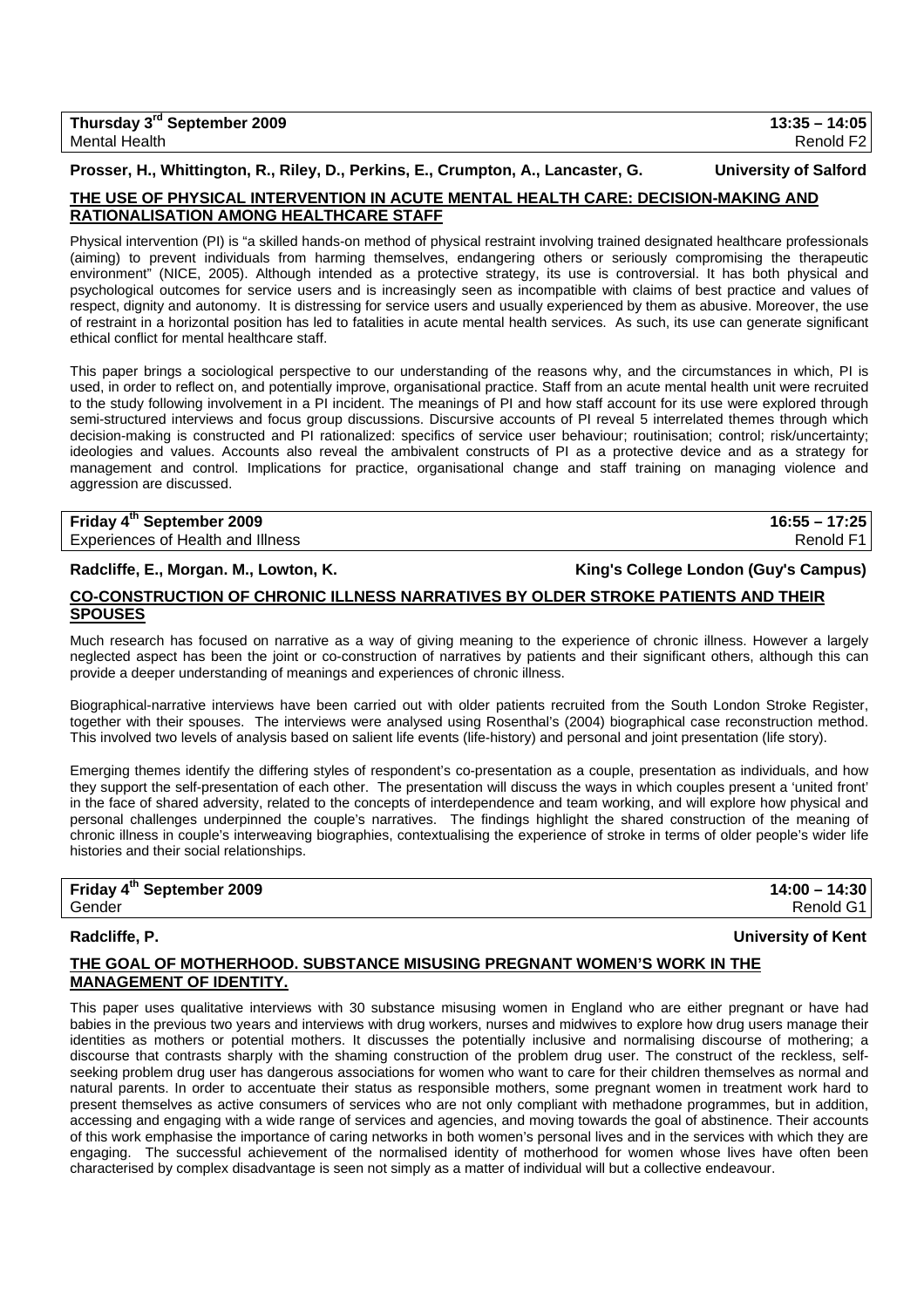**Thursday 3rd September 2009** — **13:35 – 14:05**
Mental Health — Renold F2

**Prosser, H., Whittington, R., Riley, D., Perkins, E., Crumpton, A., Lancaster, G.** — **University of Salford**

### THE USE OF PHYSICAL INTERVENTION IN ACUTE MENTAL HEALTH CARE: DECISION-MAKING AND RATIONALISATION AMONG HEALTHCARE STAFF

Physical intervention (PI) is "a skilled hands-on method of physical restraint involving trained designated healthcare professionals (aiming) to prevent individuals from harming themselves, endangering others or seriously compromising the therapeutic environment" (NICE, 2005). Although intended as a protective strategy, its use is controversial. It has both physical and psychological outcomes for service users and is increasingly seen as incompatible with claims of best practice and values of respect, dignity and autonomy. It is distressing for service users and usually experienced by them as abusive. Moreover, the use of restraint in a horizontal position has led to fatalities in acute mental health services. As such, its use can generate significant ethical conflict for mental healthcare staff.

This paper brings a sociological perspective to our understanding of the reasons why, and the circumstances in which, PI is used, in order to reflect on, and potentially improve, organisational practice. Staff from an acute mental health unit were recruited to the study following involvement in a PI incident. The meanings of PI and how staff account for its use were explored through semi-structured interviews and focus group discussions. Discursive accounts of PI reveal 5 interrelated themes through which decision-making is constructed and PI rationalized: specifics of service user behaviour; routinisation; control; risk/uncertainty; ideologies and values. Accounts also reveal the ambivalent constructs of PI as a protective device and as a strategy for management and control. Implications for practice, organisational change and staff training on managing violence and aggression are discussed.

**Friday 4th September 2009** — **16:55 – 17:25**
Experiences of Health and Illness — Renold F1

**Radcliffe, E., Morgan. M., Lowton, K.** — **King's College London (Guy's Campus)**

### CO-CONSTRUCTION OF CHRONIC ILLNESS NARRATIVES BY OLDER STROKE PATIENTS AND THEIR SPOUSES

Much research has focused on narrative as a way of giving meaning to the experience of chronic illness. However a largely neglected aspect has been the joint or co-construction of narratives by patients and their significant others, although this can provide a deeper understanding of meanings and experiences of chronic illness.

Biographical-narrative interviews have been carried out with older patients recruited from the South London Stroke Register, together with their spouses. The interviews were analysed using Rosenthal's (2004) biographical case reconstruction method. This involved two levels of analysis based on salient life events (life-history) and personal and joint presentation (life story).

Emerging themes identify the differing styles of respondent's co-presentation as a couple, presentation as individuals, and how they support the self-presentation of each other. The presentation will discuss the ways in which couples present a 'united front' in the face of shared adversity, related to the concepts of interdependence and team working, and will explore how physical and personal challenges underpinned the couple's narratives. The findings highlight the shared construction of the meaning of chronic illness in couple's interweaving biographies, contextualising the experience of stroke in terms of older people's wider life histories and their social relationships.

**Friday 4th September 2009** — **14:00 – 14:30**
Gender — Renold G1

**Radcliffe, P.** — **University of Kent**

### THE GOAL OF MOTHERHOOD. SUBSTANCE MISUSING PREGNANT WOMEN'S WORK IN THE MANAGEMENT OF IDENTITY.

This paper uses qualitative interviews with 30 substance misusing women in England who are either pregnant or have had babies in the previous two years and interviews with drug workers, nurses and midwives to explore how drug users manage their identities as mothers or potential mothers. It discusses the potentially inclusive and normalising discourse of mothering; a discourse that contrasts sharply with the shaming construction of the problem drug user. The construct of the reckless, self-seeking problem drug user has dangerous associations for women who want to care for their children themselves as normal and natural parents. In order to accentuate their status as responsible mothers, some pregnant women in treatment work hard to present themselves as active consumers of services who are not only compliant with methadone programmes, but in addition, accessing and engaging with a wide range of services and agencies, and moving towards the goal of abstinence. Their accounts of this work emphasise the importance of caring networks in both women's personal lives and in the services with which they are engaging. The successful achievement of the normalised identity of motherhood for women whose lives have often been characterised by complex disadvantage is seen not simply as a matter of individual will but a collective endeavour.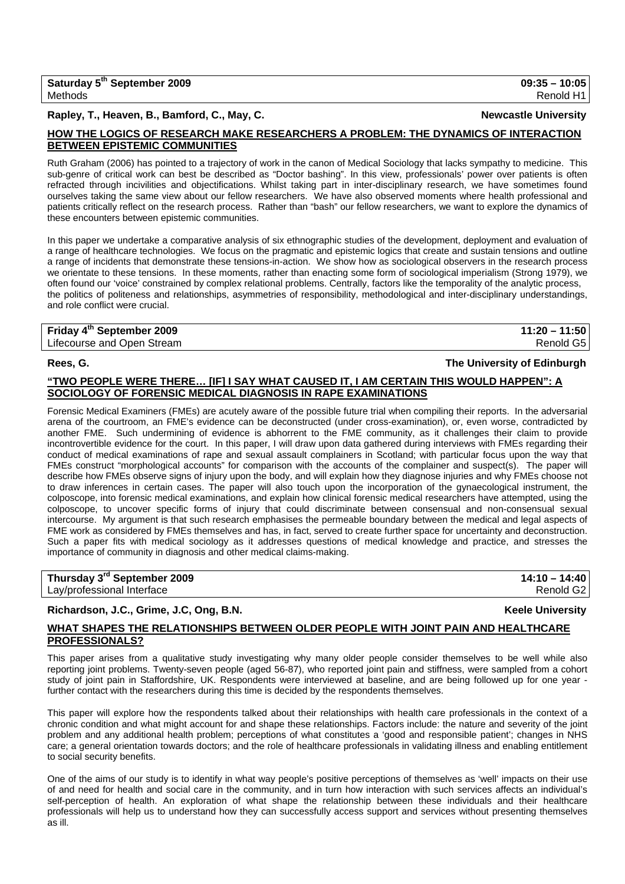**Saturday 5th September 2009** — **09:35 – 10:05**
Methods — Renold H1

**Rapley, T., Heaven, B., Bamford, C., May, C.** — **Newcastle University**

## HOW THE LOGICS OF RESEARCH MAKE RESEARCHERS A PROBLEM: THE DYNAMICS OF INTERACTION BETWEEN EPISTEMIC COMMUNITIES

Ruth Graham (2006) has pointed to a trajectory of work in the canon of Medical Sociology that lacks sympathy to medicine. This sub-genre of critical work can best be described as "Doctor bashing". In this view, professionals' power over patients is often refracted through incivilities and objectifications. Whilst taking part in inter-disciplinary research, we have sometimes found ourselves taking the same view about our fellow researchers. We have also observed moments where health professional and patients critically reflect on the research process. Rather than "bash" our fellow researchers, we want to explore the dynamics of these encounters between epistemic communities.

In this paper we undertake a comparative analysis of six ethnographic studies of the development, deployment and evaluation of a range of healthcare technologies. We focus on the pragmatic and epistemic logics that create and sustain tensions and outline a range of incidents that demonstrate these tensions-in-action. We show how as sociological observers in the research process we orientate to these tensions. In these moments, rather than enacting some form of sociological imperialism (Strong 1979), we often found our 'voice' constrained by complex relational problems. Centrally, factors like the temporality of the analytic process, the politics of politeness and relationships, asymmetries of responsibility, methodological and inter-disciplinary understandings, and role conflict were crucial.

**Friday 4th September 2009** — **11:20 – 11:50**
Lifecourse and Open Stream — Renold G5

**Rees, G.** — **The University of Edinburgh**

## "TWO PEOPLE WERE THERE… [IF] I SAY WHAT CAUSED IT, I AM CERTAIN THIS WOULD HAPPEN": A SOCIOLOGY OF FORENSIC MEDICAL DIAGNOSIS IN RAPE EXAMINATIONS

Forensic Medical Examiners (FMEs) are acutely aware of the possible future trial when compiling their reports. In the adversarial arena of the courtroom, an FME's evidence can be deconstructed (under cross-examination), or, even worse, contradicted by another FME. Such undermining of evidence is abhorrent to the FME community, as it challenges their claim to provide incontrovertible evidence for the court. In this paper, I will draw upon data gathered during interviews with FMEs regarding their conduct of medical examinations of rape and sexual assault complainers in Scotland; with particular focus upon the way that FMEs construct "morphological accounts" for comparison with the accounts of the complainer and suspect(s). The paper will describe how FMEs observe signs of injury upon the body, and will explain how they diagnose injuries and why FMEs choose not to draw inferences in certain cases. The paper will also touch upon the incorporation of the gynaecological instrument, the colposcope, into forensic medical examinations, and explain how clinical forensic medical researchers have attempted, using the colposcope, to uncover specific forms of injury that could discriminate between consensual and non-consensual sexual intercourse. My argument is that such research emphasises the permeable boundary between the medical and legal aspects of FME work as considered by FMEs themselves and has, in fact, served to create further space for uncertainty and deconstruction. Such a paper fits with medical sociology as it addresses questions of medical knowledge and practice, and stresses the importance of community in diagnosis and other medical claims-making.

**Thursday 3rd September 2009** — **14:10 – 14:40**
Lay/professional Interface — Renold G2

**Richardson, J.C., Grime, J.C, Ong, B.N.** — **Keele University**

## WHAT SHAPES THE RELATIONSHIPS BETWEEN OLDER PEOPLE WITH JOINT PAIN AND HEALTHCARE PROFESSIONALS?

This paper arises from a qualitative study investigating why many older people consider themselves to be well while also reporting joint problems. Twenty-seven people (aged 56-87), who reported joint pain and stiffness, were sampled from a cohort study of joint pain in Staffordshire, UK. Respondents were interviewed at baseline, and are being followed up for one year - further contact with the researchers during this time is decided by the respondents themselves.

This paper will explore how the respondents talked about their relationships with health care professionals in the context of a chronic condition and what might account for and shape these relationships. Factors include: the nature and severity of the joint problem and any additional health problem; perceptions of what constitutes a 'good and responsible patient'; changes in NHS care; a general orientation towards doctors; and the role of healthcare professionals in validating illness and enabling entitlement to social security benefits.

One of the aims of our study is to identify in what way people's positive perceptions of themselves as 'well' impacts on their use of and need for health and social care in the community, and in turn how interaction with such services affects an individual's self-perception of health. An exploration of what shape the relationship between these individuals and their healthcare professionals will help us to understand how they can successfully access support and services without presenting themselves as ill.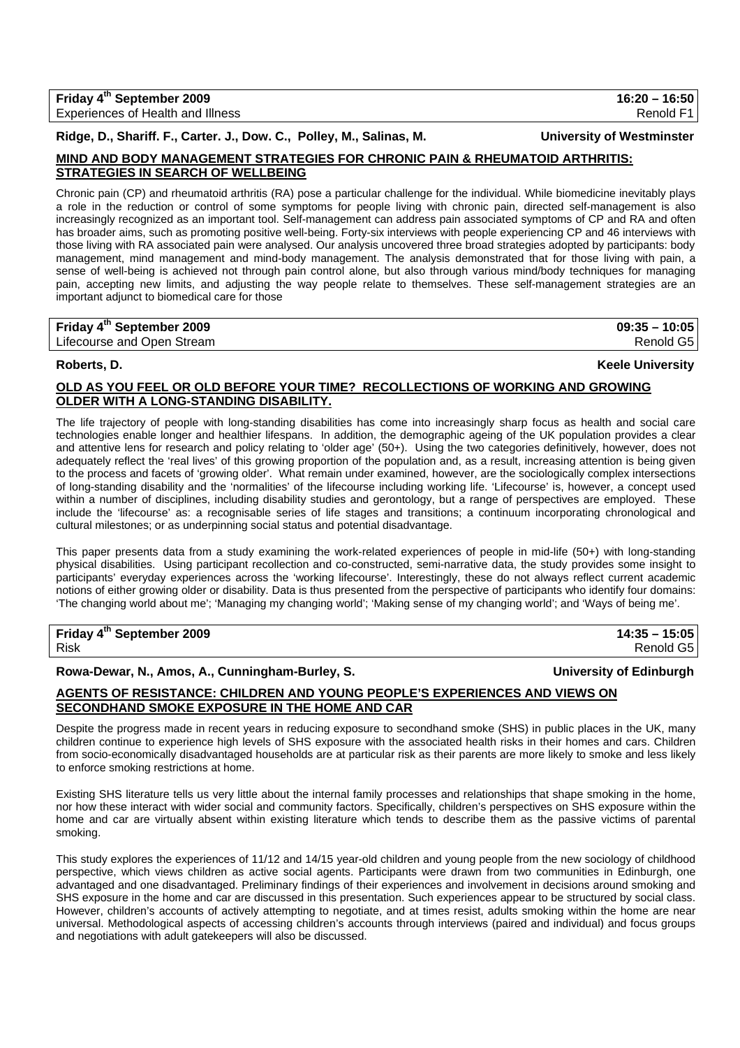**Friday 4th September 2009** **16:20 – 16:50**
Experiences of Health and Illness Renold F1

**Ridge, D., Shariff. F., Carter. J., Dow. C., Polley, M., Salinas, M.** **University of Westminster**

### MIND AND BODY MANAGEMENT STRATEGIES FOR CHRONIC PAIN & RHEUMATOID ARTHRITIS: STRATEGIES IN SEARCH OF WELLBEING

Chronic pain (CP) and rheumatoid arthritis (RA) pose a particular challenge for the individual. While biomedicine inevitably plays a role in the reduction or control of some symptoms for people living with chronic pain, directed self-management is also increasingly recognized as an important tool. Self-management can address pain associated symptoms of CP and RA and often has broader aims, such as promoting positive well-being. Forty-six interviews with people experiencing CP and 46 interviews with those living with RA associated pain were analysed. Our analysis uncovered three broad strategies adopted by participants: body management, mind management and mind-body management. The analysis demonstrated that for those living with pain, a sense of well-being is achieved not through pain control alone, but also through various mind/body techniques for managing pain, accepting new limits, and adjusting the way people relate to themselves. These self-management strategies are an important adjunct to biomedical care for those

**Friday 4th September 2009** **09:35 – 10:05**
Lifecourse and Open Stream Renold G5

**Roberts, D.** **Keele University**

### OLD AS YOU FEEL OR OLD BEFORE YOUR TIME? RECOLLECTIONS OF WORKING AND GROWING OLDER WITH A LONG-STANDING DISABILITY.

The life trajectory of people with long-standing disabilities has come into increasingly sharp focus as health and social care technologies enable longer and healthier lifespans. In addition, the demographic ageing of the UK population provides a clear and attentive lens for research and policy relating to 'older age' (50+). Using the two categories definitively, however, does not adequately reflect the 'real lives' of this growing proportion of the population and, as a result, increasing attention is being given to the process and facets of 'growing older'. What remain under examined, however, are the sociologically complex intersections of long-standing disability and the 'normalities' of the lifecourse including working life. 'Lifecourse' is, however, a concept used within a number of disciplines, including disability studies and gerontology, but a range of perspectives are employed. These include the 'lifecourse' as: a recognisable series of life stages and transitions; a continuum incorporating chronological and cultural milestones; or as underpinning social status and potential disadvantage.

This paper presents data from a study examining the work-related experiences of people in mid-life (50+) with long-standing physical disabilities. Using participant recollection and co-constructed, semi-narrative data, the study provides some insight to participants' everyday experiences across the 'working lifecourse'. Interestingly, these do not always reflect current academic notions of either growing older or disability. Data is thus presented from the perspective of participants who identify four domains: 'The changing world about me'; 'Managing my changing world'; 'Making sense of my changing world'; and 'Ways of being me'.

**Friday 4th September 2009** **14:35 – 15:05**
Risk Renold G5

**Rowa-Dewar, N., Amos, A., Cunningham-Burley, S.** **University of Edinburgh**

### AGENTS OF RESISTANCE: CHILDREN AND YOUNG PEOPLE'S EXPERIENCES AND VIEWS ON SECONDHAND SMOKE EXPOSURE IN THE HOME AND CAR

Despite the progress made in recent years in reducing exposure to secondhand smoke (SHS) in public places in the UK, many children continue to experience high levels of SHS exposure with the associated health risks in their homes and cars. Children from socio-economically disadvantaged households are at particular risk as their parents are more likely to smoke and less likely to enforce smoking restrictions at home.

Existing SHS literature tells us very little about the internal family processes and relationships that shape smoking in the home, nor how these interact with wider social and community factors. Specifically, children's perspectives on SHS exposure within the home and car are virtually absent within existing literature which tends to describe them as the passive victims of parental smoking.

This study explores the experiences of 11/12 and 14/15 year-old children and young people from the new sociology of childhood perspective, which views children as active social agents. Participants were drawn from two communities in Edinburgh, one advantaged and one disadvantaged. Preliminary findings of their experiences and involvement in decisions around smoking and SHS exposure in the home and car are discussed in this presentation. Such experiences appear to be structured by social class. However, children's accounts of actively attempting to negotiate, and at times resist, adults smoking within the home are near universal. Methodological aspects of accessing children's accounts through interviews (paired and individual) and focus groups and negotiations with adult gatekeepers will also be discussed.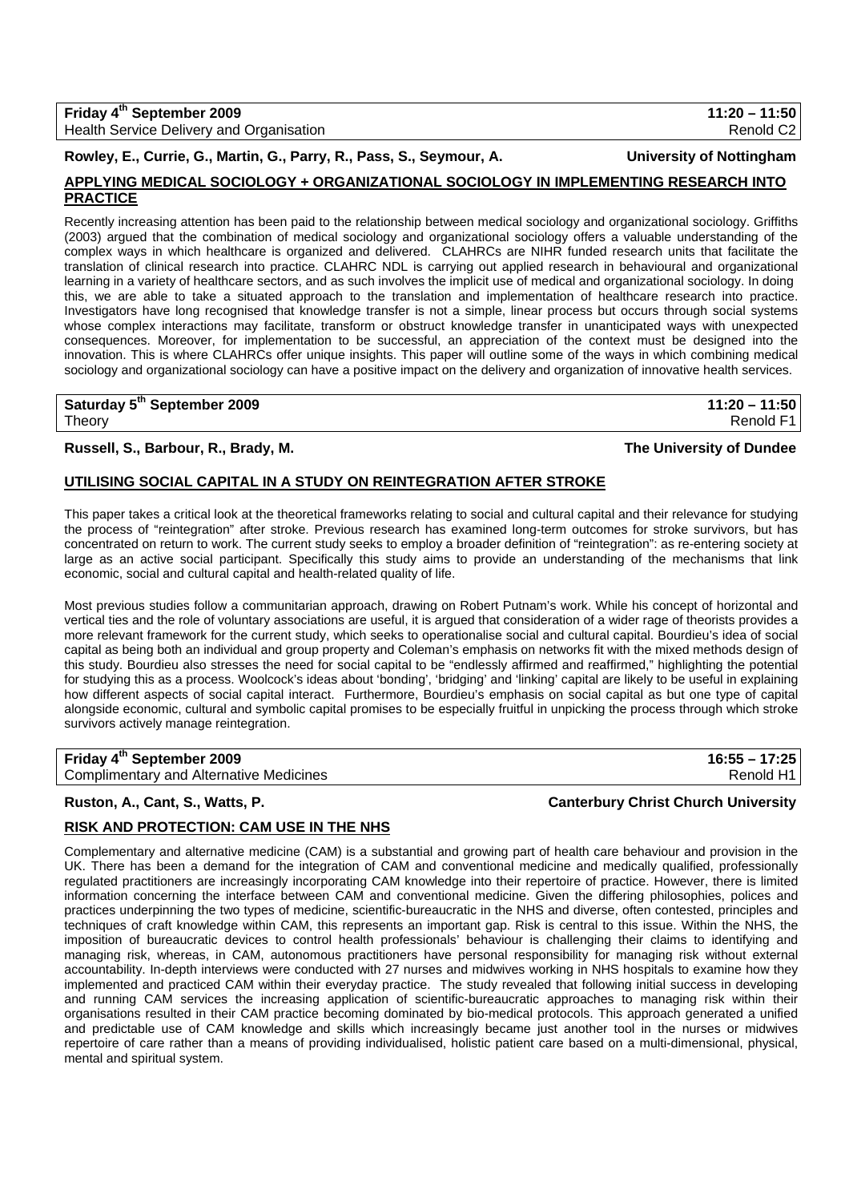**Friday 4th September 2009** — **11:20 – 11:50**
Health Service Delivery and Organisation — Renold C2

**Rowley, E., Currie, G., Martin, G., Parry, R., Pass, S., Seymour, A.** — **University of Nottingham**

## APPLYING MEDICAL SOCIOLOGY + ORGANIZATIONAL SOCIOLOGY IN IMPLEMENTING RESEARCH INTO PRACTICE

Recently increasing attention has been paid to the relationship between medical sociology and organizational sociology. Griffiths (2003) argued that the combination of medical sociology and organizational sociology offers a valuable understanding of the complex ways in which healthcare is organized and delivered. CLAHRCs are NIHR funded research units that facilitate the translation of clinical research into practice. CLAHRC NDL is carrying out applied research in behavioural and organizational learning in a variety of healthcare sectors, and as such involves the implicit use of medical and organizational sociology. In doing this, we are able to take a situated approach to the translation and implementation of healthcare research into practice. Investigators have long recognised that knowledge transfer is not a simple, linear process but occurs through social systems whose complex interactions may facilitate, transform or obstruct knowledge transfer in unanticipated ways with unexpected consequences. Moreover, for implementation to be successful, an appreciation of the context must be designed into the innovation. This is where CLAHRCs offer unique insights. This paper will outline some of the ways in which combining medical sociology and organizational sociology can have a positive impact on the delivery and organization of innovative health services.

**Saturday 5th September 2009** — **11:20 – 11:50**
Theory — Renold F1

**Russell, S., Barbour, R., Brady, M.** — **The University of Dundee**

## UTILISING SOCIAL CAPITAL IN A STUDY ON REINTEGRATION AFTER STROKE

This paper takes a critical look at the theoretical frameworks relating to social and cultural capital and their relevance for studying the process of "reintegration" after stroke. Previous research has examined long-term outcomes for stroke survivors, but has concentrated on return to work. The current study seeks to employ a broader definition of "reintegration": as re-entering society at large as an active social participant. Specifically this study aims to provide an understanding of the mechanisms that link economic, social and cultural capital and health-related quality of life.

Most previous studies follow a communitarian approach, drawing on Robert Putnam's work. While his concept of horizontal and vertical ties and the role of voluntary associations are useful, it is argued that consideration of a wider rage of theorists provides a more relevant framework for the current study, which seeks to operationalise social and cultural capital. Bourdieu's idea of social capital as being both an individual and group property and Coleman's emphasis on networks fit with the mixed methods design of this study. Bourdieu also stresses the need for social capital to be "endlessly affirmed and reaffirmed," highlighting the potential for studying this as a process. Woolcock's ideas about 'bonding', 'bridging' and 'linking' capital are likely to be useful in explaining how different aspects of social capital interact. Furthermore, Bourdieu's emphasis on social capital as but one type of capital alongside economic, cultural and symbolic capital promises to be especially fruitful in unpicking the process through which stroke survivors actively manage reintegration.

**Friday 4th September 2009** — **16:55 – 17:25**
Complimentary and Alternative Medicines — Renold H1

**Ruston, A., Cant, S., Watts, P.** — **Canterbury Christ Church University**

## RISK AND PROTECTION: CAM USE IN THE NHS

Complementary and alternative medicine (CAM) is a substantial and growing part of health care behaviour and provision in the UK. There has been a demand for the integration of CAM and conventional medicine and medically qualified, professionally regulated practitioners are increasingly incorporating CAM knowledge into their repertoire of practice. However, there is limited information concerning the interface between CAM and conventional medicine. Given the differing philosophies, polices and practices underpinning the two types of medicine, scientific-bureaucratic in the NHS and diverse, often contested, principles and techniques of craft knowledge within CAM, this represents an important gap. Risk is central to this issue. Within the NHS, the imposition of bureaucratic devices to control health professionals' behaviour is challenging their claims to identifying and managing risk, whereas, in CAM, autonomous practitioners have personal responsibility for managing risk without external accountability. In-depth interviews were conducted with 27 nurses and midwives working in NHS hospitals to examine how they implemented and practiced CAM within their everyday practice. The study revealed that following initial success in developing and running CAM services the increasing application of scientific-bureaucratic approaches to managing risk within their organisations resulted in their CAM practice becoming dominated by bio-medical protocols. This approach generated a unified and predictable use of CAM knowledge and skills which increasingly became just another tool in the nurses or midwives repertoire of care rather than a means of providing individualised, holistic patient care based on a multi-dimensional, physical, mental and spiritual system.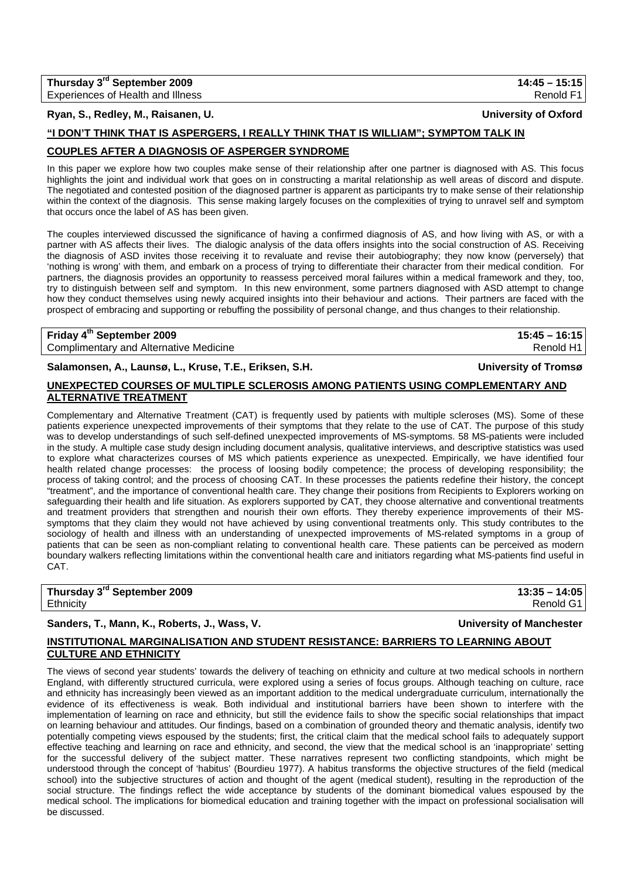**Thursday 3rd September 2009** | **14:45 – 15:15**
Experiences of Health and Illness | Renold F1

**Ryan, S., Redley, M., Raisanen, U.** | **University of Oxford**

## "I DON'T THINK THAT IS ASPERGERS, I REALLY THINK THAT IS WILLIAM"; SYMPTOM TALK IN COUPLES AFTER A DIAGNOSIS OF ASPERGER SYNDROME

In this paper we explore how two couples make sense of their relationship after one partner is diagnosed with AS. This focus highlights the joint and individual work that goes on in constructing a marital relationship as well areas of discord and dispute. The negotiated and contested position of the diagnosed partner is apparent as participants try to make sense of their relationship within the context of the diagnosis. This sense making largely focuses on the complexities of trying to unravel self and symptom that occurs once the label of AS has been given.

The couples interviewed discussed the significance of having a confirmed diagnosis of AS, and how living with AS, or with a partner with AS affects their lives. The dialogic analysis of the data offers insights into the social construction of AS. Receiving the diagnosis of ASD invites those receiving it to revaluate and revise their autobiography; they now know (perversely) that 'nothing is wrong' with them, and embark on a process of trying to differentiate their character from their medical condition. For partners, the diagnosis provides an opportunity to reassess perceived moral failures within a medical framework and they, too, try to distinguish between self and symptom. In this new environment, some partners diagnosed with ASD attempt to change how they conduct themselves using newly acquired insights into their behaviour and actions. Their partners are faced with the prospect of embracing and supporting or rebuffing the possibility of personal change, and thus changes to their relationship.

---

**Friday 4th September 2009** | **15:45 – 16:15**
Complimentary and Alternative Medicine | Renold H1

**Salamonsen, A., Launsø, L., Kruse, T.E., Eriksen, S.H.** | **University of Tromsø**

## UNEXPECTED COURSES OF MULTIPLE SCLEROSIS AMONG PATIENTS USING COMPLEMENTARY AND ALTERNATIVE TREATMENT

Complementary and Alternative Treatment (CAT) is frequently used by patients with multiple scleroses (MS). Some of these patients experience unexpected improvements of their symptoms that they relate to the use of CAT. The purpose of this study was to develop understandings of such self-defined unexpected improvements of MS-symptoms. 58 MS-patients were included in the study. A multiple case study design including document analysis, qualitative interviews, and descriptive statistics was used to explore what characterizes courses of MS which patients experience as unexpected. Empirically, we have identified four health related change processes: the process of loosing bodily competence; the process of developing responsibility; the process of taking control; and the process of choosing CAT. In these processes the patients redefine their history, the concept "treatment", and the importance of conventional health care. They change their positions from Recipients to Explorers working on safeguarding their health and life situation. As explorers supported by CAT, they choose alternative and conventional treatments and treatment providers that strengthen and nourish their own efforts. They thereby experience improvements of their MS-symptoms that they claim they would not have achieved by using conventional treatments only. This study contributes to the sociology of health and illness with an understanding of unexpected improvements of MS-related symptoms in a group of patients that can be seen as non-compliant relating to conventional health care. These patients can be perceived as modern boundary walkers reflecting limitations within the conventional health care and initiators regarding what MS-patients find useful in CAT.

---

**Thursday 3rd September 2009** | **13:35 – 14:05**
Ethnicity | Renold G1

**Sanders, T., Mann, K., Roberts, J., Wass, V.** | **University of Manchester**

## INSTITUTIONAL MARGINALISATION AND STUDENT RESISTANCE: BARRIERS TO LEARNING ABOUT CULTURE AND ETHNICITY

The views of second year students' towards the delivery of teaching on ethnicity and culture at two medical schools in northern England, with differently structured curricula, were explored using a series of focus groups. Although teaching on culture, race and ethnicity has increasingly been viewed as an important addition to the medical undergraduate curriculum, internationally the evidence of its effectiveness is weak. Both individual and institutional barriers have been shown to interfere with the implementation of learning on race and ethnicity, but still the evidence fails to show the specific social relationships that impact on learning behaviour and attitudes. Our findings, based on a combination of grounded theory and thematic analysis, identify two potentially competing views espoused by the students; first, the critical claim that the medical school fails to adequately support effective teaching and learning on race and ethnicity, and second, the view that the medical school is an 'inappropriate' setting for the successful delivery of the subject matter. These narratives represent two conflicting standpoints, which might be understood through the concept of 'habitus' (Bourdieu 1977). A habitus transforms the objective structures of the field (medical school) into the subjective structures of action and thought of the agent (medical student), resulting in the reproduction of the social structure. The findings reflect the wide acceptance by students of the dominant biomedical values espoused by the medical school. The implications for biomedical education and training together with the impact on professional socialisation will be discussed.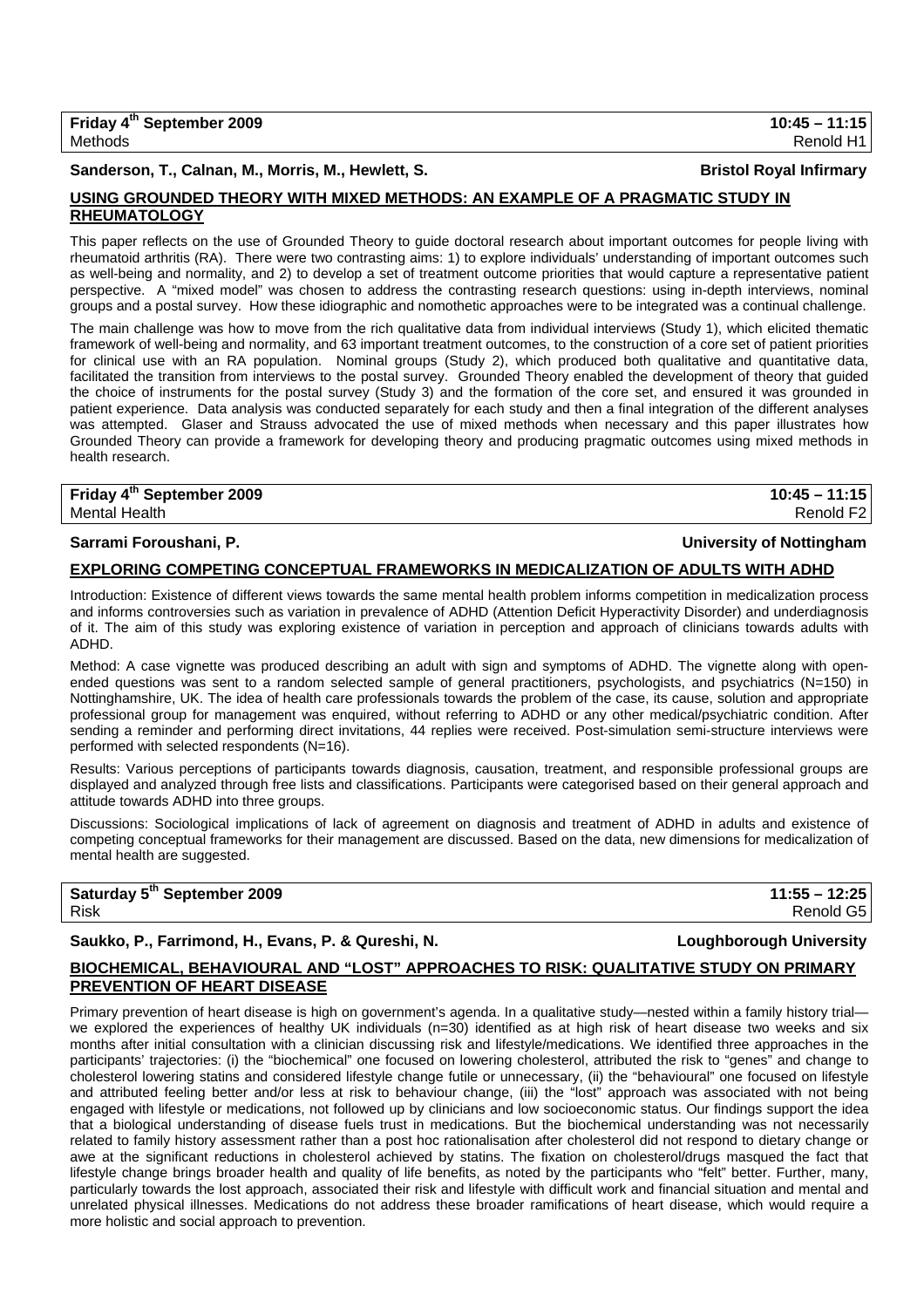**Friday 4th September 2009** **10:45 – 11:15**
Methods Renold H1

**Sanderson, T., Calnan, M., Morris, M., Hewlett, S.** **Bristol Royal Infirmary**

## USING GROUNDED THEORY WITH MIXED METHODS: AN EXAMPLE OF A PRAGMATIC STUDY IN RHEUMATOLOGY

This paper reflects on the use of Grounded Theory to guide doctoral research about important outcomes for people living with rheumatoid arthritis (RA). There were two contrasting aims: 1) to explore individuals' understanding of important outcomes such as well-being and normality, and 2) to develop a set of treatment outcome priorities that would capture a representative patient perspective. A "mixed model" was chosen to address the contrasting research questions: using in-depth interviews, nominal groups and a postal survey. How these idiographic and nomothetic approaches were to be integrated was a continual challenge.

The main challenge was how to move from the rich qualitative data from individual interviews (Study 1), which elicited thematic framework of well-being and normality, and 63 important treatment outcomes, to the construction of a core set of patient priorities for clinical use with an RA population. Nominal groups (Study 2), which produced both qualitative and quantitative data, facilitated the transition from interviews to the postal survey. Grounded Theory enabled the development of theory that guided the choice of instruments for the postal survey (Study 3) and the formation of the core set, and ensured it was grounded in patient experience. Data analysis was conducted separately for each study and then a final integration of the different analyses was attempted. Glaser and Strauss advocated the use of mixed methods when necessary and this paper illustrates how Grounded Theory can provide a framework for developing theory and producing pragmatic outcomes using mixed methods in health research.

**Friday 4th September 2009** **10:45 – 11:15**
Mental Health Renold F2

**Sarrami Foroushani, P.** **University of Nottingham**

## EXPLORING COMPETING CONCEPTUAL FRAMEWORKS IN MEDICALIZATION OF ADULTS WITH ADHD

Introduction: Existence of different views towards the same mental health problem informs competition in medicalization process and informs controversies such as variation in prevalence of ADHD (Attention Deficit Hyperactivity Disorder) and underdiagnosis of it. The aim of this study was exploring existence of variation in perception and approach of clinicians towards adults with ADHD.

Method: A case vignette was produced describing an adult with sign and symptoms of ADHD. The vignette along with open-ended questions was sent to a random selected sample of general practitioners, psychologists, and psychiatrics (N=150) in Nottinghamshire, UK. The idea of health care professionals towards the problem of the case, its cause, solution and appropriate professional group for management was enquired, without referring to ADHD or any other medical/psychiatric condition. After sending a reminder and performing direct invitations, 44 replies were received. Post-simulation semi-structure interviews were performed with selected respondents (N=16).

Results: Various perceptions of participants towards diagnosis, causation, treatment, and responsible professional groups are displayed and analyzed through free lists and classifications. Participants were categorised based on their general approach and attitude towards ADHD into three groups.

Discussions: Sociological implications of lack of agreement on diagnosis and treatment of ADHD in adults and existence of competing conceptual frameworks for their management are discussed. Based on the data, new dimensions for medicalization of mental health are suggested.

**Saturday 5th September 2009** **11:55 – 12:25**
Risk Renold G5

**Saukko, P., Farrimond, H., Evans, P. & Qureshi, N.** **Loughborough University**

## BIOCHEMICAL, BEHAVIOURAL AND "LOST" APPROACHES TO RISK: QUALITATIVE STUDY ON PRIMARY PREVENTION OF HEART DISEASE

Primary prevention of heart disease is high on government's agenda. In a qualitative study—nested within a family history trial—we explored the experiences of healthy UK individuals (n=30) identified as at high risk of heart disease two weeks and six months after initial consultation with a clinician discussing risk and lifestyle/medications. We identified three approaches in the participants' trajectories: (i) the "biochemical" one focused on lowering cholesterol, attributed the risk to "genes" and change to cholesterol lowering statins and considered lifestyle change futile or unnecessary, (ii) the "behavioural" one focused on lifestyle and attributed feeling better and/or less at risk to behaviour change, (iii) the "lost" approach was associated with not being engaged with lifestyle or medications, not followed up by clinicians and low socioeconomic status. Our findings support the idea that a biological understanding of disease fuels trust in medications. But the biochemical understanding was not necessarily related to family history assessment rather than a post hoc rationalisation after cholesterol did not respond to dietary change or awe at the significant reductions in cholesterol achieved by statins. The fixation on cholesterol/drugs masqued the fact that lifestyle change brings broader health and quality of life benefits, as noted by the participants who "felt" better. Further, many, particularly towards the lost approach, associated their risk and lifestyle with difficult work and financial situation and mental and unrelated physical illnesses. Medications do not address these broader ramifications of heart disease, which would require a more holistic and social approach to prevention.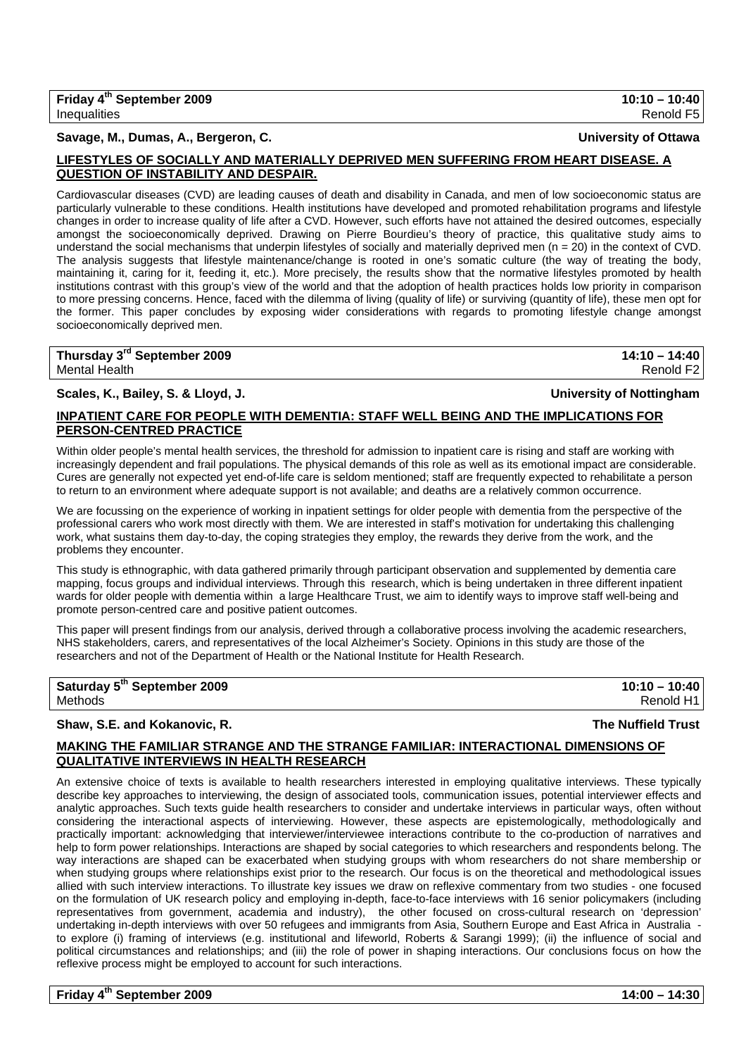**Friday 4th September 2009** — **10:10 – 10:40**
Inequalities — Renold F5

**Savage, M., Dumas, A., Bergeron, C.** — **University of Ottawa**

**LIFESTYLES OF SOCIALLY AND MATERIALLY DEPRIVED MEN SUFFERING FROM HEART DISEASE. A QUESTION OF INSTABILITY AND DESPAIR.**

Cardiovascular diseases (CVD) are leading causes of death and disability in Canada, and men of low socioeconomic status are particularly vulnerable to these conditions. Health institutions have developed and promoted rehabilitation programs and lifestyle changes in order to increase quality of life after a CVD. However, such efforts have not attained the desired outcomes, especially amongst the socioeconomically deprived. Drawing on Pierre Bourdieu's theory of practice, this qualitative study aims to understand the social mechanisms that underpin lifestyles of socially and materially deprived men (n = 20) in the context of CVD. The analysis suggests that lifestyle maintenance/change is rooted in one's somatic culture (the way of treating the body, maintaining it, caring for it, feeding it, etc.). More precisely, the results show that the normative lifestyles promoted by health institutions contrast with this group's view of the world and that the adoption of health practices holds low priority in comparison to more pressing concerns. Hence, faced with the dilemma of living (quality of life) or surviving (quantity of life), these men opt for the former. This paper concludes by exposing wider considerations with regards to promoting lifestyle change amongst socioeconomically deprived men.

**Thursday 3rd September 2009** — **14:10 – 14:40**
Mental Health — Renold F2

**Scales, K., Bailey, S. & Lloyd, J.** — **University of Nottingham**

**INPATIENT CARE FOR PEOPLE WITH DEMENTIA: STAFF WELL BEING AND THE IMPLICATIONS FOR PERSON-CENTRED PRACTICE**

Within older people's mental health services, the threshold for admission to inpatient care is rising and staff are working with increasingly dependent and frail populations. The physical demands of this role as well as its emotional impact are considerable. Cures are generally not expected yet end-of-life care is seldom mentioned; staff are frequently expected to rehabilitate a person to return to an environment where adequate support is not available; and deaths are a relatively common occurrence.

We are focussing on the experience of working in inpatient settings for older people with dementia from the perspective of the professional carers who work most directly with them. We are interested in staff's motivation for undertaking this challenging work, what sustains them day-to-day, the coping strategies they employ, the rewards they derive from the work, and the problems they encounter.

This study is ethnographic, with data gathered primarily through participant observation and supplemented by dementia care mapping, focus groups and individual interviews. Through this research, which is being undertaken in three different inpatient wards for older people with dementia within a large Healthcare Trust, we aim to identify ways to improve staff well-being and promote person-centred care and positive patient outcomes.

This paper will present findings from our analysis, derived through a collaborative process involving the academic researchers, NHS stakeholders, carers, and representatives of the local Alzheimer's Society. Opinions in this study are those of the researchers and not of the Department of Health or the National Institute for Health Research.

**Saturday 5th September 2009** — **10:10 – 10:40**
Methods — Renold H1

**Shaw, S.E. and Kokanovic, R.** — **The Nuffield Trust**

**MAKING THE FAMILIAR STRANGE AND THE STRANGE FAMILIAR: INTERACTIONAL DIMENSIONS OF QUALITATIVE INTERVIEWS IN HEALTH RESEARCH**

An extensive choice of texts is available to health researchers interested in employing qualitative interviews. These typically describe key approaches to interviewing, the design of associated tools, communication issues, potential interviewer effects and analytic approaches. Such texts guide health researchers to consider and undertake interviews in particular ways, often without considering the interactional aspects of interviewing. However, these aspects are epistemologically, methodologically and practically important: acknowledging that interviewer/interviewee interactions contribute to the co-production of narratives and help to form power relationships. Interactions are shaped by social categories to which researchers and respondents belong. The way interactions are shaped can be exacerbated when studying groups with whom researchers do not share membership or when studying groups where relationships exist prior to the research. Our focus is on the theoretical and methodological issues allied with such interview interactions. To illustrate key issues we draw on reflexive commentary from two studies - one focused on the formulation of UK research policy and employing in-depth, face-to-face interviews with 16 senior policymakers (including representatives from government, academia and industry), the other focused on cross-cultural research on 'depression' undertaking in-depth interviews with over 50 refugees and immigrants from Asia, Southern Europe and East Africa in Australia - to explore (i) framing of interviews (e.g. institutional and lifeworld, Roberts & Sarangi 1999); (ii) the influence of social and political circumstances and relationships; and (iii) the role of power in shaping interactions. Our conclusions focus on how the reflexive process might be employed to account for such interactions.

**Friday 4th September 2009** — **14:00 – 14:30**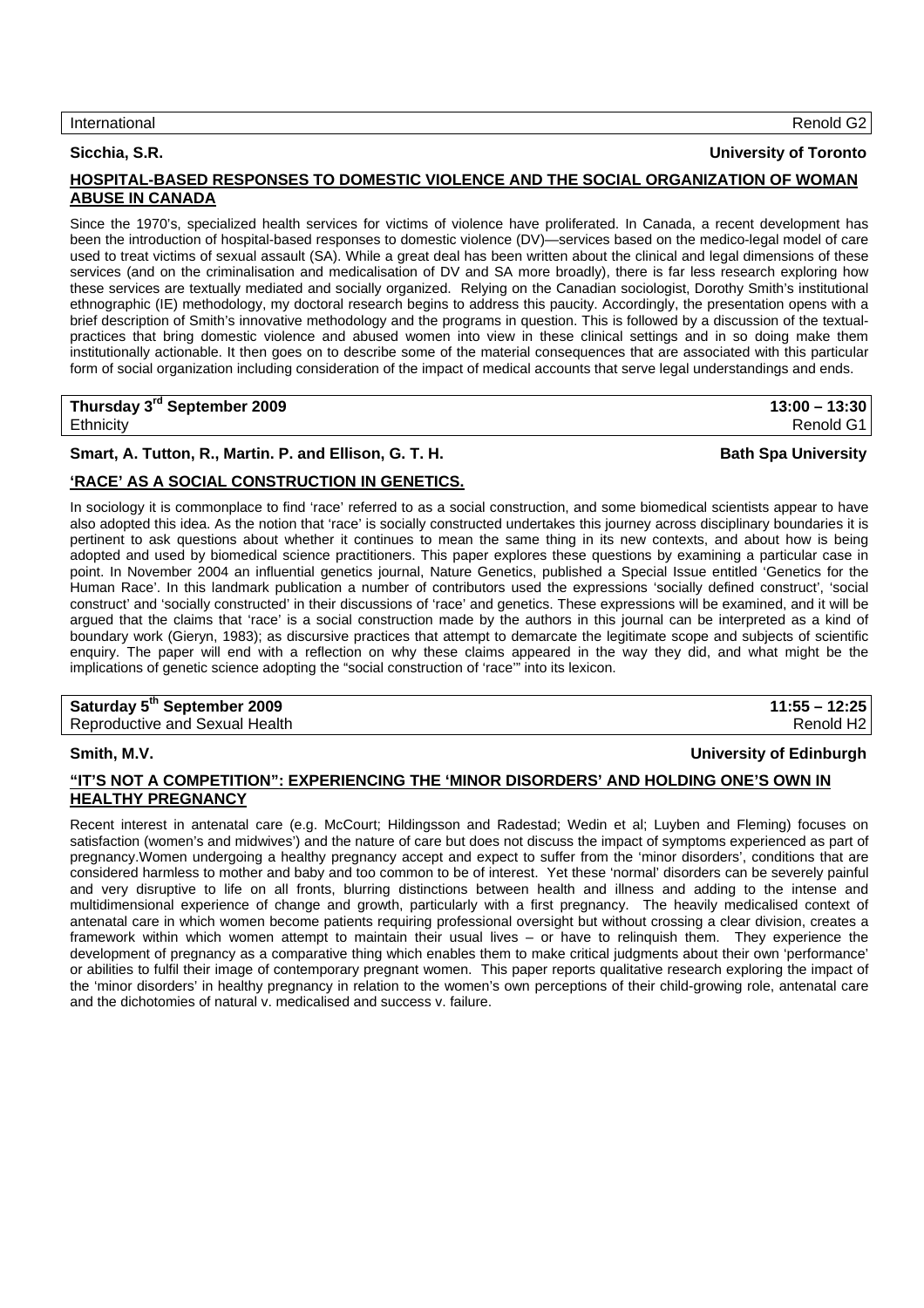| International | Renold G2 |
|---|---|

**Sicchia, S.R.** — **University of Toronto**

**HOSPITAL-BASED RESPONSES TO DOMESTIC VIOLENCE AND THE SOCIAL ORGANIZATION OF WOMAN ABUSE IN CANADA**

Since the 1970's, specialized health services for victims of violence have proliferated. In Canada, a recent development has been the introduction of hospital-based responses to domestic violence (DV)—services based on the medico-legal model of care used to treat victims of sexual assault (SA). While a great deal has been written about the clinical and legal dimensions of these services (and on the criminalisation and medicalisation of DV and SA more broadly), there is far less research exploring how these services are textually mediated and socially organized. Relying on the Canadian sociologist, Dorothy Smith's institutional ethnographic (IE) methodology, my doctoral research begins to address this paucity. Accordingly, the presentation opens with a brief description of Smith's innovative methodology and the programs in question. This is followed by a discussion of the textual-practices that bring domestic violence and abused women into view in these clinical settings and in so doing make them institutionally actionable. It then goes on to describe some of the material consequences that are associated with this particular form of social organization including consideration of the impact of medical accounts that serve legal understandings and ends.

| **Thursday 3rd September 2009** | **13:00 – 13:30** |
|---|---|
| Ethnicity | Renold G1 |

**Smart, A. Tutton, R., Martin. P. and Ellison, G. T. H.** — **Bath Spa University**

**'RACE' AS A SOCIAL CONSTRUCTION IN GENETICS.**

In sociology it is commonplace to find 'race' referred to as a social construction, and some biomedical scientists appear to have also adopted this idea. As the notion that 'race' is socially constructed undertakes this journey across disciplinary boundaries it is pertinent to ask questions about whether it continues to mean the same thing in its new contexts, and about how is being adopted and used by biomedical science practitioners. This paper explores these questions by examining a particular case in point. In November 2004 an influential genetics journal, Nature Genetics, published a Special Issue entitled 'Genetics for the Human Race'. In this landmark publication a number of contributors used the expressions 'socially defined construct', 'social construct' and 'socially constructed' in their discussions of 'race' and genetics. These expressions will be examined, and it will be argued that the claims that 'race' is a social construction made by the authors in this journal can be interpreted as a kind of boundary work (Gieryn, 1983); as discursive practices that attempt to demarcate the legitimate scope and subjects of scientific enquiry. The paper will end with a reflection on why these claims appeared in the way they did, and what might be the implications of genetic science adopting the "social construction of 'race'" into its lexicon.

| **Saturday 5th September 2009** | **11:55 – 12:25** |
|---|---|
| Reproductive and Sexual Health | Renold H2 |

**Smith, M.V.** — **University of Edinburgh**

**"IT'S NOT A COMPETITION": EXPERIENCING THE 'MINOR DISORDERS' AND HOLDING ONE'S OWN IN HEALTHY PREGNANCY**

Recent interest in antenatal care (e.g. McCourt; Hildingsson and Radestad; Wedin et al; Luyben and Fleming) focuses on satisfaction (women's and midwives') and the nature of care but does not discuss the impact of symptoms experienced as part of pregnancy.Women undergoing a healthy pregnancy accept and expect to suffer from the 'minor disorders', conditions that are considered harmless to mother and baby and too common to be of interest. Yet these 'normal' disorders can be severely painful and very disruptive to life on all fronts, blurring distinctions between health and illness and adding to the intense and multidimensional experience of change and growth, particularly with a first pregnancy. The heavily medicalised context of antenatal care in which women become patients requiring professional oversight but without crossing a clear division, creates a framework within which women attempt to maintain their usual lives – or have to relinquish them. They experience the development of pregnancy as a comparative thing which enables them to make critical judgments about their own 'performance' or abilities to fulfil their image of contemporary pregnant women. This paper reports qualitative research exploring the impact of the 'minor disorders' in healthy pregnancy in relation to the women's own perceptions of their child-growing role, antenatal care and the dichotomies of natural v. medicalised and success v. failure.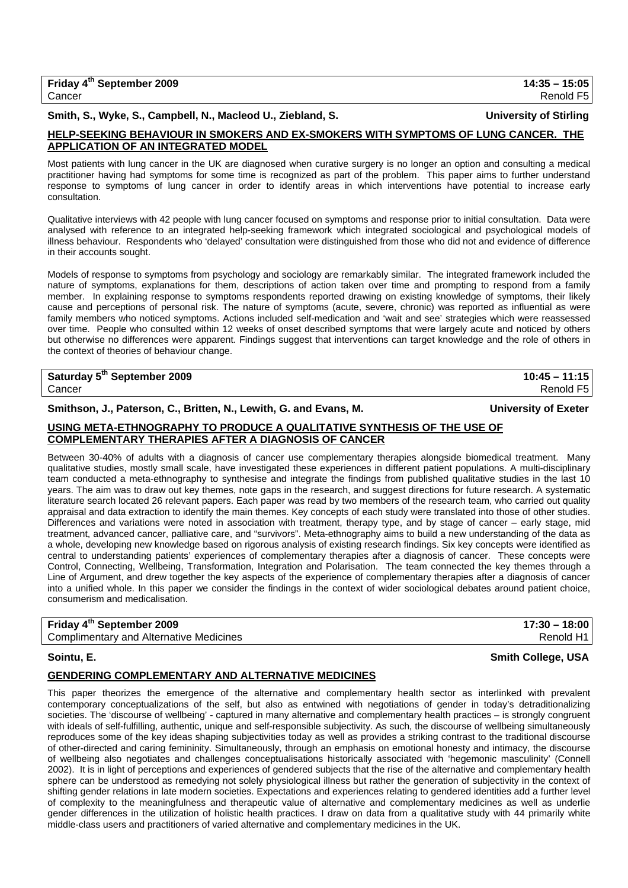**Friday 4th September 2009** **14:35 – 15:05**
Cancer Renold F5

**Smith, S., Wyke, S., Campbell, N., Macleod U., Ziebland, S.** **University of Stirling**

## HELP-SEEKING BEHAVIOUR IN SMOKERS AND EX-SMOKERS WITH SYMPTOMS OF LUNG CANCER. THE APPLICATION OF AN INTEGRATED MODEL

Most patients with lung cancer in the UK are diagnosed when curative surgery is no longer an option and consulting a medical practitioner having had symptoms for some time is recognized as part of the problem. This paper aims to further understand response to symptoms of lung cancer in order to identify areas in which interventions have potential to increase early consultation.

Qualitative interviews with 42 people with lung cancer focused on symptoms and response prior to initial consultation. Data were analysed with reference to an integrated help-seeking framework which integrated sociological and psychological models of illness behaviour. Respondents who 'delayed' consultation were distinguished from those who did not and evidence of difference in their accounts sought.

Models of response to symptoms from psychology and sociology are remarkably similar. The integrated framework included the nature of symptoms, explanations for them, descriptions of action taken over time and prompting to respond from a family member. In explaining response to symptoms respondents reported drawing on existing knowledge of symptoms, their likely cause and perceptions of personal risk. The nature of symptoms (acute, severe, chronic) was reported as influential as were family members who noticed symptoms. Actions included self-medication and 'wait and see' strategies which were reassessed over time. People who consulted within 12 weeks of onset described symptoms that were largely acute and noticed by others but otherwise no differences were apparent. Findings suggest that interventions can target knowledge and the role of others in the context of theories of behaviour change.

**Saturday 5th September 2009** **10:45 – 11:15**
Cancer Renold F5

**Smithson, J., Paterson, C., Britten, N., Lewith, G. and Evans, M.** **University of Exeter**

## USING META-ETHNOGRAPHY TO PRODUCE A QUALITATIVE SYNTHESIS OF THE USE OF COMPLEMENTARY THERAPIES AFTER A DIAGNOSIS OF CANCER

Between 30-40% of adults with a diagnosis of cancer use complementary therapies alongside biomedical treatment. Many qualitative studies, mostly small scale, have investigated these experiences in different patient populations. A multi-disciplinary team conducted a meta-ethnography to synthesise and integrate the findings from published qualitative studies in the last 10 years. The aim was to draw out key themes, note gaps in the research, and suggest directions for future research. A systematic literature search located 26 relevant papers. Each paper was read by two members of the research team, who carried out quality appraisal and data extraction to identify the main themes. Key concepts of each study were translated into those of other studies. Differences and variations were noted in association with treatment, therapy type, and by stage of cancer – early stage, mid treatment, advanced cancer, palliative care, and "survivors". Meta-ethnography aims to build a new understanding of the data as a whole, developing new knowledge based on rigorous analysis of existing research findings. Six key concepts were identified as central to understanding patients' experiences of complementary therapies after a diagnosis of cancer. These concepts were Control, Connecting, Wellbeing, Transformation, Integration and Polarisation. The team connected the key themes through a Line of Argument, and drew together the key aspects of the experience of complementary therapies after a diagnosis of cancer into a unified whole. In this paper we consider the findings in the context of wider sociological debates around patient choice, consumerism and medicalisation.

**Friday 4th September 2009** **17:30 – 18:00**
Complimentary and Alternative Medicines Renold H1

**Sointu, E.** **Smith College, USA**

## GENDERING COMPLEMENTARY AND ALTERNATIVE MEDICINES

This paper theorizes the emergence of the alternative and complementary health sector as interlinked with prevalent contemporary conceptualizations of the self, but also as entwined with negotiations of gender in today's detraditionalizing societies. The 'discourse of wellbeing' - captured in many alternative and complementary health practices – is strongly congruent with ideals of self-fulfilling, authentic, unique and self-responsible subjectivity. As such, the discourse of wellbeing simultaneously reproduces some of the key ideas shaping subjectivities today as well as provides a striking contrast to the traditional discourse of other-directed and caring femininity. Simultaneously, through an emphasis on emotional honesty and intimacy, the discourse of wellbeing also negotiates and challenges conceptualisations historically associated with 'hegemonic masculinity' (Connell 2002). It is in light of perceptions and experiences of gendered subjects that the rise of the alternative and complementary health sphere can be understood as remedying not solely physiological illness but rather the generation of subjectivity in the context of shifting gender relations in late modern societies. Expectations and experiences relating to gendered identities add a further level of complexity to the meaningfulness and therapeutic value of alternative and complementary medicines as well as underlie gender differences in the utilization of holistic health practices. I draw on data from a qualitative study with 44 primarily white middle-class users and practitioners of varied alternative and complementary medicines in the UK.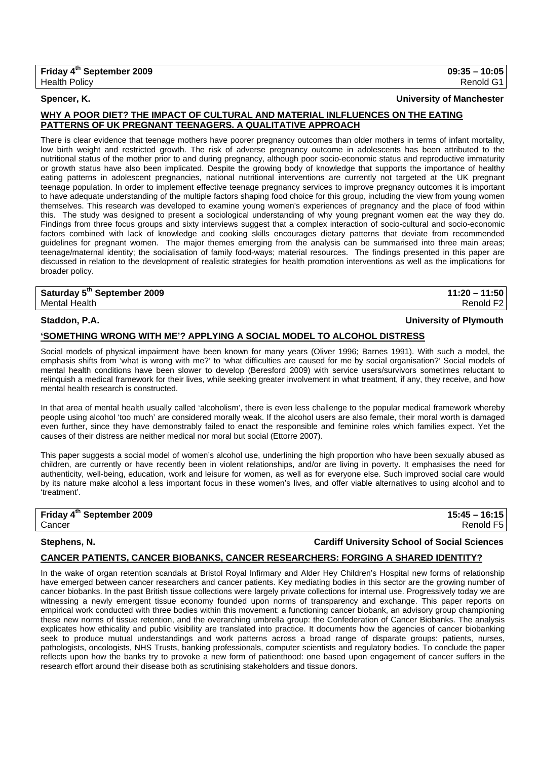**Friday 4th September 2009** | **09:35 – 10:05**
Health Policy | Renold G1

**Spencer, K.** | **University of Manchester**

## WHY A POOR DIET? THE IMPACT OF CULTURAL AND MATERIAL INLFUENCES ON THE EATING PATTERNS OF UK PREGNANT TEENAGERS. A QUALITATIVE APPROACH

There is clear evidence that teenage mothers have poorer pregnancy outcomes than older mothers in terms of infant mortality, low birth weight and restricted growth. The risk of adverse pregnancy outcome in adolescents has been attributed to the nutritional status of the mother prior to and during pregnancy, although poor socio-economic status and reproductive immaturity or growth status have also been implicated. Despite the growing body of knowledge that supports the importance of healthy eating patterns in adolescent pregnancies, national nutritional interventions are currently not targeted at the UK pregnant teenage population. In order to implement effective teenage pregnancy services to improve pregnancy outcomes it is important to have adequate understanding of the multiple factors shaping food choice for this group, including the view from young women themselves. This research was developed to examine young women's experiences of pregnancy and the place of food within this. The study was designed to present a sociological understanding of why young pregnant women eat the way they do. Findings from three focus groups and sixty interviews suggest that a complex interaction of socio-cultural and socio-economic factors combined with lack of knowledge and cooking skills encourages dietary patterns that deviate from recommended guidelines for pregnant women. The major themes emerging from the analysis can be summarised into three main areas; teenage/maternal identity; the socialisation of family food-ways; material resources. The findings presented in this paper are discussed in relation to the development of realistic strategies for health promotion interventions as well as the implications for broader policy.

**Saturday 5th September 2009** | **11:20 – 11:50**
Mental Health | Renold F2

**Staddon, P.A.** | **University of Plymouth**

## 'SOMETHING WRONG WITH ME'? APPLYING A SOCIAL MODEL TO ALCOHOL DISTRESS

Social models of physical impairment have been known for many years (Oliver 1996; Barnes 1991). With such a model, the emphasis shifts from 'what is wrong with me?' to 'what difficulties are caused for me by social organisation?' Social models of mental health conditions have been slower to develop (Beresford 2009) with service users/survivors sometimes reluctant to relinquish a medical framework for their lives, while seeking greater involvement in what treatment, if any, they receive, and how mental health research is constructed.

In that area of mental health usually called 'alcoholism', there is even less challenge to the popular medical framework whereby people using alcohol 'too much' are considered morally weak. If the alcohol users are also female, their moral worth is damaged even further, since they have demonstrably failed to enact the responsible and feminine roles which families expect. Yet the causes of their distress are neither medical nor moral but social (Ettorre 2007).

This paper suggests a social model of women's alcohol use, underlining the high proportion who have been sexually abused as children, are currently or have recently been in violent relationships, and/or are living in poverty. It emphasises the need for authenticity, well-being, education, work and leisure for women, as well as for everyone else. Such improved social care would by its nature make alcohol a less important focus in these women's lives, and offer viable alternatives to using alcohol and to 'treatment'.

**Friday 4th September 2009** | **15:45 – 16:15**
Cancer | Renold F5

**Stephens, N.** | **Cardiff University School of Social Sciences**

## CANCER PATIENTS, CANCER BIOBANKS, CANCER RESEARCHERS: FORGING A SHARED IDENTITY?

In the wake of organ retention scandals at Bristol Royal Infirmary and Alder Hey Children's Hospital new forms of relationship have emerged between cancer researchers and cancer patients. Key mediating bodies in this sector are the growing number of cancer biobanks. In the past British tissue collections were largely private collections for internal use. Progressively today we are witnessing a newly emergent tissue economy founded upon norms of transparency and exchange. This paper reports on empirical work conducted with three bodies within this movement: a functioning cancer biobank, an advisory group championing these new norms of tissue retention, and the overarching umbrella group: the Confederation of Cancer Biobanks. The analysis explicates how ethicality and public visibility are translated into practice. It documents how the agencies of cancer biobanking seek to produce mutual understandings and work patterns across a broad range of disparate groups: patients, nurses, pathologists, oncologists, NHS Trusts, banking professionals, computer scientists and regulatory bodies. To conclude the paper reflects upon how the banks try to provoke a new form of patienthood: one based upon engagement of cancer suffers in the research effort around their disease both as scrutinising stakeholders and tissue donors.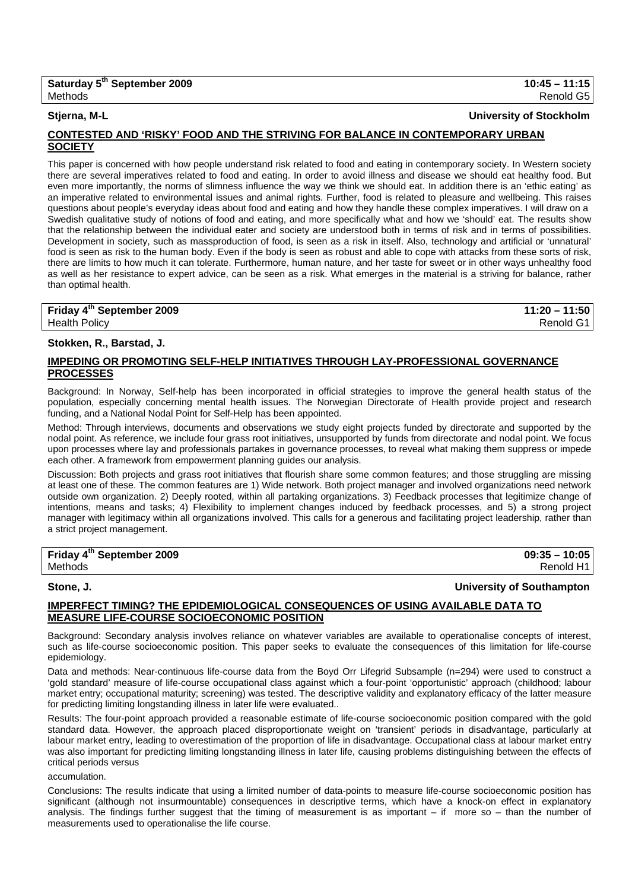**Saturday 5th September 2009** **10:45 – 11:15**
Methods Renold G5

**Stjerna, M-L** **University of Stockholm**

**CONTESTED AND 'RISKY' FOOD AND THE STRIVING FOR BALANCE IN CONTEMPORARY URBAN SOCIETY**

This paper is concerned with how people understand risk related to food and eating in contemporary society. In Western society there are several imperatives related to food and eating. In order to avoid illness and disease we should eat healthy food. But even more importantly, the norms of slimness influence the way we think we should eat. In addition there is an 'ethic eating' as an imperative related to environmental issues and animal rights. Further, food is related to pleasure and wellbeing. This raises questions about people's everyday ideas about food and eating and how they handle these complex imperatives. I will draw on a Swedish qualitative study of notions of food and eating, and more specifically what and how we 'should' eat. The results show that the relationship between the individual eater and society are understood both in terms of risk and in terms of possibilities. Development in society, such as massproduction of food, is seen as a risk in itself. Also, technology and artificial or 'unnatural' food is seen as risk to the human body. Even if the body is seen as robust and able to cope with attacks from these sorts of risk, there are limits to how much it can tolerate. Furthermore, human nature, and her taste for sweet or in other ways unhealthy food as well as her resistance to expert advice, can be seen as a risk. What emerges in the material is a striving for balance, rather than optimal health.

**Friday 4th September 2009** **11:20 – 11:50**
Health Policy Renold G1

**Stokken, R., Barstad, J.**

**IMPEDING OR PROMOTING SELF-HELP INITIATIVES THROUGH LAY-PROFESSIONAL GOVERNANCE PROCESSES**

Background: In Norway, Self-help has been incorporated in official strategies to improve the general health status of the population, especially concerning mental health issues. The Norwegian Directorate of Health provide project and research funding, and a National Nodal Point for Self-Help has been appointed.

Method: Through interviews, documents and observations we study eight projects funded by directorate and supported by the nodal point. As reference, we include four grass root initiatives, unsupported by funds from directorate and nodal point. We focus upon processes where lay and professionals partakes in governance processes, to reveal what making them suppress or impede each other. A framework from empowerment planning guides our analysis.

Discussion: Both projects and grass root initiatives that flourish share some common features; and those struggling are missing at least one of these. The common features are 1) Wide network. Both project manager and involved organizations need network outside own organization. 2) Deeply rooted, within all partaking organizations. 3) Feedback processes that legitimize change of intentions, means and tasks; 4) Flexibility to implement changes induced by feedback processes, and 5) a strong project manager with legitimacy within all organizations involved. This calls for a generous and facilitating project leadership, rather than a strict project management.

**Friday 4th September 2009** **09:35 – 10:05**
Methods Renold H1

**Stone, J.** **University of Southampton**

**IMPERFECT TIMING? THE EPIDEMIOLOGICAL CONSEQUENCES OF USING AVAILABLE DATA TO MEASURE LIFE-COURSE SOCIOECONOMIC POSITION**

Background: Secondary analysis involves reliance on whatever variables are available to operationalise concepts of interest, such as life-course socioeconomic position. This paper seeks to evaluate the consequences of this limitation for life-course epidemiology.

Data and methods: Near-continuous life-course data from the Boyd Orr Lifegrid Subsample (n=294) were used to construct a 'gold standard' measure of life-course occupational class against which a four-point 'opportunistic' approach (childhood; labour market entry; occupational maturity; screening) was tested. The descriptive validity and explanatory efficacy of the latter measure for predicting limiting longstanding illness in later life were evaluated..

Results: The four-point approach provided a reasonable estimate of life-course socioeconomic position compared with the gold standard data. However, the approach placed disproportionate weight on 'transient' periods in disadvantage, particularly at labour market entry, leading to overestimation of the proportion of life in disadvantage. Occupational class at labour market entry was also important for predicting limiting longstanding illness in later life, causing problems distinguishing between the effects of critical periods versus

accumulation.

Conclusions: The results indicate that using a limited number of data-points to measure life-course socioeconomic position has significant (although not insurmountable) consequences in descriptive terms, which have a knock-on effect in explanatory analysis. The findings further suggest that the timing of measurement is as important – if more so – than the number of measurements used to operationalise the life course.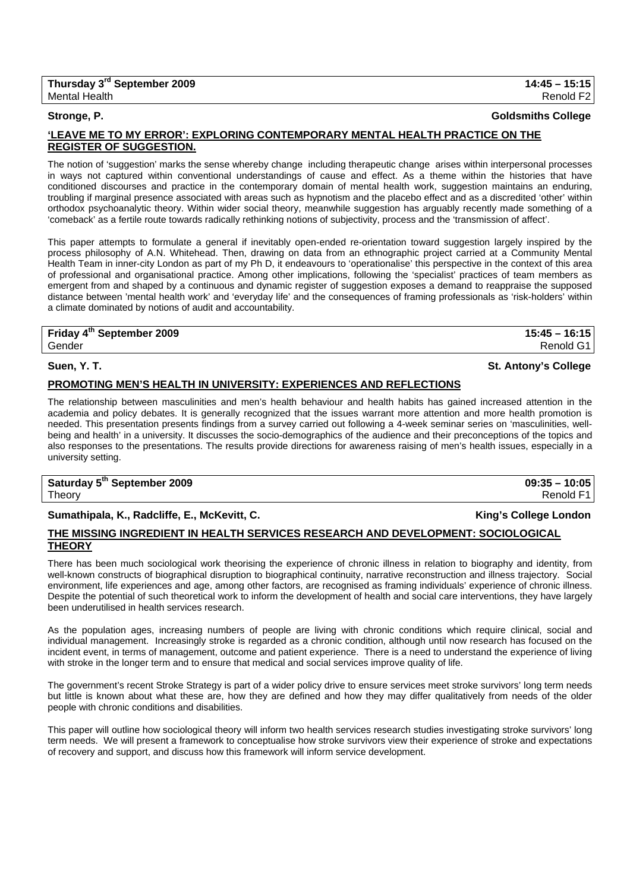**Thursday 3rd September 2009** **14:45 – 15:15**
Mental Health Renold F2

**Stronge, P.** **Goldsmiths College**

**'LEAVE ME TO MY ERROR': EXPLORING CONTEMPORARY MENTAL HEALTH PRACTICE ON THE REGISTER OF SUGGESTION.**

The notion of 'suggestion' marks the sense whereby change including therapeutic change arises within interpersonal processes in ways not captured within conventional understandings of cause and effect. As a theme within the histories that have conditioned discourses and practice in the contemporary domain of mental health work, suggestion maintains an enduring, troubling if marginal presence associated with areas such as hypnotism and the placebo effect and as a discredited 'other' within orthodox psychoanalytic theory. Within wider social theory, meanwhile suggestion has arguably recently made something of a 'comeback' as a fertile route towards radically rethinking notions of subjectivity, process and the 'transmission of affect'.

This paper attempts to formulate a general if inevitably open-ended re-orientation toward suggestion largely inspired by the process philosophy of A.N. Whitehead. Then, drawing on data from an ethnographic project carried at a Community Mental Health Team in inner-city London as part of my Ph D, it endeavours to 'operationalise' this perspective in the context of this area of professional and organisational practice. Among other implications, following the 'specialist' practices of team members as emergent from and shaped by a continuous and dynamic register of suggestion exposes a demand to reappraise the supposed distance between 'mental health work' and 'everyday life' and the consequences of framing professionals as 'risk-holders' within a climate dominated by notions of audit and accountability.

**Friday 4th September 2009** **15:45 – 16:15**
Gender Renold G1

**Suen, Y. T.** **St. Antony's College**

**PROMOTING MEN'S HEALTH IN UNIVERSITY: EXPERIENCES AND REFLECTIONS**

The relationship between masculinities and men's health behaviour and health habits has gained increased attention in the academia and policy debates. It is generally recognized that the issues warrant more attention and more health promotion is needed. This presentation presents findings from a survey carried out following a 4-week seminar series on 'masculinities, well-being and health' in a university. It discusses the socio-demographics of the audience and their preconceptions of the topics and also responses to the presentations. The results provide directions for awareness raising of men's health issues, especially in a university setting.

**Saturday 5th September 2009** **09:35 – 10:05**
Theory Renold F1

**Sumathipala, K., Radcliffe, E., McKevitt, C.** **King's College London**

**THE MISSING INGREDIENT IN HEALTH SERVICES RESEARCH AND DEVELOPMENT: SOCIOLOGICAL THEORY**

There has been much sociological work theorising the experience of chronic illness in relation to biography and identity, from well-known constructs of biographical disruption to biographical continuity, narrative reconstruction and illness trajectory. Social environment, life experiences and age, among other factors, are recognised as framing individuals' experience of chronic illness. Despite the potential of such theoretical work to inform the development of health and social care interventions, they have largely been underutilised in health services research.

As the population ages, increasing numbers of people are living with chronic conditions which require clinical, social and individual management. Increasingly stroke is regarded as a chronic condition, although until now research has focused on the incident event, in terms of management, outcome and patient experience. There is a need to understand the experience of living with stroke in the longer term and to ensure that medical and social services improve quality of life.

The government's recent Stroke Strategy is part of a wider policy drive to ensure services meet stroke survivors' long term needs but little is known about what these are, how they are defined and how they may differ qualitatively from needs of the older people with chronic conditions and disabilities.

This paper will outline how sociological theory will inform two health services research studies investigating stroke survivors' long term needs. We will present a framework to conceptualise how stroke survivors view their experience of stroke and expectations of recovery and support, and discuss how this framework will inform service development.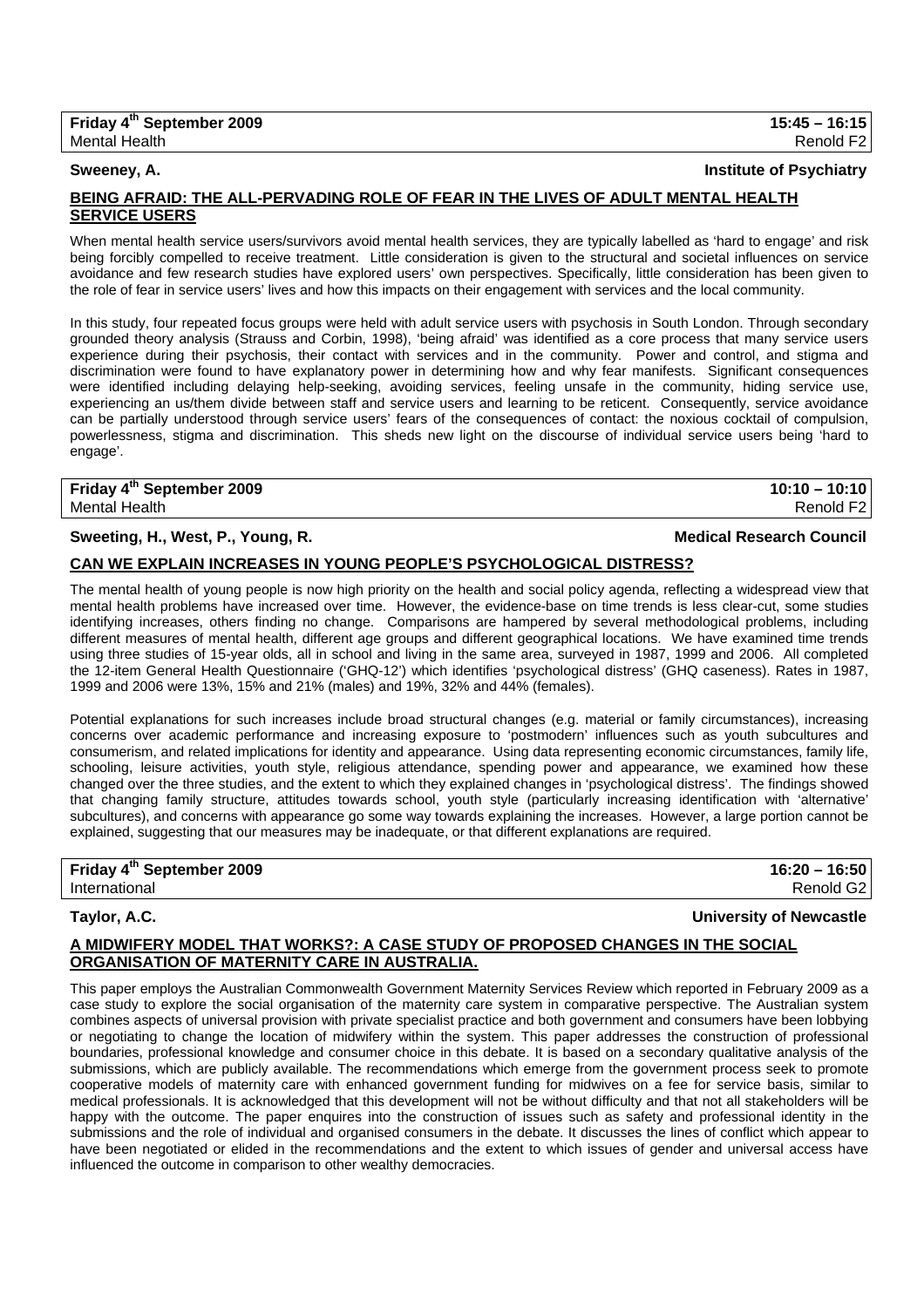**Friday 4th September 2009** **15:45 – 16:15**
Mental Health Renold F2

**Sweeney, A.** **Institute of Psychiatry**

## BEING AFRAID: THE ALL-PERVADING ROLE OF FEAR IN THE LIVES OF ADULT MENTAL HEALTH SERVICE USERS

When mental health service users/survivors avoid mental health services, they are typically labelled as 'hard to engage' and risk being forcibly compelled to receive treatment. Little consideration is given to the structural and societal influences on service avoidance and few research studies have explored users' own perspectives. Specifically, little consideration has been given to the role of fear in service users' lives and how this impacts on their engagement with services and the local community.

In this study, four repeated focus groups were held with adult service users with psychosis in South London. Through secondary grounded theory analysis (Strauss and Corbin, 1998), 'being afraid' was identified as a core process that many service users experience during their psychosis, their contact with services and in the community. Power and control, and stigma and discrimination were found to have explanatory power in determining how and why fear manifests. Significant consequences were identified including delaying help-seeking, avoiding services, feeling unsafe in the community, hiding service use, experiencing an us/them divide between staff and service users and learning to be reticent. Consequently, service avoidance can be partially understood through service users' fears of the consequences of contact: the noxious cocktail of compulsion, powerlessness, stigma and discrimination. This sheds new light on the discourse of individual service users being 'hard to engage'.

**Friday 4th September 2009** **10:10 – 10:10**
Mental Health Renold F2

**Sweeting, H., West, P., Young, R.** **Medical Research Council**

## CAN WE EXPLAIN INCREASES IN YOUNG PEOPLE'S PSYCHOLOGICAL DISTRESS?

The mental health of young people is now high priority on the health and social policy agenda, reflecting a widespread view that mental health problems have increased over time. However, the evidence-base on time trends is less clear-cut, some studies identifying increases, others finding no change. Comparisons are hampered by several methodological problems, including different measures of mental health, different age groups and different geographical locations. We have examined time trends using three studies of 15-year olds, all in school and living in the same area, surveyed in 1987, 1999 and 2006. All completed the 12-item General Health Questionnaire ('GHQ-12') which identifies 'psychological distress' (GHQ caseness). Rates in 1987, 1999 and 2006 were 13%, 15% and 21% (males) and 19%, 32% and 44% (females).

Potential explanations for such increases include broad structural changes (e.g. material or family circumstances), increasing concerns over academic performance and increasing exposure to 'postmodern' influences such as youth subcultures and consumerism, and related implications for identity and appearance. Using data representing economic circumstances, family life, schooling, leisure activities, youth style, religious attendance, spending power and appearance, we examined how these changed over the three studies, and the extent to which they explained changes in 'psychological distress'. The findings showed that changing family structure, attitudes towards school, youth style (particularly increasing identification with 'alternative' subcultures), and concerns with appearance go some way towards explaining the increases. However, a large portion cannot be explained, suggesting that our measures may be inadequate, or that different explanations are required.

**Friday 4th September 2009** **16:20 – 16:50**
International Renold G2

**Taylor, A.C.** **University of Newcastle**

## A MIDWIFERY MODEL THAT WORKS?: A CASE STUDY OF PROPOSED CHANGES IN THE SOCIAL ORGANISATION OF MATERNITY CARE IN AUSTRALIA.

This paper employs the Australian Commonwealth Government Maternity Services Review which reported in February 2009 as a case study to explore the social organisation of the maternity care system in comparative perspective. The Australian system combines aspects of universal provision with private specialist practice and both government and consumers have been lobbying or negotiating to change the location of midwifery within the system. This paper addresses the construction of professional boundaries, professional knowledge and consumer choice in this debate. It is based on a secondary qualitative analysis of the submissions, which are publicly available. The recommendations which emerge from the government process seek to promote cooperative models of maternity care with enhanced government funding for midwives on a fee for service basis, similar to medical professionals. It is acknowledged that this development will not be without difficulty and that not all stakeholders will be happy with the outcome. The paper enquires into the construction of issues such as safety and professional identity in the submissions and the role of individual and organised consumers in the debate. It discusses the lines of conflict which appear to have been negotiated or elided in the recommendations and the extent to which issues of gender and universal access have influenced the outcome in comparison to other wealthy democracies.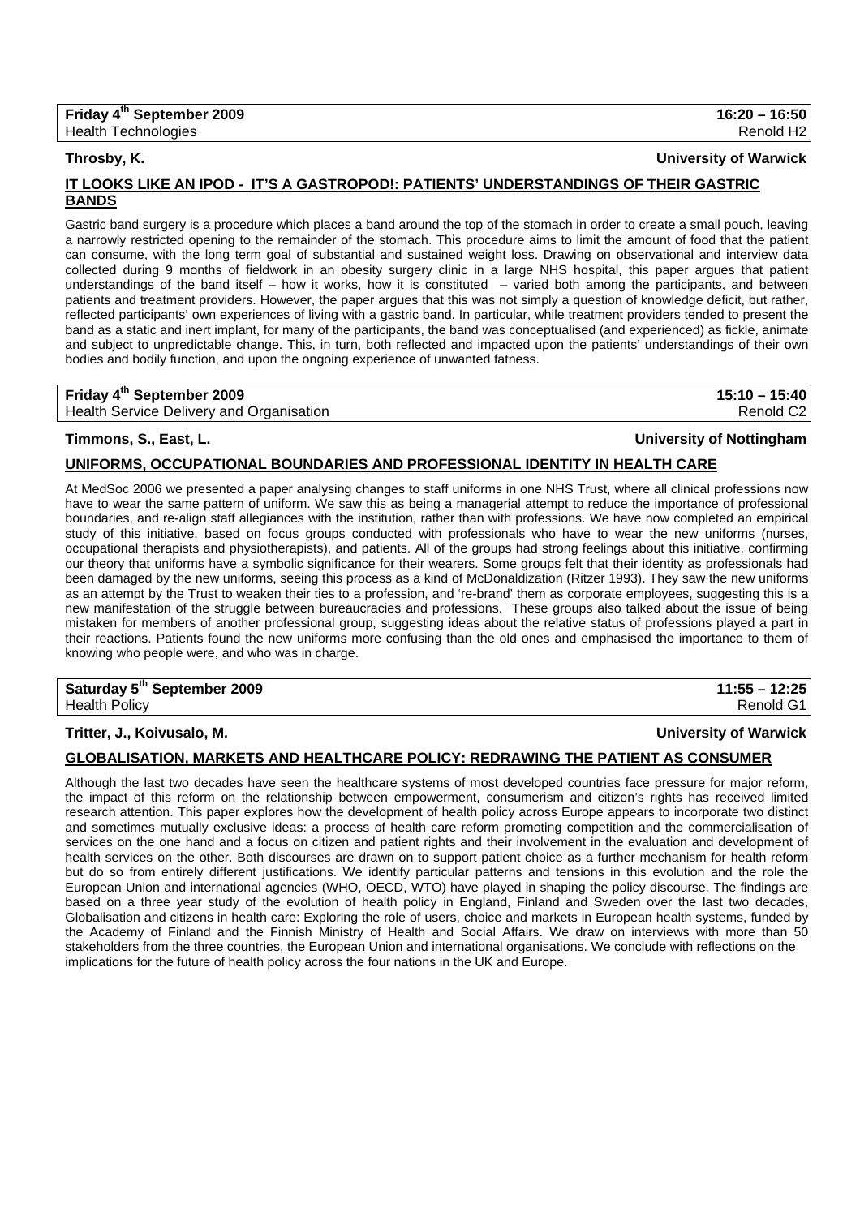**Friday 4th September 2009** | **16:20 – 16:50**
Health Technologies | Renold H2

**Throsby, K.** | **University of Warwick**

**IT LOOKS LIKE AN IPOD - IT'S A GASTROPOD!: PATIENTS' UNDERSTANDINGS OF THEIR GASTRIC BANDS**

Gastric band surgery is a procedure which places a band around the top of the stomach in order to create a small pouch, leaving a narrowly restricted opening to the remainder of the stomach. This procedure aims to limit the amount of food that the patient can consume, with the long term goal of substantial and sustained weight loss. Drawing on observational and interview data collected during 9 months of fieldwork in an obesity surgery clinic in a large NHS hospital, this paper argues that patient understandings of the band itself – how it works, how it is constituted – varied both among the participants, and between patients and treatment providers. However, the paper argues that this was not simply a question of knowledge deficit, but rather, reflected participants' own experiences of living with a gastric band. In particular, while treatment providers tended to present the band as a static and inert implant, for many of the participants, the band was conceptualised (and experienced) as fickle, animate and subject to unpredictable change. This, in turn, both reflected and impacted upon the patients' understandings of their own bodies and bodily function, and upon the ongoing experience of unwanted fatness.

**Friday 4th September 2009** | **15:10 – 15:40**
Health Service Delivery and Organisation | Renold C2

**Timmons, S., East, L.** | **University of Nottingham**

**UNIFORMS, OCCUPATIONAL BOUNDARIES AND PROFESSIONAL IDENTITY IN HEALTH CARE**

At MedSoc 2006 we presented a paper analysing changes to staff uniforms in one NHS Trust, where all clinical professions now have to wear the same pattern of uniform. We saw this as being a managerial attempt to reduce the importance of professional boundaries, and re-align staff allegiances with the institution, rather than with professions. We have now completed an empirical study of this initiative, based on focus groups conducted with professionals who have to wear the new uniforms (nurses, occupational therapists and physiotherapists), and patients. All of the groups had strong feelings about this initiative, confirming our theory that uniforms have a symbolic significance for their wearers. Some groups felt that their identity as professionals had been damaged by the new uniforms, seeing this process as a kind of McDonaldization (Ritzer 1993). They saw the new uniforms as an attempt by the Trust to weaken their ties to a profession, and 're-brand' them as corporate employees, suggesting this is a new manifestation of the struggle between bureaucracies and professions. These groups also talked about the issue of being mistaken for members of another professional group, suggesting ideas about the relative status of professions played a part in their reactions. Patients found the new uniforms more confusing than the old ones and emphasised the importance to them of knowing who people were, and who was in charge.

**Saturday 5th September 2009** | **11:55 – 12:25**
Health Policy | Renold G1

**Tritter, J., Koivusalo, M.** | **University of Warwick**

**GLOBALISATION, MARKETS AND HEALTHCARE POLICY: REDRAWING THE PATIENT AS CONSUMER**

Although the last two decades have seen the healthcare systems of most developed countries face pressure for major reform, the impact of this reform on the relationship between empowerment, consumerism and citizen's rights has received limited research attention. This paper explores how the development of health policy across Europe appears to incorporate two distinct and sometimes mutually exclusive ideas: a process of health care reform promoting competition and the commercialisation of services on the one hand and a focus on citizen and patient rights and their involvement in the evaluation and development of health services on the other. Both discourses are drawn on to support patient choice as a further mechanism for health reform but do so from entirely different justifications. We identify particular patterns and tensions in this evolution and the role the European Union and international agencies (WHO, OECD, WTO) have played in shaping the policy discourse. The findings are based on a three year study of the evolution of health policy in England, Finland and Sweden over the last two decades, Globalisation and citizens in health care: Exploring the role of users, choice and markets in European health systems, funded by the Academy of Finland and the Finnish Ministry of Health and Social Affairs. We draw on interviews with more than 50 stakeholders from the three countries, the European Union and international organisations. We conclude with reflections on the implications for the future of health policy across the four nations in the UK and Europe.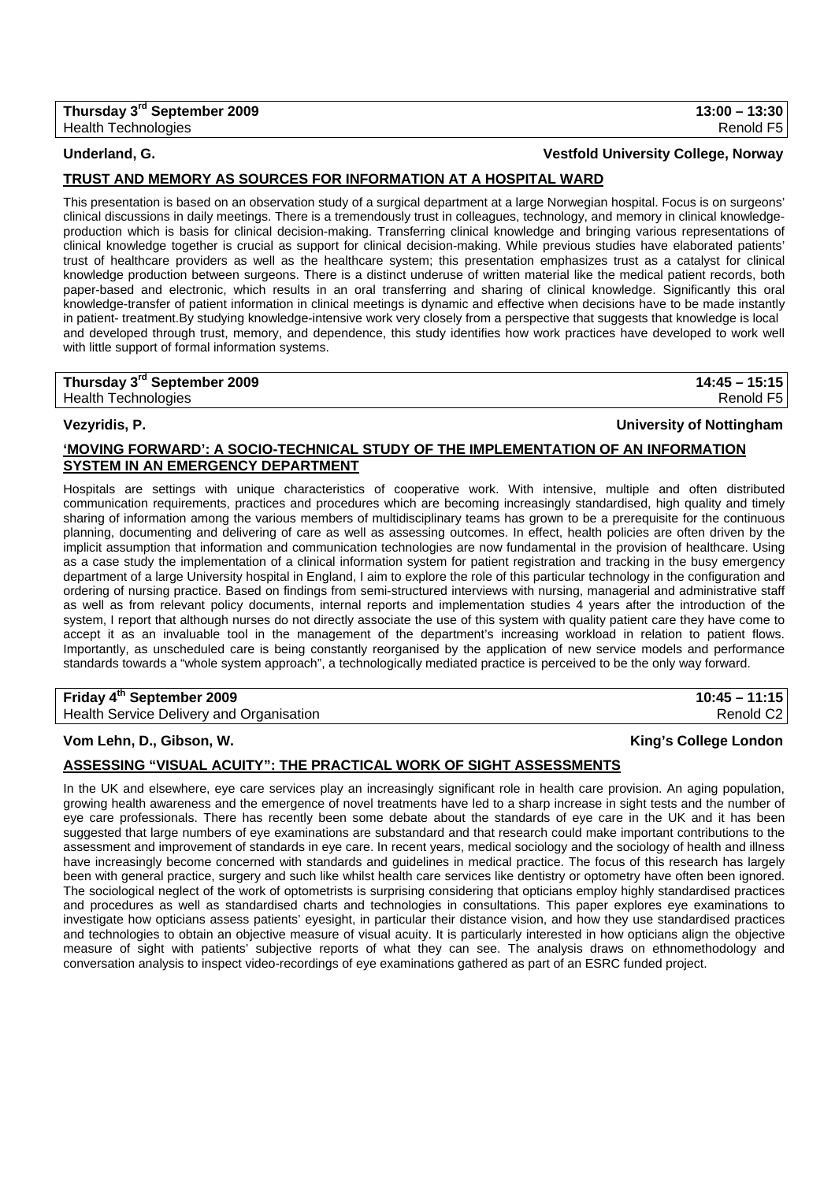**Thursday 3rd September 2009** | **13:00 – 13:30**
Health Technologies | Renold F5

**Underland, G.** | **Vestfold University College, Norway**

### TRUST AND MEMORY AS SOURCES FOR INFORMATION AT A HOSPITAL WARD

This presentation is based on an observation study of a surgical department at a large Norwegian hospital. Focus is on surgeons' clinical discussions in daily meetings. There is a tremendously trust in colleagues, technology, and memory in clinical knowledge-production which is basis for clinical decision-making. Transferring clinical knowledge and bringing various representations of clinical knowledge together is crucial as support for clinical decision-making. While previous studies have elaborated patients' trust of healthcare providers as well as the healthcare system; this presentation emphasizes trust as a catalyst for clinical knowledge production between surgeons. There is a distinct underuse of written material like the medical patient records, both paper-based and electronic, which results in an oral transferring and sharing of clinical knowledge. Significantly this oral knowledge-transfer of patient information in clinical meetings is dynamic and effective when decisions have to be made instantly in patient- treatment.By studying knowledge-intensive work very closely from a perspective that suggests that knowledge is local and developed through trust, memory, and dependence, this study identifies how work practices have developed to work well with little support of formal information systems.

**Thursday 3rd September 2009** | **14:45 – 15:15**
Health Technologies | Renold F5

**Vezyridis, P.** | **University of Nottingham**

### 'MOVING FORWARD': A SOCIO-TECHNICAL STUDY OF THE IMPLEMENTATION OF AN INFORMATION SYSTEM IN AN EMERGENCY DEPARTMENT

Hospitals are settings with unique characteristics of cooperative work. With intensive, multiple and often distributed communication requirements, practices and procedures which are becoming increasingly standardised, high quality and timely sharing of information among the various members of multidisciplinary teams has grown to be a prerequisite for the continuous planning, documenting and delivering of care as well as assessing outcomes. In effect, health policies are often driven by the implicit assumption that information and communication technologies are now fundamental in the provision of healthcare. Using as a case study the implementation of a clinical information system for patient registration and tracking in the busy emergency department of a large University hospital in England, I aim to explore the role of this particular technology in the configuration and ordering of nursing practice. Based on findings from semi-structured interviews with nursing, managerial and administrative staff as well as from relevant policy documents, internal reports and implementation studies 4 years after the introduction of the system, I report that although nurses do not directly associate the use of this system with quality patient care they have come to accept it as an invaluable tool in the management of the department's increasing workload in relation to patient flows. Importantly, as unscheduled care is being constantly reorganised by the application of new service models and performance standards towards a "whole system approach", a technologically mediated practice is perceived to be the only way forward.

**Friday 4th September 2009** | **10:45 – 11:15**
Health Service Delivery and Organisation | Renold C2

**Vom Lehn, D., Gibson, W.** | **King's College London**

### ASSESSING "VISUAL ACUITY": THE PRACTICAL WORK OF SIGHT ASSESSMENTS

In the UK and elsewhere, eye care services play an increasingly significant role in health care provision. An aging population, growing health awareness and the emergence of novel treatments have led to a sharp increase in sight tests and the number of eye care professionals. There has recently been some debate about the standards of eye care in the UK and it has been suggested that large numbers of eye examinations are substandard and that research could make important contributions to the assessment and improvement of standards in eye care. In recent years, medical sociology and the sociology of health and illness have increasingly become concerned with standards and guidelines in medical practice. The focus of this research has largely been with general practice, surgery and such like whilst health care services like dentistry or optometry have often been ignored. The sociological neglect of the work of optometrists is surprising considering that opticians employ highly standardised practices and procedures as well as standardised charts and technologies in consultations. This paper explores eye examinations to investigate how opticians assess patients' eyesight, in particular their distance vision, and how they use standardised practices and technologies to obtain an objective measure of visual acuity. It is particularly interested in how opticians align the objective measure of sight with patients' subjective reports of what they can see. The analysis draws on ethnomethodology and conversation analysis to inspect video-recordings of eye examinations gathered as part of an ESRC funded project.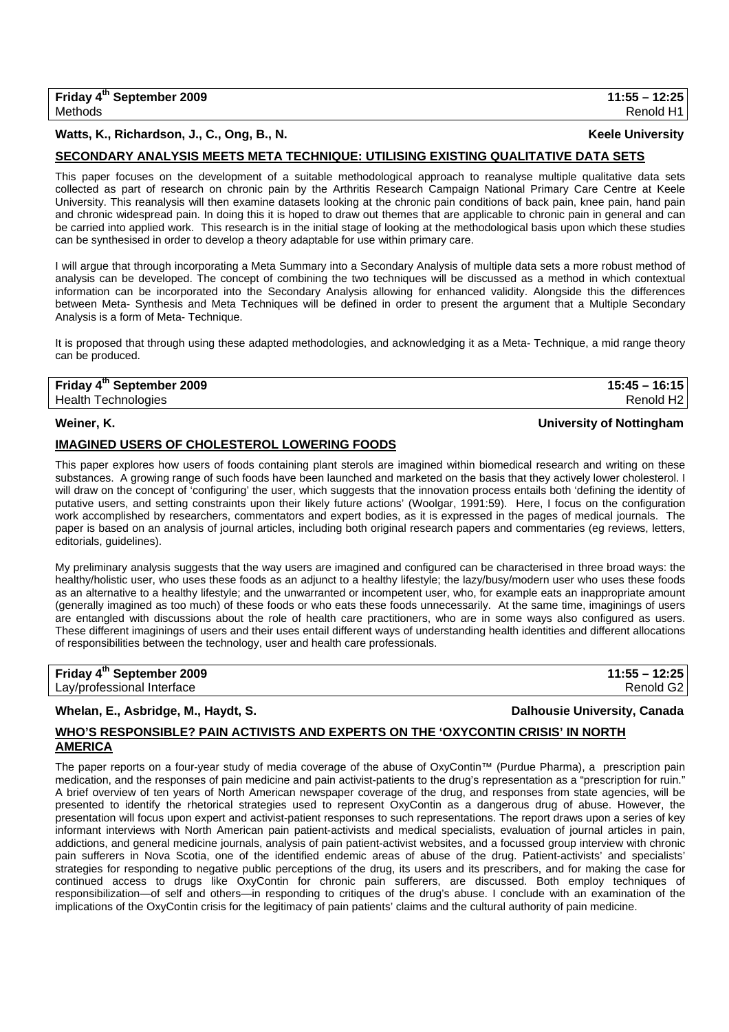**Friday 4th September 2009** | **11:55 – 12:25**
Methods | Renold H1

**Watts, K., Richardson, J., C., Ong, B., N.** | **Keele University**

**SECONDARY ANALYSIS MEETS META TECHNIQUE: UTILISING EXISTING QUALITATIVE DATA SETS**

This paper focuses on the development of a suitable methodological approach to reanalyse multiple qualitative data sets collected as part of research on chronic pain by the Arthritis Research Campaign National Primary Care Centre at Keele University. This reanalysis will then examine datasets looking at the chronic pain conditions of back pain, knee pain, hand pain and chronic widespread pain. In doing this it is hoped to draw out themes that are applicable to chronic pain in general and can be carried into applied work. This research is in the initial stage of looking at the methodological basis upon which these studies can be synthesised in order to develop a theory adaptable for use within primary care.

I will argue that through incorporating a Meta Summary into a Secondary Analysis of multiple data sets a more robust method of analysis can be developed. The concept of combining the two techniques will be discussed as a method in which contextual information can be incorporated into the Secondary Analysis allowing for enhanced validity. Alongside this the differences between Meta- Synthesis and Meta Techniques will be defined in order to present the argument that a Multiple Secondary Analysis is a form of Meta- Technique.

It is proposed that through using these adapted methodologies, and acknowledging it as a Meta- Technique, a mid range theory can be produced.

**Friday 4th September 2009** | **15:45 – 16:15**
Health Technologies | Renold H2

**Weiner, K.** | **University of Nottingham**

**IMAGINED USERS OF CHOLESTEROL LOWERING FOODS**

This paper explores how users of foods containing plant sterols are imagined within biomedical research and writing on these substances. A growing range of such foods have been launched and marketed on the basis that they actively lower cholesterol. I will draw on the concept of 'configuring' the user, which suggests that the innovation process entails both 'defining the identity of putative users, and setting constraints upon their likely future actions' (Woolgar, 1991:59). Here, I focus on the configuration work accomplished by researchers, commentators and expert bodies, as it is expressed in the pages of medical journals. The paper is based on an analysis of journal articles, including both original research papers and commentaries (eg reviews, letters, editorials, guidelines).

My preliminary analysis suggests that the way users are imagined and configured can be characterised in three broad ways: the healthy/holistic user, who uses these foods as an adjunct to a healthy lifestyle; the lazy/busy/modern user who uses these foods as an alternative to a healthy lifestyle; and the unwarranted or incompetent user, who, for example eats an inappropriate amount (generally imagined as too much) of these foods or who eats these foods unnecessarily. At the same time, imaginings of users are entangled with discussions about the role of health care practitioners, who are in some ways also configured as users. These different imaginings of users and their uses entail different ways of understanding health identities and different allocations of responsibilities between the technology, user and health care professionals.

**Friday 4th September 2009** | **11:55 – 12:25**
Lay/professional Interface | Renold G2

**Whelan, E., Asbridge, M., Haydt, S.** | **Dalhousie University, Canada**

**WHO'S RESPONSIBLE? PAIN ACTIVISTS AND EXPERTS ON THE 'OXYCONTIN CRISIS' IN NORTH AMERICA**

The paper reports on a four-year study of media coverage of the abuse of OxyContin™ (Purdue Pharma), a prescription pain medication, and the responses of pain medicine and pain activist-patients to the drug's representation as a "prescription for ruin." A brief overview of ten years of North American newspaper coverage of the drug, and responses from state agencies, will be presented to identify the rhetorical strategies used to represent OxyContin as a dangerous drug of abuse. However, the presentation will focus upon expert and activist-patient responses to such representations. The report draws upon a series of key informant interviews with North American pain patient-activists and medical specialists, evaluation of journal articles in pain, addictions, and general medicine journals, analysis of pain patient-activist websites, and a focussed group interview with chronic pain sufferers in Nova Scotia, one of the identified endemic areas of abuse of the drug. Patient-activists' and specialists' strategies for responding to negative public perceptions of the drug, its users and its prescribers, and for making the case for continued access to drugs like OxyContin for chronic pain sufferers, are discussed. Both employ techniques of responsibilization—of self and others—in responding to critiques of the drug's abuse. I conclude with an examination of the implications of the OxyContin crisis for the legitimacy of pain patients' claims and the cultural authority of pain medicine.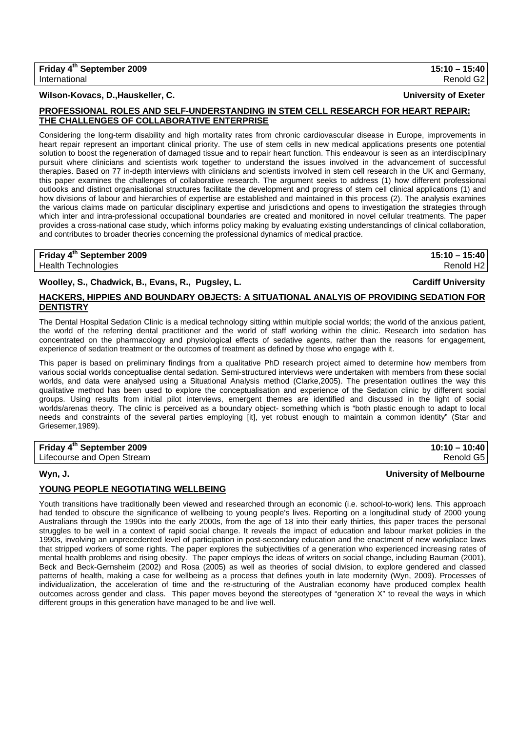**Friday 4th September 2009** | **15:10 – 15:40**
International | Renold G2

**Wilson-Kovacs, D.,Hauskeller, C.** | **University of Exeter**

**PROFESSIONAL ROLES AND SELF-UNDERSTANDING IN STEM CELL RESEARCH FOR HEART REPAIR: THE CHALLENGES OF COLLABORATIVE ENTERPRISE**

Considering the long-term disability and high mortality rates from chronic cardiovascular disease in Europe, improvements in heart repair represent an important clinical priority. The use of stem cells in new medical applications presents one potential solution to boost the regeneration of damaged tissue and to repair heart function. This endeavour is seen as an interdisciplinary pursuit where clinicians and scientists work together to understand the issues involved in the advancement of successful therapies. Based on 77 in-depth interviews with clinicians and scientists involved in stem cell research in the UK and Germany, this paper examines the challenges of collaborative research. The argument seeks to address (1) how different professional outlooks and distinct organisational structures facilitate the development and progress of stem cell clinical applications (1) and how divisions of labour and hierarchies of expertise are established and maintained in this process (2). The analysis examines the various claims made on particular disciplinary expertise and jurisdictions and opens to investigation the strategies through which inter and intra-professional occupational boundaries are created and monitored in novel cellular treatments. The paper provides a cross-national case study, which informs policy making by evaluating existing understandings of clinical collaboration, and contributes to broader theories concerning the professional dynamics of medical practice.

**Friday 4th September 2009** | **15:10 – 15:40**
Health Technologies | Renold H2

**Woolley, S., Chadwick, B., Evans, R., Pugsley, L.** | **Cardiff University**

**HACKERS, HIPPIES AND BOUNDARY OBJECTS: A SITUATIONAL ANALYIS OF PROVIDING SEDATION FOR DENTISTRY**

The Dental Hospital Sedation Clinic is a medical technology sitting within multiple social worlds; the world of the anxious patient, the world of the referring dental practitioner and the world of staff working within the clinic. Research into sedation has concentrated on the pharmacology and physiological effects of sedative agents, rather than the reasons for engagement, experience of sedation treatment or the outcomes of treatment as defined by those who engage with it.

This paper is based on preliminary findings from a qualitative PhD research project aimed to determine how members from various social worlds conceptualise dental sedation. Semi-structured interviews were undertaken with members from these social worlds, and data were analysed using a Situational Analysis method (Clarke,2005). The presentation outlines the way this qualitative method has been used to explore the conceptualisation and experience of the Sedation clinic by different social groups. Using results from initial pilot interviews, emergent themes are identified and discussed in the light of social worlds/arenas theory. The clinic is perceived as a boundary object- something which is "both plastic enough to adapt to local needs and constraints of the several parties employing [it], yet robust enough to maintain a common identity" (Star and Griesemer,1989).

**Friday 4th September 2009** | **10:10 – 10:40**
Lifecourse and Open Stream | Renold G5

**Wyn, J.** | **University of Melbourne**

**YOUNG PEOPLE NEGOTIATING WELLBEING**

Youth transitions have traditionally been viewed and researched through an economic (i.e. school-to-work) lens. This approach had tended to obscure the significance of wellbeing to young people's lives. Reporting on a longitudinal study of 2000 young Australians through the 1990s into the early 2000s, from the age of 18 into their early thirties, this paper traces the personal struggles to be well in a context of rapid social change. It reveals the impact of education and labour market policies in the 1990s, involving an unprecedented level of participation in post-secondary education and the enactment of new workplace laws that stripped workers of some rights. The paper explores the subjectivities of a generation who experienced increasing rates of mental health problems and rising obesity. The paper employs the ideas of writers on social change, including Bauman (2001), Beck and Beck-Gernsheim (2002) and Rosa (2005) as well as theories of social division, to explore gendered and classed patterns of health, making a case for wellbeing as a process that defines youth in late modernity (Wyn, 2009). Processes of individualization, the acceleration of time and the re-structuring of the Australian economy have produced complex health outcomes across gender and class. This paper moves beyond the stereotypes of "generation X" to reveal the ways in which different groups in this generation have managed to be and live well.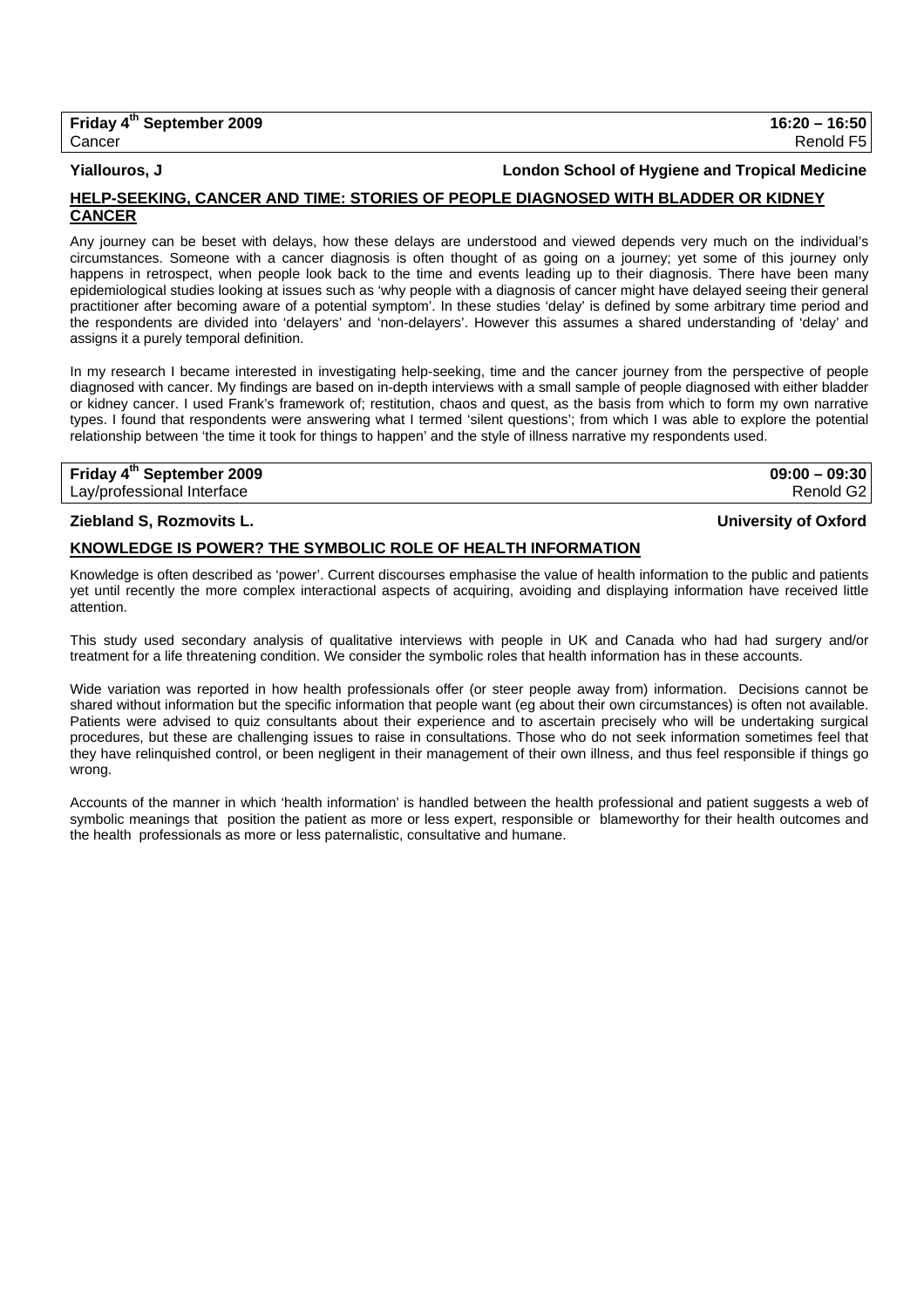**Friday 4th September 2009** — **16:20 – 16:50**

Cancer — Renold F5

**Yiallouros, J** — **London School of Hygiene and Tropical Medicine**

## HELP-SEEKING, CANCER AND TIME: STORIES OF PEOPLE DIAGNOSED WITH BLADDER OR KIDNEY CANCER

Any journey can be beset with delays, how these delays are understood and viewed depends very much on the individual's circumstances. Someone with a cancer diagnosis is often thought of as going on a journey; yet some of this journey only happens in retrospect, when people look back to the time and events leading up to their diagnosis. There have been many epidemiological studies looking at issues such as 'why people with a diagnosis of cancer might have delayed seeing their general practitioner after becoming aware of a potential symptom'. In these studies 'delay' is defined by some arbitrary time period and the respondents are divided into 'delayers' and 'non-delayers'. However this assumes a shared understanding of 'delay' and assigns it a purely temporal definition.

In my research I became interested in investigating help-seeking, time and the cancer journey from the perspective of people diagnosed with cancer. My findings are based on in-depth interviews with a small sample of people diagnosed with either bladder or kidney cancer. I used Frank's framework of; restitution, chaos and quest, as the basis from which to form my own narrative types. I found that respondents were answering what I termed 'silent questions'; from which I was able to explore the potential relationship between 'the time it took for things to happen' and the style of illness narrative my respondents used.

**Friday 4th September 2009** — **09:00 – 09:30**

Lay/professional Interface — Renold G2

**Ziebland S, Rozmovits L.** — **University of Oxford**

## KNOWLEDGE IS POWER? THE SYMBOLIC ROLE OF HEALTH INFORMATION

Knowledge is often described as 'power'. Current discourses emphasise the value of health information to the public and patients yet until recently the more complex interactional aspects of acquiring, avoiding and displaying information have received little attention.

This study used secondary analysis of qualitative interviews with people in UK and Canada who had had surgery and/or treatment for a life threatening condition. We consider the symbolic roles that health information has in these accounts.

Wide variation was reported in how health professionals offer (or steer people away from) information. Decisions cannot be shared without information but the specific information that people want (eg about their own circumstances) is often not available. Patients were advised to quiz consultants about their experience and to ascertain precisely who will be undertaking surgical procedures, but these are challenging issues to raise in consultations. Those who do not seek information sometimes feel that they have relinquished control, or been negligent in their management of their own illness, and thus feel responsible if things go wrong.

Accounts of the manner in which 'health information' is handled between the health professional and patient suggests a web of symbolic meanings that position the patient as more or less expert, responsible or blameworthy for their health outcomes and the health professionals as more or less paternalistic, consultative and humane.